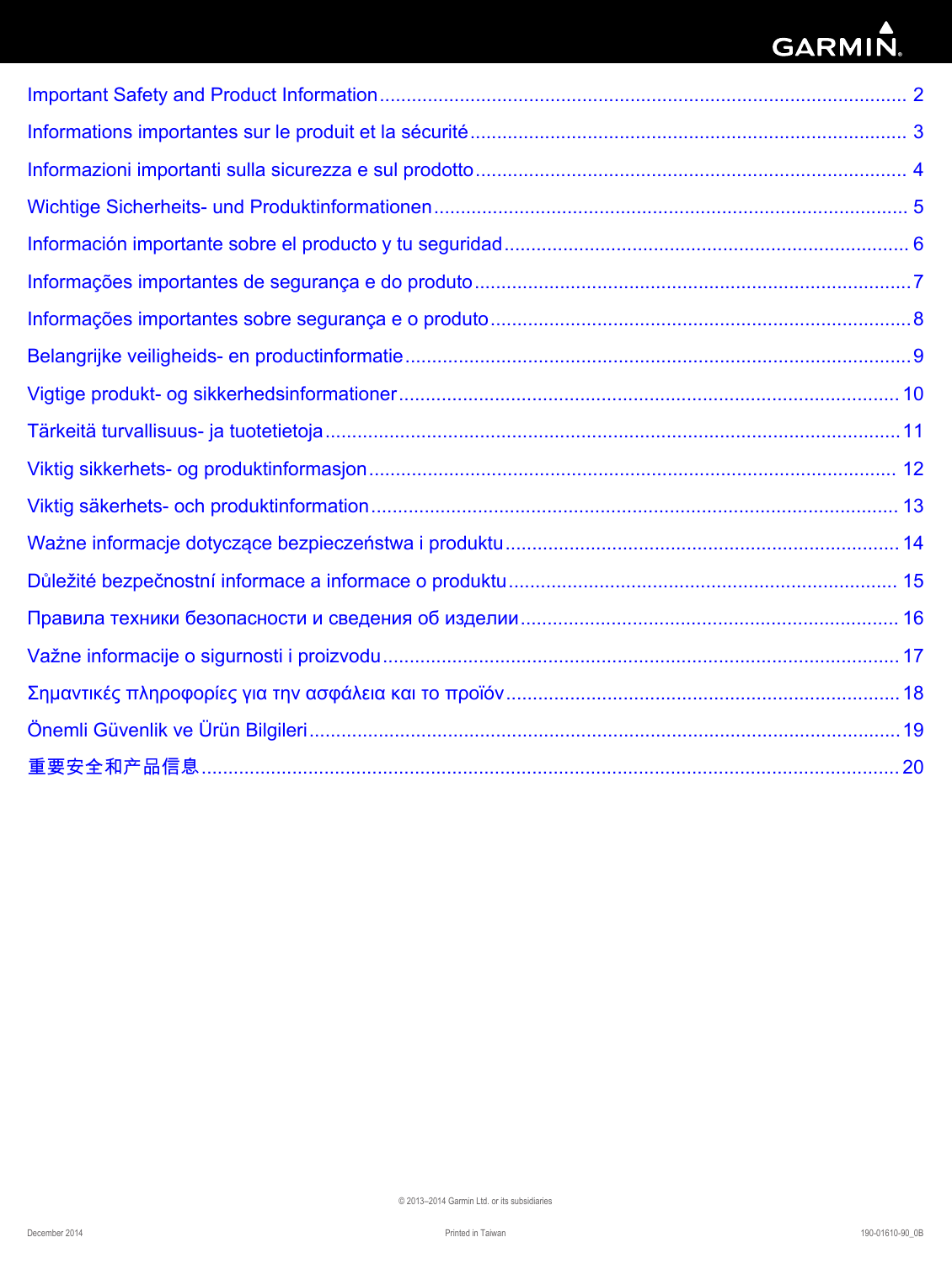GARMIN

Important Safety and Product Information ........................................................ 2

Informations importantes sur le produit et la sécurité ........................................ 3

Informazioni importanti sulla sicurezza e sul prodotto ........................................ 4

Wichtige Sicherheits- und Produktinformationen ................................................ 5

Información importante sobre el producto y tu seguridad ................................... 6

Informações importantes de segurança e do produto ........................................ 7

Informações importantes sobre segurança e o produto ...................................... 8

Belangrijke veiligheids- en productinformatie ..................................................... 9

Vigtige produkt- og sikkerhedsinformationer ..................................................... 10

Tärkeitä turvallisuus- ja tuotetietoja .................................................................. 11

Viktig sikkerhets- og produktinformasjon ........................................................... 12

Viktig säkerhets- och produktinformation ........................................................... 13

Ważne informacje dotyczące bezpieczeństwa i produktu ................................... 14

Důležité bezpečnostní informace a informace o produktu .................................. 15

Правила техники безопасности и сведения об изделии .................................. 16

Važne informacije o sigurnosti i proizvodu ......................................................... 17

Σημαντικές πληροφορίες για την ασφάλεια και το προϊόν .................................. 18

Önemli Güvenlik ve Ürün Bilgileri ....................................................................... 19

重要安全和产品信息 ........................................................................................ 20

© 2013–2014 Garmin Ltd. or its subsidiaries

December 2014 Printed in Taiwan 190-01610-90_0B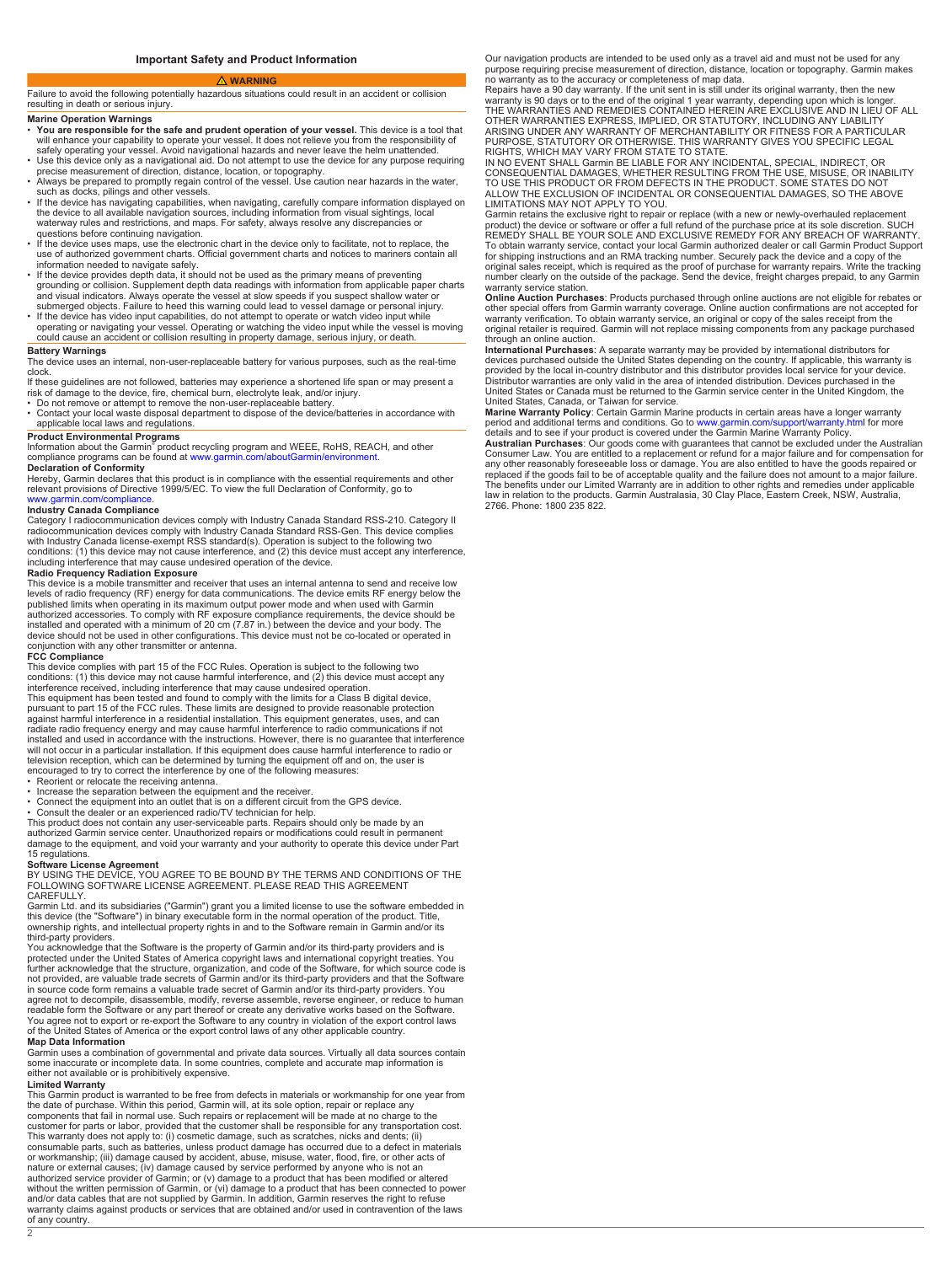## Important Safety and Product Information

⚠ **WARNING**

Failure to avoid the following potentially hazardous situations could result in an accident or collision resulting in death or serious injury.

### Marine Operation Warnings

- **You are responsible for the safe and prudent operation of your vessel.** This device is a tool that will enhance your capability to operate your vessel. It does not relieve you from the responsibility of safely operating your vessel. Avoid navigational hazards and never leave the helm unattended.
- Use this device only as a navigational aid. Do not attempt to use the device for any purpose requiring precise measurement of direction, distance, location, or topography.
- Always be prepared to promptly regain control of the vessel. Use caution near hazards in the water, such as docks, pilings and other vessels.
- If the device has navigating capabilities, when navigating, carefully compare information displayed on the device to all available navigation sources, including information from visual sightings, local waterway rules and restrictions, and maps. For safety, always resolve any discrepancies or questions before continuing navigation.
- If the device uses maps, use the electronic chart in the device only to facilitate, not to replace, the use of authorized government charts. Official government charts and notices to mariners contain all information needed to navigate safely.
- If the device provides depth data, it should not be used as the primary means of preventing grounding or collision. Supplement depth data readings with information from applicable paper charts and visual indicators. Always operate the vessel at slow speeds if you suspect shallow water or submerged objects. Failure to heed this warning could lead to vessel damage or personal injury.
- If the device has video input capabilities, do not attempt to operate or watch video input while operating or navigating your vessel. Operating or watching the video input while the vessel is moving could cause an accident or collision resulting in property damage, serious injury, or death.

### Battery Warnings

The device uses an internal, non-user-replaceable battery for various purposes, such as the real-time clock.

If these guidelines are not followed, batteries may experience a shortened life span or may present a risk of damage to the device, fire, chemical burn, electrolyte leak, and/or injury.

- Do not remove or attempt to remove the non-user-replaceable battery.
- Contact your local waste disposal department to dispose of the device/batteries in accordance with applicable local laws and regulations.

### Product Environmental Programs

Information about the Garmin® product recycling program and WEEE, RoHS, REACH, and other compliance programs can be found at www.garmin.com/aboutGarmin/environment.

### Declaration of Conformity

Hereby, Garmin declares that this product is in compliance with the essential requirements and other relevant provisions of Directive 1999/5/EC. To view the full Declaration of Conformity, go to www.garmin.com/compliance.

### Industry Canada Compliance

Category I radiocommunication devices comply with Industry Canada Standard RSS-210. Category II radiocommunication devices comply with Industry Canada Standard RSS-Gen. This device complies with Industry Canada license-exempt RSS standard(s). Operation is subject to the following two conditions: (1) this device may not cause interference, and (2) this device must accept any interference, including interference that may cause undesired operation of the device.

### Radio Frequency Radiation Exposure

This device is a mobile transmitter and receiver that uses an internal antenna to send and receive low levels of radio frequency (RF) energy for data communications. The device emits RF energy below the published limits when operating in its maximum output power mode and when used with Garmin authorized accessories. To comply with RF exposure compliance requirements, the device should be installed and operated with a minimum of 20 cm (7.87 in.) between the device and your body. The device should not be used in other configurations. This device must not be co-located or operated in conjunction with any other transmitter or antenna.

### FCC Compliance

This device complies with part 15 of the FCC Rules. Operation is subject to the following two conditions: (1) this device may not cause harmful interference, and (2) this device must accept any interference received, including interference that may cause undesired operation.

This equipment has been tested and found to comply with the limits for a Class B digital device, pursuant to part 15 of the FCC rules. These limits are designed to provide reasonable protection against harmful interference in a residential installation. This equipment generates, uses, and can radiate radio frequency energy and may cause harmful interference to radio communications if not installed and used in accordance with the instructions. However, there is no guarantee that interference will not occur in a particular installation. If this equipment does cause harmful interference to radio or television reception, which can be determined by turning the equipment off and on, the user is encouraged to try to correct the interference by one of the following measures:

- Reorient or relocate the receiving antenna.
- Increase the separation between the equipment and the receiver.
- Connect the equipment into an outlet that is on a different circuit from the GPS device.
- Consult the dealer or an experienced radio/TV technician for help.

This product does not contain any user-serviceable parts. Repairs should only be made by an authorized Garmin service center. Unauthorized repairs or modifications could result in permanent damage to the equipment, and void your warranty and your authority to operate this device under Part 15 regulations.

### Software License Agreement

BY USING THE DEVICE, YOU AGREE TO BE BOUND BY THE TERMS AND CONDITIONS OF THE FOLLOWING SOFTWARE LICENSE AGREEMENT. PLEASE READ THIS AGREEMENT CAREFULLY.

Garmin Ltd. and its subsidiaries ("Garmin") grant you a limited license to use the software embedded in this device (the "Software") in binary executable form in the normal operation of the product. Title, ownership rights, and intellectual property rights in and to the Software remain in Garmin and/or its third-party providers.

You acknowledge that the Software is the property of Garmin and/or its third-party providers and is protected under the United States of America copyright laws and international copyright treaties. You further acknowledge that the structure, organization, and code of the Software, for which source code is not provided, are valuable trade secrets of Garmin and/or its third-party providers and that the Software in source code form remains a valuable trade secret of Garmin and/or its third-party providers. You agree not to decompile, disassemble, modify, reverse assemble, reverse engineer, or reduce to human readable form the Software or any part thereof or create any derivative works based on the Software. You agree not to export or re-export the Software to any country in violation of the export control laws of the United States of America or the export control laws of any other applicable country.

### Map Data Information

Garmin uses a combination of governmental and private data sources. Virtually all data sources contain some inaccurate or incomplete data. In some countries, complete and accurate map information is either not available or is prohibitively expensive.

### Limited Warranty

This Garmin product is warranted to be free from defects in materials or workmanship for one year from the date of purchase. Within this period, Garmin will, at its sole option, repair or replace any components that fail in normal use. Such repairs or replacement will be made at no charge to the customer for parts or labor, provided that the customer shall be responsible for any transportation cost. This warranty does not apply to: (i) cosmetic damage, such as scratches, nicks and dents; (ii) consumable parts, such as batteries, unless product damage has occurred due to a defect in materials or workmanship; (iii) damage caused by accident, abuse, misuse, water, flood, fire, or other acts of nature or external causes; (iv) damage caused by service performed by anyone who is not an authorized service provider of Garmin; or (v) damage to a product that has been modified or altered without the written permission of Garmin, or (vi) damage to a product that has been connected to power and/or data cables that are not supplied by Garmin. In addition, Garmin reserves the right to refuse warranty claims against products or services that are obtained and/or used in contravention of the laws of any country.

Our navigation products are intended to be used only as a travel aid and must not be used for any purpose requiring precise measurement of direction, distance, location or topography. Garmin makes no warranty as to the accuracy or completeness of map data.

Repairs have a 90 day warranty. If the unit sent in is still under its original warranty, then the new warranty is 90 days or to the end of the original 1 year warranty, depending upon which is longer.

THE WARRANTIES AND REMEDIES CONTAINED HEREIN ARE EXCLUSIVE AND IN LIEU OF ALL OTHER WARRANTIES EXPRESS, IMPLIED, OR STATUTORY, INCLUDING ANY LIABILITY ARISING UNDER ANY WARRANTY OF MERCHANTABILITY OR FITNESS FOR A PARTICULAR PURPOSE, STATUTORY OR OTHERWISE. THIS WARRANTY GIVES YOU SPECIFIC LEGAL RIGHTS, WHICH MAY VARY FROM STATE TO STATE.

IN NO EVENT SHALL Garmin BE LIABLE FOR ANY INCIDENTAL, SPECIAL, INDIRECT, OR CONSEQUENTIAL DAMAGES, WHETHER RESULTING FROM THE USE, MISUSE, OR INABILITY TO USE THIS PRODUCT OR FROM DEFECTS IN THE PRODUCT. SOME STATES DO NOT ALLOW THE EXCLUSION OF INCIDENTAL OR CONSEQUENTIAL DAMAGES, SO THE ABOVE LIMITATIONS MAY NOT APPLY TO YOU.

Garmin retains the exclusive right to repair or replace (with a new or newly-overhauled replacement product) the device or software or offer a full refund of the purchase price at its sole discretion. SUCH REMEDY SHALL BE YOUR SOLE AND EXCLUSIVE REMEDY FOR ANY BREACH OF WARRANTY.

To obtain warranty service, contact your local Garmin authorized dealer or call Garmin Product Support for shipping instructions and an RMA tracking number. Securely pack the device and a copy of the original sales receipt, which is required as the proof of purchase for warranty repairs. Write the tracking number clearly on the outside of the package. Send the device, freight charges prepaid, to any Garmin warranty service station.

**Online Auction Purchases**: Products purchased through online auctions are not eligible for rebates or other special offers from Garmin warranty coverage. Online auction confirmations are not accepted for warranty verification. To obtain warranty service, an original or copy of the sales receipt from the original retailer is required. Garmin will not replace missing components from any package purchased through an online auction.

**International Purchases**: A separate warranty may be provided by international distributors for devices purchased outside the United States depending on the country. If applicable, this warranty is provided by the local in-country distributor and this distributor provides local service for your device. Distributor warranties are only valid in the area of intended distribution. Devices purchased in the United States or Canada must be returned to the Garmin service center in the United Kingdom, the United States, Canada, or Taiwan for service.

**Marine Warranty Policy**: Certain Garmin Marine products in certain areas have a longer warranty period and additional terms and conditions. Go to www.garmin.com/support/warranty.html for more details and to see if your product is covered under the Garmin Marine Warranty Policy.

**Australian Purchases**: Our goods come with guarantees that cannot be excluded under the Australian Consumer Law. You are entitled to a replacement or refund for a major failure and for compensation for any other reasonably foreseeable loss or damage. You are also entitled to have the goods repaired or replaced if the goods fail to be of acceptable quality and the failure does not amount to a major failure. The benefits under our Limited Warranty are in addition to other rights and remedies under applicable law in relation to the products. Garmin Australasia, 30 Clay Place, Eastern Creek, NSW, Australia, 2766. Phone: 1800 235 822.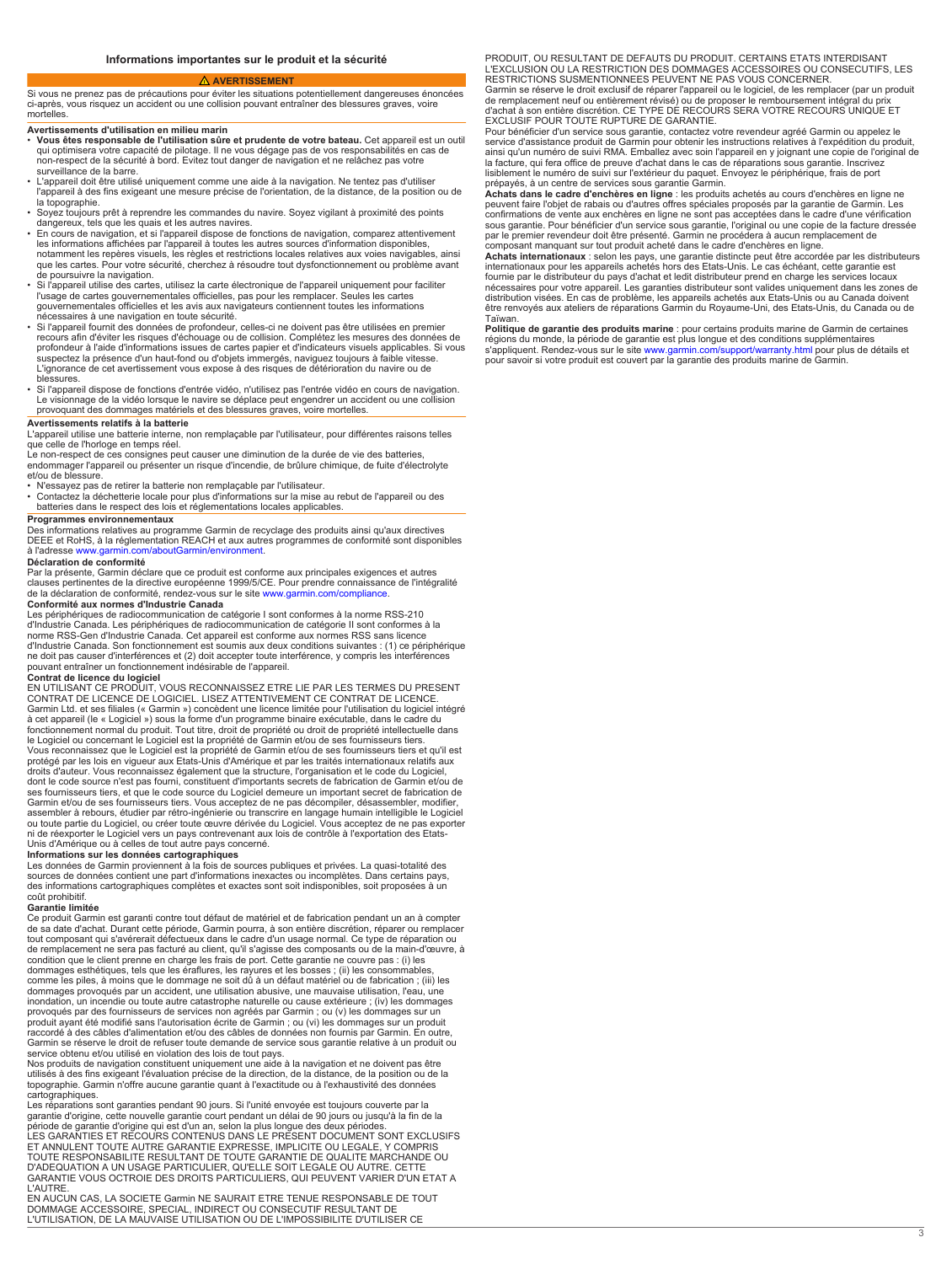## Informations importantes sur le produit et la sécurité

**⚠ AVERTISSEMENT**

Si vous ne prenez pas de précautions pour éviter les situations potentiellement dangereuses énoncées ci-après, vous risquez un accident ou une collision pouvant entraîner des blessures graves, voire mortelles.

### Avertissements d'utilisation en milieu marin

- **Vous êtes responsable de l'utilisation sûre et prudente de votre bateau.** Cet appareil est un outil qui optimisera votre capacité de pilotage. Il ne vous dégage pas de vos responsabilités en cas de non-respect de la sécurité à bord. Evitez tout danger de navigation et ne relâchez pas votre surveillance de la barre.
- L'appareil doit être utilisé uniquement comme une aide à la navigation. Ne tentez pas d'utiliser l'appareil à des fins exigeant une mesure précise de l'orientation, de la distance, de la position ou de la topographie.
- Soyez toujours prêt à reprendre les commandes du navire. Soyez vigilant à proximité des points dangereux, tels que les quais et les autres navires.
- En cours de navigation, et si l'appareil dispose de fonctions de navigation, comparez attentivement les informations affichées par l'appareil à toutes les autres sources d'information disponibles, notamment les repères visuels, les règles et restrictions locales relatives aux voies navigables, ainsi que les cartes. Pour votre sécurité, cherchez à résoudre tout dysfonctionnement ou problème avant de poursuivre la navigation.
- Si l'appareil utilise des cartes, utilisez la carte électronique de l'appareil uniquement pour faciliter l'usage de cartes gouvernementales officielles, pas pour les remplacer. Seules les cartes gouvernementales officielles et les avis aux navigateurs contiennent toutes les informations nécessaires à une navigation en toute sécurité.
- Si l'appareil fournit des données de profondeur, celles-ci ne doivent pas être utilisées en premier recours afin d'éviter les risques d'échouage ou de collision. Complétez les mesures des données de profondeur à l'aide d'informations issues de cartes papier et d'indicateurs visuels applicables. Si vous suspectez la présence d'un haut-fond ou d'objets immergés, naviguez toujours à faible vitesse. L'ignorance de cet avertissement vous expose à des risques de détérioration du navire ou de blessures.
- Si l'appareil dispose de fonctions d'entrée vidéo, n'utilisez pas l'entrée vidéo en cours de navigation. Le visionnage de la vidéo lorsque le navire se déplace peut engendrer un accident ou une collision provoquant des dommages matériels et des blessures graves, voire mortelles.

### Avertissements relatifs à la batterie

L'appareil utilise une batterie interne, non remplaçable par l'utilisateur, pour différentes raisons telles que celle de l'horloge en temps réel.

Le non-respect de ces consignes peut causer une diminution de la durée de vie des batteries, endommager l'appareil ou présenter un risque d'incendie, de brûlure chimique, de fuite d'électrolyte et/ou de blessure.

- N'essayez pas de retirer la batterie non remplaçable par l'utilisateur.
- Contactez la déchetterie locale pour plus d'informations sur la mise au rebut de l'appareil ou des batteries dans le respect des lois et réglementations locales applicables.

### Programmes environnementaux

Des informations relatives au programme Garmin de recyclage des produits ainsi qu'aux directives DEEE et RoHS, à la réglementation REACH et aux autres programmes de conformité sont disponibles à l'adresse www.garmin.com/aboutGarmin/environment.

### Déclaration de conformité

Par la présente, Garmin déclare que ce produit est conforme aux principales exigences et autres clauses pertinentes de la directive européenne 1999/5/CE. Pour prendre connaissance de l'intégralité de la déclaration de conformité, rendez-vous sur le site www.garmin.com/compliance.

### Conformité aux normes d'Industrie Canada

Les périphériques de radiocommunication de catégorie I sont conformes à la norme RSS-210 d'Industrie Canada. Les périphériques de radiocommunication de catégorie II sont conformes à la norme RSS-Gen d'Industrie Canada. Cet appareil est conforme aux normes RSS sans licence d'Industrie Canada. Son fonctionnement est soumis aux deux conditions suivantes : (1) ce périphérique ne doit pas causer d'interférences et (2) doit accepter toute interférence, y compris les interférences pouvant entraîner un fonctionnement indésirable de l'appareil.

### Contrat de licence du logiciel

EN UTILISANT CE PRODUIT, VOUS RECONNAISSEZ ETRE LIE PAR LES TERMES DU PRESENT CONTRAT DE LICENCE DE LOGICIEL. LISEZ ATTENTIVEMENT CE CONTRAT DE LICENCE.

Garmin Ltd. et ses filiales (« Garmin ») concèdent une licence limitée pour l'utilisation du logiciel intégré à cet appareil (le « Logiciel ») sous la forme d'un programme binaire exécutable, dans le cadre du fonctionnement normal du produit. Tout titre, droit de propriété ou droit de propriété intellectuelle dans le Logiciel ou concernant le Logiciel est la propriété de Garmin et/ou de ses fournisseurs tiers.

Vous reconnaissez que le Logiciel est la propriété de Garmin et/ou de ses fournisseurs tiers et qu'il est protégé par les lois en vigueur aux Etats-Unis d'Amérique et par les traités internationaux relatifs aux droits d'auteur. Vous reconnaissez également que la structure, l'organisation et le code du Logiciel, dont le code source n'est pas fourni, constituent d'importants secrets de fabrication de Garmin et/ou de ses fournisseurs tiers, et que le code source du Logiciel demeure un important secret de fabrication de Garmin et/ou de ses fournisseurs tiers. Vous acceptez de ne pas décompiler, désassembler, modifier, assembler à rebours, étudier par rétro-ingénierie ou transcrire en langage humain intelligible le Logiciel ou toute partie du Logiciel, ou créer toute œuvre dérivée du Logiciel. Vous acceptez de ne pas exporter ni de réexporter le Logiciel vers un pays contrevenant aux lois de contrôle à l'exportation des Etats-Unis d'Amérique ou à celles de tout autre pays concerné.

### Informations sur les données cartographiques

Les données de Garmin proviennent à la fois de sources publiques et privées. La quasi-totalité des sources de données contient une part d'informations inexactes ou incomplètes. Dans certains pays, des informations cartographiques complètes et exactes sont soit indisponibles, soit proposées à un coût prohibitif.

### Garantie limitée

Ce produit Garmin est garanti contre tout défaut de matériel et de fabrication pendant un an à compter de sa date d'achat. Durant cette période, Garmin pourra, à son entière discrétion, réparer ou remplacer tout composant qui s'avérerait défectueux dans le cadre d'un usage normal. Ce type de réparation ou de remplacement ne sera pas facturé au client, qu'il s'agisse des composants ou de la main-d'œuvre, à condition que le client prenne en charge les frais de port. Cette garantie ne couvre pas : (i) les dommages esthétiques, tels que les éraflures, les rayures et les bosses ; (ii) les consommables, comme les piles, à moins que le dommage ne soit dû à un défaut matériel ou de fabrication ; (iii) les dommages provoqués par un accident, une utilisation abusive, une mauvaise utilisation, l'eau, une inondation, un incendie ou toute autre catastrophe naturelle ou cause extérieure ; (iv) les dommages provoqués par des fournisseurs de services non agréés par Garmin ; ou (v) les dommages sur un produit ayant été modifié sans l'autorisation écrite de Garmin ; ou (vi) les dommages sur un produit raccordé à des câbles d'alimentation et/ou des câbles de données non fournis par Garmin. En outre, Garmin se réserve le droit de refuser toute demande de service sous garantie relative à un produit ou service obtenu et/ou utilisé en violation des lois de tout pays.

Nos produits de navigation constituent uniquement une aide à la navigation et ne doivent pas être utilisés à des fins exigeant l'évaluation précise de la direction, de la distance, de la position ou de la topographie. Garmin n'offre aucune garantie quant à l'exactitude ou à l'exhaustivité des données cartographiques.

Les réparations sont garanties pendant 90 jours. Si l'unité envoyée est toujours couverte par la garantie d'origine, cette nouvelle garantie court pendant un délai de 90 jours ou jusqu'à la fin de la période de garantie d'origine qui est d'un an, selon la plus longue des deux périodes.

LES GARANTIES ET RECOURS CONTENUS DANS LE PRESENT DOCUMENT SONT EXCLUSIFS ET ANNULENT TOUTE AUTRE GARANTIE EXPRESSE, IMPLICITE OU LEGALE, Y COMPRIS TOUTE RESPONSABILITE RESULTANT DE TOUTE GARANTIE DE QUALITE MARCHANDE OU D'ADEQUATION A UN USAGE PARTICULIER, QU'ELLE SOIT LEGALE OU AUTRE. CETTE GARANTIE VOUS OCTROIE DES DROITS PARTICULIERS, QUI PEUVENT VARIER D'UN ETAT A L'AUTRE.

EN AUCUN CAS, LA SOCIETE Garmin NE SAURAIT ETRE TENUE RESPONSABLE DE TOUT DOMMAGE ACCESSOIRE, SPECIAL, INDIRECT OU CONSECUTIF RESULTANT DE L'UTILISATION, DE LA MAUVAISE UTILISATION OU DE L'IMPOSSIBILITE D'UTILISER CE PRODUIT, OU RESULTANT DE DEFAUTS DU PRODUIT. CERTAINS ETATS INTERDISANT L'EXCLUSION OU LA RESTRICTION DES DOMMAGES ACCESSOIRES OU CONSECUTIFS, LES RESTRICTIONS SUSMENTIONNEES PEUVENT NE PAS VOUS CONCERNER.

Garmin se réserve le droit exclusif de réparer l'appareil ou le logiciel, de les remplacer (par un produit de remplacement neuf ou entièrement révisé) ou de proposer le remboursement intégral du prix d'achat à son entière discrétion. CE TYPE DE RECOURS SERA VOTRE RECOURS UNIQUE ET EXCLUSIF POUR TOUTE RUPTURE DE GARANTIE.

Pour bénéficier d'un service sous garantie, contactez votre revendeur agréé Garmin ou appelez le service d'assistance produit de Garmin pour obtenir les instructions relatives à l'expédition du produit, ainsi qu'un numéro de suivi RMA. Emballez avec soin l'appareil en y joignant une copie de l'original de la facture, qui fera office de preuve d'achat dans le cas de réparations sous garantie. Inscrivez lisiblement le numéro de suivi sur l'extérieur du paquet. Envoyez le périphérique, frais de port prépayés, à un centre de services sous garantie Garmin.

**Achats dans le cadre d'enchères en ligne** : les produits achetés au cours d'enchères en ligne ne peuvent faire l'objet de rabais ou d'autres offres spéciales proposés par la garantie de Garmin. Les confirmations de vente aux enchères en ligne ne sont pas acceptées dans le cadre d'une vérification sous garantie. Pour bénéficier d'un service sous garantie, l'original ou une copie de la facture dressée par le premier revendeur doit être présenté. Garmin ne procédera à aucun remplacement de composant manquant sur tout produit acheté dans le cadre d'enchères en ligne.

**Achats internationaux** : selon les pays, une garantie distincte peut être accordée par les distributeurs internationaux pour les appareils achetés hors des Etats-Unis. Le cas échéant, cette garantie est fournie par le distributeur du pays d'achat et ledit distributeur prend en charge les services locaux nécessaires pour votre appareil. Les garanties distributeur sont valides uniquement dans les zones de distribution visées. En cas de problème, les appareils achetés aux Etats-Unis ou au Canada doivent être renvoyés aux ateliers de réparations Garmin du Royaume-Uni, des Etats-Unis, du Canada ou de Taïwan.

**Politique de garantie des produits marine** : pour certains produits marine de Garmin de certaines régions du monde, la période de garantie est plus longue et des conditions supplémentaires s'appliquent. Rendez-vous sur le site www.garmin.com/support/warranty.html pour plus de détails et pour savoir si votre produit est couvert par la garantie des produits marine de Garmin.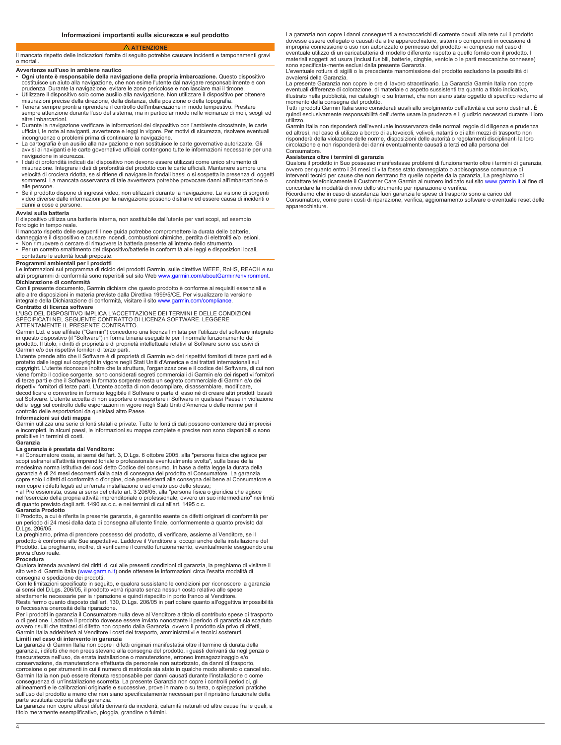## Informazioni importanti sulla sicurezza e sul prodotto

**⚠ ATTENZIONE**

Il mancato rispetto delle indicazioni fornite di seguito potrebbe causare incidenti e tamponamenti gravi o mortali.

### Avvertenze sull'uso in ambiente nautico

- **Ogni utente è responsabile della navigazione della propria imbarcazione.** Questo dispositivo costituisce un aiuto alla navigazione, che non esime l'utente dal navigare responsabilmente e con prudenza. Durante la navigazione, evitare le zone pericolose e non lasciare mai il timone.
- Utilizzare il dispositivo solo come ausilio alla navigazione. Non utilizzare il dispositivo per ottenere misurazioni precise della direzione, della distanza, della posizione o della topografia.
- Tenersi sempre pronti a riprendere il controllo dell'imbarcazione in modo tempestivo. Prestare sempre attenzione durante l'uso del sistema, ma in particolar modo nelle vicinanze di moli, scogli ed altre imbarcazioni.
- Durante la navigazione verificare le informazioni del dispositivo con l'ambiente circostante, le carte ufficiali, le note ai naviganti, avvertenze e leggi in vigore. Per motivi di sicurezza, risolvere eventuali incongruenze o problemi prima di continuare la navigazione.
- La cartografia è un ausilio alla navigazione e non sostituisce le carte governative autorizzate. Gli avvisi ai naviganti e le carte governative ufficiali contengono tutte le informazioni necessarie per una navigazione in sicurezza.
- I dati di profondità indicati dal dispositivo non devono essere utilizzati come unico strumento di misurazione. Integrare i dati di profondità del prodotto con le carte ufficiali. Mantenere sempre una velocità di crociera ridotta, se si ritiene di navigare in fondali bassi o si sospetta la presenza di oggetti sommersi. La mancata osservanza di tale avvertenza potrebbe provocare danni all'imbarcazione o alle persone.
- Se il prodotto dispone di ingressi video, non utilizzarli durante la navigazione. La visione di sorgenti video diverse dalle informazioni per la navigazione possono distrarre ed essere causa di incidenti o danni a cose e persone.

### Avvisi sulla batteria

Il dispositivo utilizza una batteria interna, non sostituibile dall'utente per vari scopi, ad esempio l'orologio in tempo reale.

Il mancato rispetto delle seguenti linee guida potrebbe compromettere la durata delle batterie, danneggiare il dispositivo e causare incendi, combustioni chimiche, perdita di elettroliti e/o lesioni.

- Non rimuovere o cercare di rimuovere la batteria presente all'interno dello strumento.
- Per un corretto smaltimento del dispositivo/batterie in conformità alle leggi e disposizioni locali, contattare le autorità locali preposte.

### Programmi ambientali per i prodotti

Le informazioni sul programma di riciclo dei prodotti Garmin, sulle direttive WEEE, RoHS, REACH e su altri programmi di conformità sono reperibili sul sito Web www.garmin.com/aboutGarmin/environment.

### Dichiarazione di conformità

Con il presente documento, Garmin dichiara che questo prodotto è conforme ai requisiti essenziali e alle altre disposizioni in materia previste dalla Direttiva 1999/5/CE. Per visualizzare la versione integrale della Dichiarazione di conformità, visitare il sito www.garmin.com/compliance.

### Contratto di licenza software

L'USO DEL DISPOSITIVO IMPLICA L'ACCETTAZIONE DEI TERMINI E DELLE CONDIZIONI SPECIFICATI NEL SEGUENTE CONTRATTO DI LICENZA SOFTWARE. LEGGERE ATTENTAMENTE IL PRESENTE CONTRATTO.

Garmin Ltd. e sue affiliate ("Garmin") concedono una licenza limitata per l'utilizzo del software integrato in questo dispositivo (il "Software") in forma binaria eseguibile per il normale funzionamento del prodotto. Il titolo, i diritti di proprietà e di proprietà intellettuale relativi al Software sono esclusivi di Garmin e/o dei rispettivi fornitori di terze parti.

L'utente prende atto che il Software è di proprietà di Garmin e/o dei rispettivi fornitori di terze parti ed è protetto dalle leggi sul copyright in vigore negli Stati Uniti d'America e dai trattati internazionali sul copyright. L'utente riconosce inoltre che la struttura, l'organizzazione e il codice del Software, di cui non viene fornito il codice sorgente, sono considerati segreti commerciali di Garmin e/o dei rispettivi fornitori di terze parti e che il Software in formato sorgente resta un segreto commerciale di Garmin e/o dei rispettivi fornitori di terze parti. L'utente accetta di non decompilare, disassemblare, modificare, decodificare o convertire in formato leggibile il Software o parte di esso né di creare altri prodotti basati sul Software. L'utente accetta di non esportare o riesportare il Software in qualsiasi Paese in violazione delle leggi sul controllo delle esportazioni in vigore negli Stati Uniti d'America o delle norme per il controllo delle esportazioni da qualsiasi altro Paese.

### Informazioni sui dati mappa

Garmin utilizza una serie di fonti statali e private. Tutte le fonti di dati possono contenere dati imprecisi e incompleti. In alcuni paesi, le informazioni su mappe complete e precise non sono disponibili o sono proibitive in termini di costi.

### Garanzia

**La garanzia è prestata dal Venditore:**

• al Consumatore ossia, ai sensi dell'art. 3, D.Lgs. 6 ottobre 2005, alla "persona fisica che agisce per scopi estranei all'attività imprenditoriale o professionale eventualmente svolta", sulla base della medesima norma istitutiva del così detto Codice del consumo. In base a detta legge la durata della garanzia è di 24 mesi decorrenti dalla data di consegna del prodotto al Consumatore. La garanzia copre solo i difetti di conformità o d'origine, cioè preesistenti alla consegna del bene al Consumatore e non copre i difetti legati ad un'errata installazione o ad errato uso dello stesso;

• al Professionista, ossia ai sensi del citato art. 3 206/05, alla "persona fisica o giuridica che agisce nell'esercizio della propria attività imprenditoriale o professionale, ovvero un suo intermediario" nei limiti di quanto previsto dagli artt. 1490 ss c.c. e nei termini di cui all'art. 1495 c.c.

**Garanzia Prodotto**

Il Prodotto, a cui è riferita la presente garanzia, è garantito esente da difetti originari di conformità per un periodo di 24 mesi dalla data di consegna all'utente finale, conformemente a quanto previsto dal D.Lgs. 206/05.

La preghiamo, prima di prendere possesso del prodotto, di verificare, assieme al Venditore, se il prodotto è conforme alle Sue aspettative. Laddove il Venditore si occupi anche della installazione del Prodotto, La preghiamo, inoltre, di verificarne il corretto funzionamento, eventualmente eseguendo una prova d'uso reale.

**Procedura**

Qualora intenda avvalersi dei diritti di cui alle presenti condizioni di garanzia, la preghiamo di visitare il sito web di Garmin Italia (www.garmin.it) onde ottenere le informazioni circa l'esatta modalità di consegna o spedizione dei prodotti.

Con le limitazioni specificate in seguito, e qualora sussistano le condizioni per riconoscere la garanzia ai sensi del D.Lgs. 206/05, il prodotto verrà riparato senza nessun costo relativo alle spese strettamente necessarie per la riparazione e quindi rispedito in porto franco al Venditore.

Resta fermo quanto disposto dall'art. 130, D.Lgs. 206/05 in particolare quanto all'oggettiva impossibilità o l'eccessiva onerosità della riparazione.

Per i prodotti in garanzia il Consumatore nulla deve al Venditore a titolo di contributo spese di trasporto o di gestione. Laddove il prodotto dovesse essere inviato nonostante il periodo di garanzia sia scaduto ovvero risulti che trattasi di difetto non coperto dalla Garanzia, ovvero il prodotto sia privo di difetti, Garmin Italia addebiterà al Venditore i costi del trasporto, amministrativi e tecnici sostenuti.

**Limiti nel caso di intervento in garanzia**

La garanzia di Garmin Italia non copre i difetti originari manifestatisi oltre il termine di durata della garanzia, i difetti che non preesistevano alla consegna del prodotto, i guasti derivanti da negligenza o trascuratezza nell'uso, da errata installazione o manutenzione, erroneo immagazzinaggio e/o conservazione, da manutenzione effettuata da personale non autorizzato, da danni di trasporto, corrosione o per strumenti in cui il numero di matricola sia stato in qualche modo alterato o cancellato. Garmin Italia non può essere ritenuta responsabile per danni causati durante l'installazione o come conseguenza di un'installazione scorretta. La presente Garanzia non copre i controlli periodici, gli allineamenti e le calibrazioni originarie e successive, prove in mare o su terra, o spiegazioni pratiche sull'uso del prodotto a meno che non siano specificatamente necessari per il ripristino funzionale della parte sostituita coperta dalla garanzia.

La garanzia non copre altresì difetti derivanti da incidenti, calamità naturali od altre cause fra le quali, a titolo meramente esemplificativo, pioggia, grandine o fulmini.

La garanzia non copre i danni conseguenti a sovraccarichi di corrente dovuti alla rete cui il prodotto dovesse essere collegato o causati da altre apparecchiature, sistemi o componenti in occasione di impropria connessione o uso non autorizzato o permesso del prodotto ivi compreso nel caso di eventuale utilizzo di un caricabatteria di modello differente rispetto a quello fornito con il prodotto. I materiali soggetti ad usura (inclusi fusibili, batterie, cinghie, ventole o le parti meccaniche connesse) sono specificata-mente esclusi dalla presente Garanzia.

L'eventuale rottura di sigilli o la precedente manomissione del prodotto escludono la possibilità di avvalersi della Garanzia.

La presente Garanzia non copre le ore di lavoro straordinario. La Garanzia Garmin Italia non copre eventuali differenze di colorazione, di materiale o aspetto sussistenti tra quanto a titolo indicativo, illustrato nella pubblicità, nei cataloghi o su Internet, che non siano state oggetto di specifico reclamo al momento della consegna del prodotto.

Tutti i prodotti Garmin Italia sono considerati ausili allo svolgimento dell'attività a cui sono destinati. È quindi esclusivamente responsabilità dell'utente usare la prudenza e il giudizio necessari durante il loro utilizzo.

Garmin Italia non risponderà dell'eventuale inosservanza delle normali regole di diligenza e prudenza ed altresì, nel caso di utilizzo a bordo di autoveicoli, velivoli, natanti o di altri mezzi di trasporto non risponderà della violazione delle norme, disposizioni delle autorità o regolamenti disciplinanti la loro circolazione e non risponderà dei danni eventualmente causati a terzi ed alla persona del Consumatore.

**Assistenza oltre i termini di garanzia**

Qualora il prodotto in Suo possesso manifestasse problemi di funzionamento oltre i termini di garanzia, ovvero per quanto entro i 24 mesi di vita fosse stato danneggiato o abbisognasse comunque di interventi tecnici per cause che non rientrano fra quelle coperte dalla garanzia, La preghiamo di contattare telefonicamente il Customer Care Garmin al numero indicato sul sito www.garmin.it al fine di concordare la modalità di invio dello strumento per riparazione o verifica.

Ricordiamo che in caso di assistenza fuori garanzia le spese di trasporto sono a carico del Consumatore, come pure i costi di riparazione, verifica, aggiornamento software o eventuale reset delle apparecchiature.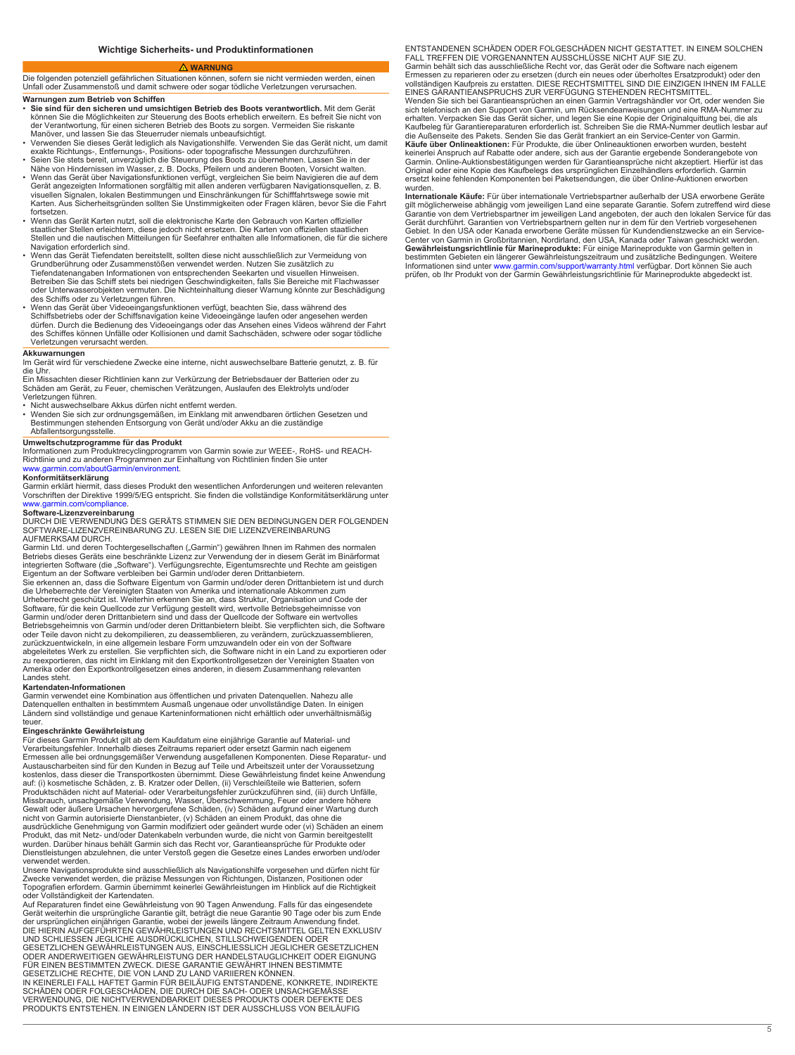## Wichtige Sicherheits- und Produktinformationen

**⚠ WARNUNG**

Die folgenden potenziell gefährlichen Situationen können, sofern sie nicht vermieden werden, einen Unfall oder Zusammenstoß und damit schwere oder sogar tödliche Verletzungen verursachen.

### Warnungen zum Betrieb von Schiffen

- **Sie sind für den sicheren und umsichtigen Betrieb des Boots verantwortlich.** Mit dem Gerät können Sie die Möglichkeiten zur Steuerung des Boots erheblich erweitern. Es befreit Sie nicht von der Verantwortung, für einen sicheren Betrieb des Boots zu sorgen. Vermeiden Sie riskante Manöver, und lassen Sie das Steuerruder niemals unbeaufsichtigt.
- Verwenden Sie dieses Gerät lediglich als Navigationshilfe. Verwenden Sie das Gerät nicht, um damit exakte Richtungs-, Entfernungs-, Positions- oder topografische Messungen durchzuführen.
- Seien Sie stets bereit, unverzüglich die Steuerung des Boots zu übernehmen. Lassen Sie in der Nähe von Hindernissen im Wasser, z. B. Docks, Pfeilern und anderen Booten, Vorsicht walten.
- Wenn das Gerät über Navigationsfunktionen verfügt, vergleichen Sie beim Navigieren die auf dem Gerät angezeigten Informationen sorgfältig mit allen anderen verfügbaren Navigationsquellen, z. B. visuellen Signalen, lokalen Bestimmungen und Einschränkungen für Schifffahrtswege sowie mit Karten. Aus Sicherheitsgründen sollten Sie Unstimmigkeiten oder Fragen klären, bevor Sie die Fahrt fortsetzen.
- Wenn das Gerät Karten nutzt, soll die elektronische Karte den Gebrauch von Karten offizieller staatlicher Stellen erleichtern, diese jedoch nicht ersetzen. Die Karten von offiziellen staatlichen Stellen und die nautischen Mitteilungen für Seefahrer enthalten alle Informationen, die für die sichere Navigation erforderlich sind.
- Wenn das Gerät Tiefendaten bereitstellt, sollten diese nicht ausschließlich zur Vermeidung von Grundberührung oder Zusammenstößen verwendet werden. Nutzen Sie zusätzlich zu Tiefendatenangaben Informationen von entsprechenden Seekarten und visuellen Hinweisen. Betreiben Sie das Schiff stets bei niedrigen Geschwindigkeiten, falls Sie Bereiche mit Flachwasser oder Unterwasserobjekten vermuten. Die Nichteinhaltung dieser Warnung könnte zur Beschädigung des Schiffs oder zu Verletzungen führen.
- Wenn das Gerät über Videoeingangsfunktionen verfügt, beachten Sie, dass während des Schiffsbetriebs oder der Schiffsnavigation keine Videoeingänge laufen oder angesehen werden dürfen. Durch die Bedienung des Videoeingangs oder das Ansehen eines Videos während der Fahrt des Schiffes können Unfälle oder Kollisionen und damit Sachschäden, schwere oder sogar tödliche Verletzungen verursacht werden.

### Akkuwarnungen

Im Gerät wird für verschiedene Zwecke eine interne, nicht auswechselbare Batterie genutzt, z. B. für die Uhr.

Ein Missachten dieser Richtlinien kann zur Verkürzung der Betriebsdauer der Batterien oder zu Schäden am Gerät, zu Feuer, chemischen Verätzungen, Auslaufen des Elektrolyts und/oder Verletzungen führen.

- Nicht auswechselbare Akkus dürfen nicht entfernt werden.
- Wenden Sie sich zur ordnungsgemäßen, im Einklang mit anwendbaren örtlichen Gesetzen und Bestimmungen stehenden Entsorgung von Gerät und/oder Akku an die zuständige Abfallentsorgungsstelle.

### Umweltschutzprogramme für das Produkt

Informationen zum Produktrecyclingprogramm von Garmin sowie zur WEEE-, RoHS- und REACH-Richtlinie und zu anderen Programmen zur Einhaltung von Richtlinien finden Sie unter www.garmin.com/aboutGarmin/environment.

### Konformitätserklärung

Garmin erklärt hiermit, dass dieses Produkt den wesentlichen Anforderungen und weiteren relevanten Vorschriften der Direktive 1999/5/EG entspricht. Sie finden die vollständige Konformitätserklärung unter www.garmin.com/compliance.

### Software-Lizenzvereinbarung

DURCH DIE VERWENDUNG DES GERÄTS STIMMEN SIE DEN BEDINGUNGEN DER FOLGENDEN SOFTWARE-LIZENZVEREINBARUNG ZU. LESEN SIE DIE LIZENZVEREINBARUNG AUFMERKSAM DURCH.

Garmin Ltd. und deren Tochtergesellschaften („Garmin") gewähren Ihnen im Rahmen des normalen Betriebs dieses Geräts eine beschränkte Lizenz zur Verwendung der in diesem Gerät im Binärformat integrierten Software (die „Software"). Verfügungsrechte, Eigentumsrechte und Rechte am geistigen Eigentum an der Software verbleiben bei Garmin und/oder deren Drittanbietern.

Sie erkennen an, dass die Software Eigentum von Garmin und/oder deren Drittanbietern ist und durch die Urheberrechte der Vereinigten Staaten von Amerika und internationale Abkommen zum Urheberrecht geschützt ist. Weiterhin erkennen Sie an, dass Struktur, Organisation und Code der Software, für die kein Quellcode zur Verfügung gestellt wird, wertvolle Betriebsgeheimnisse von Garmin und/oder deren Drittanbietern sind und dass der Quellcode der Software ein wertvolles Betriebsgeheimnis von Garmin und/oder deren Drittanbietern bleibt. Sie verpflichten sich, die Software oder Teile davon nicht zu dekompilieren, zu deassemblieren, zu verändern, zurückzuassemblieren, zurückzuentwickeln, in eine allgemein lesbare Form umzuwandeln oder ein von der Software abgeleitetes Werk zu erstellen. Sie verpflichten sich, die Software nicht in ein Land zu exportieren oder zu reexportieren, das nicht im Einklang mit den Exportkontrollgesetzen der Vereinigten Staaten von Amerika oder den Exportkontrollgesetzen eines anderen, in diesem Zusammenhang relevanten Landes steht.

### Kartendaten-Informationen

Garmin verwendet eine Kombination aus öffentlichen und privaten Datenquellen. Nahezu alle Datenquellen enthalten in bestimmtem Ausmaß ungenaue oder unvollständige Daten. In einigen Ländern sind vollständige und genaue Karteninformationen nicht erhältlich oder unverhältnismäßig teuer.

### Eingeschränkte Gewährleistung

Für dieses Garmin Produkt gilt ab dem Kaufdatum eine einjährige Garantie auf Material- und Verarbeitungsfehler. Innerhalb dieses Zeitraums repariert oder ersetzt Garmin nach eigenem Ermessen alle bei ordnungsgemäßer Verwendung ausgefallenen Komponenten. Diese Reparatur- und Austauscharbeiten sind für den Kunden in Bezug auf Teile und Arbeitszeit unter der Voraussetzung kostenlos, dass dieser die Transportkosten übernimmt. Diese Gewährleistung findet keine Anwendung auf: (i) kosmetische Schäden, z. B. Kratzer oder Dellen, (ii) Verschleißteile wie Batterien, sofern Produktschäden nicht auf Material- oder Verarbeitungsfehler zurückzuführen sind, (iii) durch Unfälle, Missbrauch, unsachgemäße Verwendung, Wasser, Überschwemmung, Feuer oder andere höhere Gewalt oder äußere Ursachen hervorgerufene Schäden, (iv) Schäden aufgrund einer Wartung durch nicht von Garmin autorisierte Dienstanbieter, (v) Schäden an einem Produkt, das ohne die ausdrückliche Genehmigung von Garmin modifiziert oder geändert wurde oder (vi) Schäden an einem Produkt, das mit Netz- und/oder Datenkabeln verbunden wurde, die nicht von Garmin bereitgestellt wurden. Darüber hinaus behält Garmin sich das Recht vor, Garantieansprüche für Produkte oder Dienstleistungen abzulehnen, die unter Verstoß gegen die Gesetze eines Landes erworben und/oder verwendet werden.

Unsere Navigationsprodukte sind ausschließlich als Navigationshilfe vorgesehen und dürfen nicht für Zwecke verwendet werden, die präzise Messungen von Richtungen, Distanzen, Positionen oder Topografien erfordern. Garmin übernimmt keinerlei Gewährleistungen im Hinblick auf die Richtigkeit oder Vollständigkeit der Kartendaten.

Auf Reparaturen findet eine Gewährleistung von 90 Tagen Anwendung. Falls für das eingesendete Gerät weiterhin die ursprüngliche Garantie gilt, beträgt die neue Garantie 90 Tage oder bis zum Ende der ursprünglichen einjährigen Garantie, wobei der jeweils längere Zeitraum Anwendung findet.

DIE HIERIN AUFGEFÜHRTEN GEWÄHRLEISTUNGEN UND RECHTSMITTEL GELTEN EXKLUSIV UND SCHLIESSEN JEGLICHE AUSDRÜCKLICHEN, STILLSCHWEIGENDEN ODER GESETZLICHEN GEWÄHRLEISTUNGEN AUS, EINSCHLIESSLICH JEGLICHER GESETZLICHEN ODER ANDERWEITIGEN GEWÄHRLEISTUNG DER HANDELSTAUGLICHKEIT ODER EIGNUNG FÜR EINEN BESTIMMTEN ZWECK. DIESE GARANTIE GEWÄHRT IHNEN BESTIMMTE GESETZLICHE RECHTE, DIE VON LAND ZU LAND VARIIEREN KÖNNEN.

IN KEINERLEI FALL HAFTET Garmin FÜR BEILÄUFIG ENTSTANDENE, KONKRETE, INDIREKTE SCHÄDEN ODER FOLGESCHÄDEN, DIE DURCH DIE SACH- ODER UNSACHGEMÄSSE VERWENDUNG, DIE NICHTVERWENDBARKEIT DIESES PRODUKTS ODER DEFEKTE DES PRODUKTS ENTSTEHEN. IN EINIGEN LÄNDERN IST DER AUSSCHLUSS VON BEILÄUFIG ENTSTANDENEN SCHÄDEN ODER FOLGESCHÄDEN NICHT GESTATTET. IN EINEM SOLCHEN FALL TREFFEN DIE VORGENANNTEN AUSSCHLÜSSE NICHT AUF SIE ZU.

Garmin behält sich das ausschließliche Recht vor, das Gerät oder die Software nach eigenem Ermessen zu reparieren oder zu ersetzen (durch ein neues oder überholtes Ersatzprodukt) oder den vollständigen Kaufpreis zu erstatten. DIESE RECHTSMITTEL SIND DIE EINZIGEN IHNEN IM FALLE EINES GARANTIEANSPRUCHS ZUR VERFÜGUNG STEHENDEN RECHTSMITTEL.

Wenden Sie sich bei Garantieansprüchen an einen Garmin Vertragshändler vor Ort, oder wenden Sie sich telefonisch an den Support von Garmin, um Rücksendeanweisungen und eine RMA-Nummer zu erhalten. Verpacken Sie das Gerät sicher, und legen Sie eine Kopie der Originalquittung bei, die als Kaufbeleg für Garantiereparaturen erforderlich ist. Schreiben Sie die RMA-Nummer deutlich lesbar auf die Außenseite des Pakets. Senden Sie das Gerät frankiert an ein Service-Center von Garmin.

**Käufe über Onlineaktionen:** Für Produkte, die über Onlineauktionen erworben wurden, besteht keinerlei Anspruch auf Rabatte oder andere, sich aus der Garantie ergebende Sonderangebote von Garmin. Online-Auktionsbestätigungen werden für Garantieansprüche nicht akzeptiert. Hierfür ist das Original oder eine Kopie des Kaufbelegs des ursprünglichen Einzelhändlers erforderlich. Garmin ersetzt keine fehlenden Komponenten bei Paketsendungen, die über Online-Auktionen erworben wurden.

**Internationale Käufe:** Für über internationale Vertriebspartner außerhalb der USA erworbene Geräte gilt möglicherweise abhängig vom jeweiligen Land eine separate Garantie. Sofern zutreffend wird diese Garantie von dem Vertriebspartner im jeweiligen Land angeboten, der auch den lokalen Service für das Gerät durchführt. Garantien von Vertriebspartnern gelten nur in dem für den Vertrieb vorgesehenen Gebiet. In den USA oder Kanada erworbene Geräte müssen für Kundendienstzwecke an ein Service-Center von Garmin in Großbritannien, Nordirland, den USA, Kanada oder Taiwan geschickt werden.

**Gewährleistungsrichtlinie für Marineprodukte:** Für einige Marineprodukte von Garmin gelten in bestimmten Gebieten ein längerer Gewährleistungszeitraum und zusätzliche Bedingungen. Weitere Informationen sind unter www.garmin.com/support/warranty.html verfügbar. Dort können Sie auch prüfen, ob Ihr Produkt von der Garmin Gewährleistungsrichtlinie für Marineprodukte abgedeckt ist.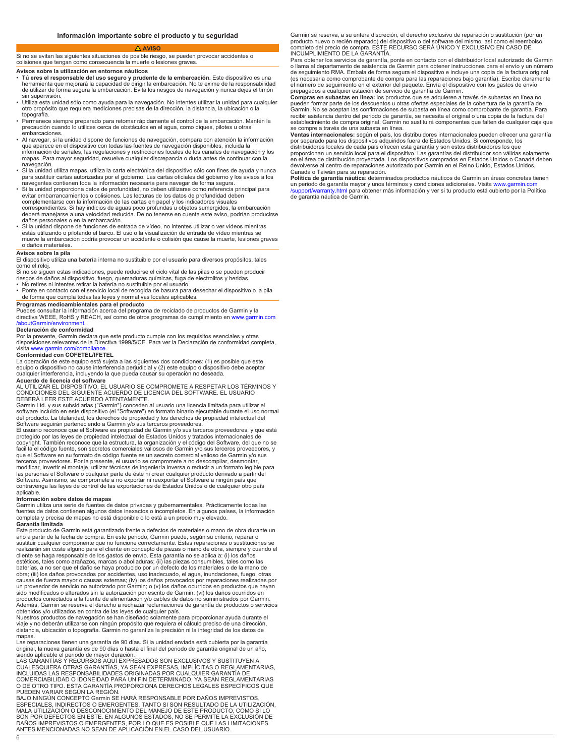## Información importante sobre el producto y tu seguridad

**⚠ AVISO**

Si no se evitan las siguientes situaciones de posible riesgo, se pueden provocar accidentes o colisiones que tengan como consecuencia la muerte o lesiones graves.

**Avisos sobre la utilización en entornos náuticos**

- **Tú eres el responsable del uso seguro y prudente de la embarcación.** Este dispositivo es una herramienta que mejorará la capacidad de dirigir la embarcación. No te exime de la responsabilidad de utilizar de forma segura la embarcación. Evita los riesgos de navegación y nunca dejes el timón sin supervisión.
- Utiliza esta unidad sólo como ayuda para la navegación. No intentes utilizar la unidad para cualquier otro propósito que requiera mediciones precisas de la dirección, la distancia, la ubicación o la topografía.
- Permanece siempre preparado para retomar rápidamente el control de la embarcación. Mantén la precaución cuando lo utilices cerca de obstáculos en el agua, como diques, pilotes u otras embarcaciones.
- Al navegar, si la unidad dispone de funciones de navegación, compara con atención la información que aparece en el dispositivo con todas las fuentes de navegación disponibles, incluida la información de señales, las regulaciones y restricciones locales de los canales de navegación y los mapas. Para mayor seguridad, resuelve cualquier discrepancia o duda antes de continuar con la navegación.
- Si la unidad utiliza mapas, utiliza la carta electrónica del dispositivo sólo con fines de ayuda y nunca para sustituir cartas autorizadas por el gobierno. Las cartas oficiales del gobierno y los avisos a los navegantes contienen toda la información necesaria para navegar de forma segura.
- Si la unidad proporciona datos de profundidad, no deben utilizarse como referencia principal para evitar embarrancamientos o colisiones. Las lecturas de los datos de profundidad deben complementarse con la información de las cartas en papel y los indicadores visuales correspondientes. Si hay indicios de aguas poco profundas u objetos sumergidos, la embarcación deberá manejarse a una velocidad reducida. De no tenerse en cuenta este aviso, podrían producirse daños personales o en la embarcación.
- Si la unidad dispone de funciones de entrada de vídeo, no intentes utilizar o ver vídeos mientras estás utilizando o pilotando el barco. El uso o la visualización de entrada de vídeo mientras se mueve la embarcación podría provocar un accidente o colisión que cause la muerte, lesiones graves o daños materiales.

**Avisos sobre la pila**

El dispositivo utiliza una batería interna no sustituible por el usuario para diversos propósitos, tales como el reloj.

Si no se siguen estas indicaciones, puede reducirse el ciclo vital de las pilas o se pueden producir riesgos de daños al dispositivo, fuego, quemaduras químicas, fuga de electrolitos y heridas.

- No retires ni intentes retirar la batería no sustituible por el usuario.
- Ponte en contacto con el servicio local de recogida de basura para desechar el dispositivo o la pila de forma que cumpla todas las leyes y normativas locales aplicables.

**Programas medioambientales para el producto**

Puedes consultar la información acerca del programa de reciclado de productos de Garmin y la directiva WEEE, RoHS y REACH, así como de otros programas de cumplimiento en www.garmin.com/aboutGarmin/environment.

**Declaración de conformidad**

Por la presente, Garmin declara que este producto cumple con los requisitos esenciales y otras disposiciones relevantes de la Directiva 1999/5/CE. Para ver la Declaración de conformidad completa, visita www.garmin.com/compliance.

**Conformidad con COFETEL/IFETEL**

La operación de este equipo está sujeta a las siguientes dos condiciones: (1) es posible que este equipo o dispositivo no cause interferencia perjudicial y (2) este equipo o dispositivo debe aceptar cualquier interferencia, incluyendo la que pueda causar su operación no deseada.

**Acuerdo de licencia del software**

AL UTILIZAR EL DISPOSITIVO, EL USUARIO SE COMPROMETE A RESPETAR LOS TÉRMINOS Y CONDICIONES DEL SIGUIENTE ACUERDO DE LICENCIA DEL SOFTWARE. EL USUARIO DEBERÁ LEER ESTE ACUERDO ATENTAMENTE.

Garmin Ltd. y sus subsidiarias ("Garmin") conceden al usuario una licencia limitada para utilizar el software incluido en este dispositivo (el "Software") en formato binario ejecutable durante el uso normal del producto. La titularidad, los derechos de propiedad y los derechos de propiedad intelectual del Software seguirán perteneciendo a Garmin y/o sus terceros proveedores.

El usuario reconoce que el Software es propiedad de Garmin y/o sus terceros proveedores, y que está protegido por las leyes de propiedad intelectual de Estados Unidos y tratados internacionales de copyright. También reconoce que la estructura, la organización y el código del Software, del que no se facilita el código fuente, son secretos comerciales valiosos de Garmin y/o sus terceros proveedores, y que el Software en su formato de código fuente es un secreto comercial valioso de Garmin y/o sus terceros proveedores. Por la presente, el usuario se compromete a no descompilar, desmontar, modificar, invertir el montaje, utilizar técnicas de ingeniería inversa o reducir a un formato legible para las personas el Software o cualquier parte de éste ni crear cualquier producto derivado a partir del Software. Asimismo, se compromete a no exportar ni reexportar el Software a ningún país que contravenga las leyes de control de las exportaciones de Estados Unidos o de cualquier otro país aplicable.

**Información sobre datos de mapas**

Garmin utiliza una serie de fuentes de datos privadas y gubernamentales. Prácticamente todas las fuentes de datos contienen algunos datos inexactos o incompletos. En algunos países, la información completa y precisa de mapas no está disponible o lo está a un precio muy elevado.

**Garantía limitada**

Este producto de Garmin está garantizado frente a defectos de materiales o mano de obra durante un año a partir de la fecha de compra. En este periodo, Garmin puede, según su criterio, reparar o sustituir cualquier componente que no funcione correctamente. Estas reparaciones o sustituciones se realizarán sin coste alguno para el cliente en concepto de piezas o mano de obra, siempre y cuando el cliente se haga responsable de los gastos de envío. Esta garantía no se aplica a: (i) los daños estéticos, tales como arañazos, marcas o abolladuras; (ii) las piezas consumibles, tales como las baterías, a no ser que el daño se haya producido por un defecto de los materiales o de la mano de obra; (iii) los daños provocados por accidentes, uso inadecuado, el agua, inundaciones, fuego, otras causas de fuerza mayor o causas externas; (iv) los daños provocados por reparaciones realizadas por un proveedor de servicio no autorizado por Garmin; o (v) los daños ocurridos en productos que hayan sido modificados o alterados sin la autorización por escrito de Garmin; (vi) los daños ocurridos en productos conectados a la fuente de alimentación y/o cables de datos no suministrados por Garmin. Además, Garmin se reserva el derecho a rechazar reclamaciones de garantía de productos o servicios obtenidos y/o utilizados en contra de las leyes de cualquier país.

Nuestros productos de navegación se han diseñado solamente para proporcionar ayuda durante el viaje y no deberán utilizarse con ningún propósito que requiera el cálculo preciso de una dirección, distancia, ubicación o topografía. Garmin no garantiza la precisión ni la integridad de los datos de mapas.

Las reparaciones tienen una garantía de 90 días. Si la unidad enviada está cubierta por la garantía original, la nueva garantía es de 90 días o hasta el final del periodo de garantía original de un año, siendo aplicable el periodo de mayor duración.

LAS GARANTÍAS Y RECURSOS AQUÍ EXPRESADOS SON EXCLUSIVOS Y SUSTITUYEN A CUALESQUIERA OTRAS GARANTÍAS, YA SEAN EXPRESAS, IMPLÍCITAS O REGLAMENTARIAS, INCLUIDAS LAS RESPONSABILIDADES ORIGINADAS POR CUALQUIER GARANTÍA DE COMERCIABILIDAD O IDONEIDAD PARA UN FIN DETERMINADO, YA SEAN REGLAMENTARIAS O DE OTRO TIPO. ESTA GARANTÍA PROPORCIONA DERECHOS LEGALES ESPECÍFICOS QUE PUEDEN VARIAR SEGÚN LA REGIÓN.

BAJO NINGÚN CONCEPTO Garmin SE HARÁ RESPONSABLE POR DAÑOS IMPREVISTOS, ESPECIALES, INDIRECTOS O EMERGENTES, TANTO SI SON RESULTADO DE LA UTILIZACIÓN, MALA UTILIZACIÓN O DESCONOCIMIENTO DEL MANEJO DE ESTE PRODUCTO, COMO SI LO SON POR DEFECTOS EN ESTE. EN ALGUNOS ESTADOS, NO SE PERMITE LA EXCLUSIÓN DE DAÑOS IMPREVISTOS O EMERGENTES, POR LO QUE ES POSIBLE QUE LAS LIMITACIONES ANTES MENCIONADAS NO SEAN DE APLICACIÓN EN EL CASO DEL USUARIO.

Garmin se reserva, a su entera discreción, el derecho exclusivo de reparación o sustitución (por un producto nuevo o recién reparado) del dispositivo o del software del mismo, así como el reembolso completo del precio de compra. ESTE RECURSO SERÁ ÚNICO Y EXCLUSIVO EN CASO DE INCUMPLIMIENTO DE LA GARANTÍA.

Para obtener los servicios de garantía, ponte en contacto con el distribuidor local autorizado de Garmin o llama al departamento de asistencia de Garmin para obtener instrucciones para el envío y un número de seguimiento RMA. Embala de forma segura el dispositivo e incluye una copia de la factura original (es necesaria como comprobante de compra para las reparaciones bajo garantía). Escribe claramente el número de seguimiento en el exterior del paquete. Envía el dispositivo con los gastos de envío prepagados a cualquier estación de servicio de garantía de Garmin.

**Compras en subastas en línea:** los productos que se adquieren a través de subastas en línea no pueden formar parte de los descuentos u otras ofertas especiales de la cobertura de la garantía de Garmin. No se aceptan las confirmaciones de subasta en línea como comprobante de garantía. Para recibir asistencia dentro del periodo de garantía, se necesita el original o una copia de la factura del establecimiento de compra original. Garmin no sustituirá componentes que falten de cualquier caja que se compre a través de una subasta en línea.

**Ventas internacionales:** según el país, los distribuidores internacionales pueden ofrecer una garantía por separado para los dispositivos adquiridos fuera de Estados Unidos. Si corresponde, los distribuidores locales de cada país ofrecen esta garantía y son estos distribuidores los que proporcionan un servicio local para el dispositivo. Las garantías del distribuidor son válidas solamente en el área de distribución proyectada. Los dispositivos comprados en Estados Unidos o Canadá deben devolverse al centro de reparaciones autorizado por Garmin en el Reino Unido, Estados Unidos, Canadá o Taiwán para su reparación.

**Política de garantía náutica**: determinados productos náuticos de Garmin en áreas concretas tienen un periodo de garantía mayor y unos términos y condiciones adicionales. Visita www.garmin.com/support/warranty.html para obtener más información y ver si tu producto está cubierto por la Política de garantía náutica de Garmin.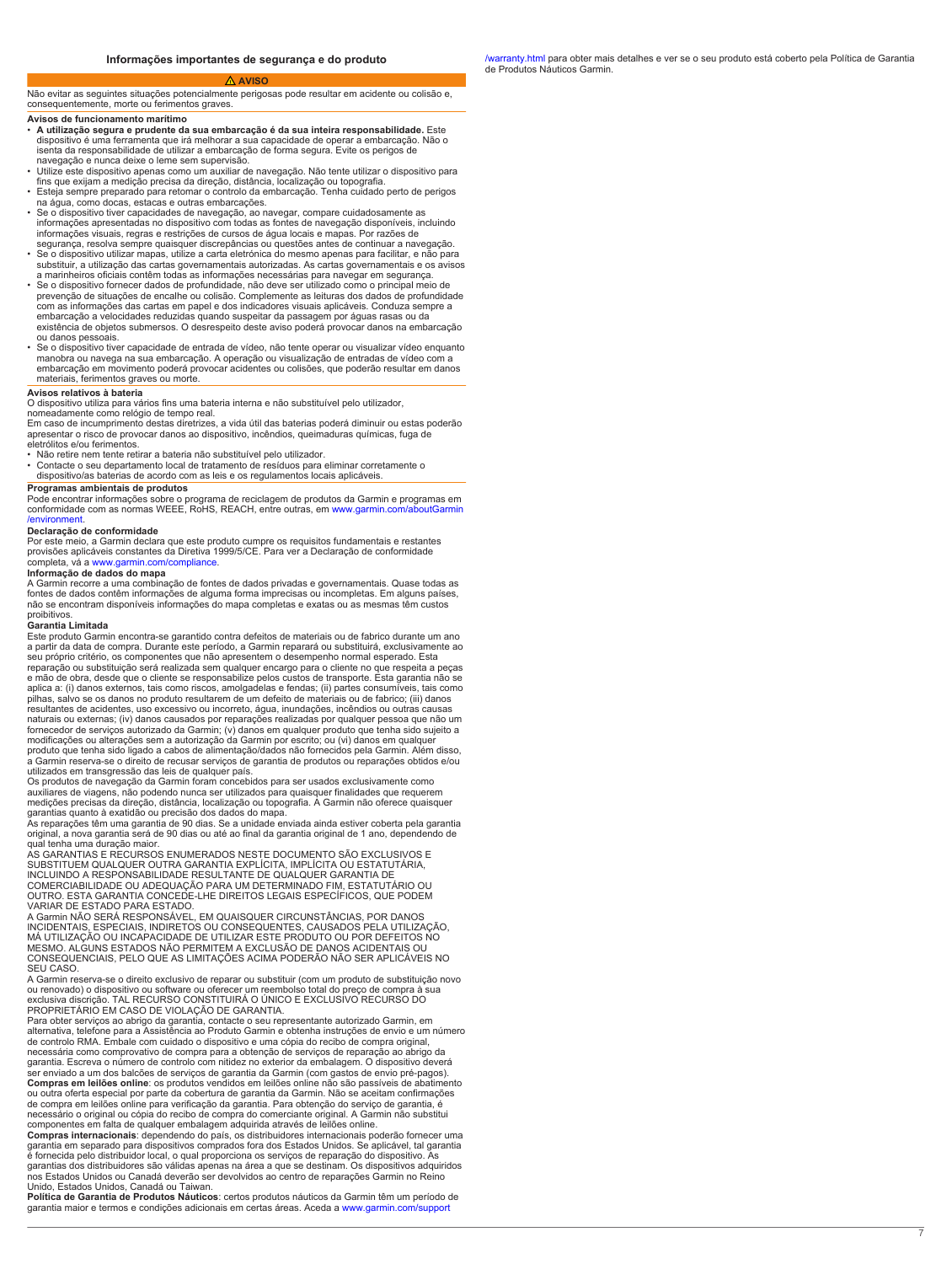## Informações importantes de segurança e do produto

⚠ **AVISO**

Não evitar as seguintes situações potencialmente perigosas pode resultar em acidente ou colisão e, consequentemente, morte ou ferimentos graves.

### Avisos de funcionamento marítimo

- **A utilização segura e prudente da sua embarcação é da sua inteira responsabilidade.** Este dispositivo é uma ferramenta que irá melhorar a sua capacidade de operar a embarcação. Não o isenta da responsabilidade de utilizar a embarcação de forma segura. Evite os perigos de navegação e nunca deixe o leme sem supervisão.
- Utilize este dispositivo apenas como um auxiliar de navegação. Não tente utilizar o dispositivo para fins que exijam a medição precisa da direção, distância, localização ou topografia.
- Esteja sempre preparado para retomar o controlo da embarcação. Tenha cuidado perto de perigos na água, como docas, estacas e outras embarcações.
- Se o dispositivo tiver capacidades de navegação, ao navegar, compare cuidadosamente as informações apresentadas no dispositivo com todas as fontes de navegação disponíveis, incluindo informações visuais, regras e restrições de cursos de água locais e mapas. Por razões de segurança, resolva sempre quaisquer discrepâncias ou questões antes de continuar a navegação.
- Se o dispositivo utilizar mapas, utilize a carta eletrónica do mesmo apenas para facilitar, e não para substituir, a utilização das cartas governamentais autorizadas. As cartas governamentais e os avisos a marinheiros oficiais contêm todas as informações necessárias para navegar em segurança.
- Se o dispositivo fornecer dados de profundidade, não deve ser utilizado como o principal meio de prevenção de situações de encalhe ou colisão. Complemente as leituras dos dados de profundidade com as informações das cartas em papel e dos indicadores visuais aplicáveis. Conduza sempre a embarcação a velocidades reduzidas quando suspeitar da passagem por águas rasas ou da existência de objetos submersos. O desrespeito deste aviso poderá provocar danos na embarcação ou danos pessoais.
- Se o dispositivo tiver capacidade de entrada de vídeo, não tente operar ou visualizar vídeo enquanto manobra ou navega na sua embarcação. A operação ou visualização de entradas de vídeo com a embarcação em movimento poderá provocar acidentes ou colisões, que poderão resultar em danos materiais, ferimentos graves ou morte.

### Avisos relativos à bateria

O dispositivo utiliza para vários fins uma bateria interna e não substituível pelo utilizador, nomeadamente como relógio de tempo real.

Em caso de incumprimento destas diretrizes, a vida útil das baterias poderá diminuir ou estas poderão apresentar o risco de provocar danos ao dispositivo, incêndios, queimaduras químicas, fuga de eletrólitos e/ou ferimentos.

- Não retire nem tente retirar a bateria não substituível pelo utilizador.
- Contacte o seu departamento local de tratamento de resíduos para eliminar corretamente o dispositivo/as baterias de acordo com as leis e os regulamentos locais aplicáveis.

### Programas ambientais de produtos

Pode encontrar informações sobre o programa de reciclagem de produtos da Garmin e programas em conformidade com as normas WEEE, RoHS, REACH, entre outras, em www.garmin.com/aboutGarmin/environment.

### Declaração de conformidade

Por este meio, a Garmin declara que este produto cumpre os requisitos fundamentais e restantes provisões aplicáveis constantes da Diretiva 1999/5/CE. Para ver a Declaração de conformidade completa, vá a www.garmin.com/compliance.

### Informação de dados do mapa

A Garmin recorre a uma combinação de fontes de dados privadas e governamentais. Quase todas as fontes de dados contêm informações de alguma forma imprecisas ou incompletas. Em alguns países, não se encontram disponíveis informações do mapa completas e exatas ou as mesmas têm custos proibitivos.

### Garantia Limitada

Este produto Garmin encontra-se garantido contra defeitos de materiais ou de fabrico durante um ano a partir da data de compra. Durante este período, a Garmin reparará ou substituirá, exclusivamente ao seu próprio critério, os componentes que não apresentem o desempenho normal esperado. Esta reparação ou substituição será realizada sem qualquer encargo para o cliente no que respeita a peças e mão de obra, desde que o cliente se responsabilize pelos custos de transporte. Esta garantia não se aplica a: (i) danos externos, tais como riscos, amolgadelas e fendas; (ii) partes consumíveis, tais como pilhas, salvo se os danos no produto resultarem de um defeito de materiais ou de fabrico; (iii) danos resultantes de acidentes, uso excessivo ou incorreto, água, inundações, incêndios ou outras causas naturais ou externas; (iv) danos causados por reparações realizadas por qualquer pessoa que não um fornecedor de serviços autorizado da Garmin; (v) danos em qualquer produto que tenha sido sujeito a modificações ou alterações sem a autorização da Garmin por escrito; ou (vi) danos em qualquer produto que tenha sido ligado a cabos de alimentação/dados não fornecidos pela Garmin. Além disso, a Garmin reserva-se o direito de recusar serviços de garantia de produtos ou reparações obtidos e/ou utilizados em transgressão das leis de qualquer país.

Os produtos de navegação da Garmin foram concebidos para ser usados exclusivamente como auxiliares de viagens, não podendo nunca ser utilizados para quaisquer finalidades que requerem medições precisas da direção, distância, localização ou topografia. A Garmin não oferece quaisquer garantias quanto à exatidão ou precisão dos dados do mapa.

As reparações têm uma garantia de 90 dias. Se a unidade enviada ainda estiver coberta pela garantia original, a nova garantia será de 90 dias ou até ao final da garantia original de 1 ano, dependendo de qual tenha uma duração maior.

AS GARANTIAS E RECURSOS ENUMERADOS NESTE DOCUMENTO SÃO EXCLUSIVOS E SUBSTITUEM QUALQUER OUTRA GARANTIA EXPLÍCITA, IMPLÍCITA OU ESTATUTÁRIA, INCLUINDO A RESPONSABILIDADE RESULTANTE DE QUALQUER GARANTIA DE COMERCIABILIDADE OU ADEQUAÇÃO PARA UM DETERMINADO FIM, ESTATUTÁRIO OU OUTRO. ESTA GARANTIA CONCEDE-LHE DIREITOS LEGAIS ESPECÍFICOS, QUE PODEM VARIAR DE ESTADO PARA ESTADO.

A Garmin NÃO SERÁ RESPONSÁVEL, EM QUAISQUER CIRCUNSTÂNCIAS, POR DANOS INCIDENTAIS, ESPECIAIS, INDIRETOS OU CONSEQUENTES, CAUSADOS PELA UTILIZAÇÃO, MÁ UTILIZAÇÃO OU INCAPACIDADE DE UTILIZAR ESTE PRODUTO OU POR DEFEITOS NO MESMO. ALGUNS ESTADOS NÃO PERMITEM A EXCLUSÃO DE DANOS ACIDENTAIS OU CONSEQUENCIAIS, PELO QUE AS LIMITAÇÕES ACIMA PODERÃO NÃO SER APLICÁVEIS NO SEU CASO.

A Garmin reserva-se o direito exclusivo de reparar ou substituir (com um produto de substituição novo ou renovado) o dispositivo ou software ou oferecer um reembolso total do preço de compra à sua exclusiva discrição. TAL RECURSO CONSTITUIRÁ O ÚNICO E EXCLUSIVO RECURSO DO PROPRIETÁRIO EM CASO DE VIOLAÇÃO DE GARANTIA.

Para obter serviços ao abrigo da garantia, contacte o seu representante autorizado Garmin, em alternativa, telefone para a Assistência ao Produto Garmin e obtenha instruções de envio e um número de controlo RMA. Embale com cuidado o dispositivo e uma cópia do recibo de compra original, necessária como comprovativo de compra para a obtenção de serviços de reparação ao abrigo da garantia. Escreva o número de controlo com nitidez no exterior da embalagem. O dispositivo deverá ser enviado a um dos balcões de serviços de garantia da Garmin (com gastos de envio pré-pagos).

**Compras em leilões online**: os produtos vendidos em leilões online não são passíveis de abatimento ou outra oferta especial por parte da cobertura de garantia da Garmin. Não se aceitam confirmações de compra em leilões online para verificação da garantia. Para obtenção do serviço de garantia, é necessário o original ou cópia do recibo de compra do comerciante original. A Garmin não substitui componentes em falta de qualquer embalagem adquirida através de leilões online.

**Compras internacionais**: dependendo do país, os distribuidores internacionais poderão fornecer uma garantia em separado para dispositivos comprados fora dos Estados Unidos. Se aplicável, tal garantia é fornecida pelo distribuidor local, o qual proporciona os serviços de reparação do dispositivo. As garantias dos distribuidores são válidas apenas na área a que se destinam. Os dispositivos adquiridos nos Estados Unidos ou Canadá deverão ser devolvidos ao centro de reparações Garmin no Reino Unido, Estados Unidos, Canadá ou Taiwan.

**Política de Garantia de Produtos Náuticos**: certos produtos náuticos da Garmin têm um período de garantia maior e termos e condições adicionais em certas áreas. Aceda a www.garmin.com/support/warranty.html para obter mais detalhes e ver se o seu produto está coberto pela Política de Garantia de Produtos Náuticos Garmin.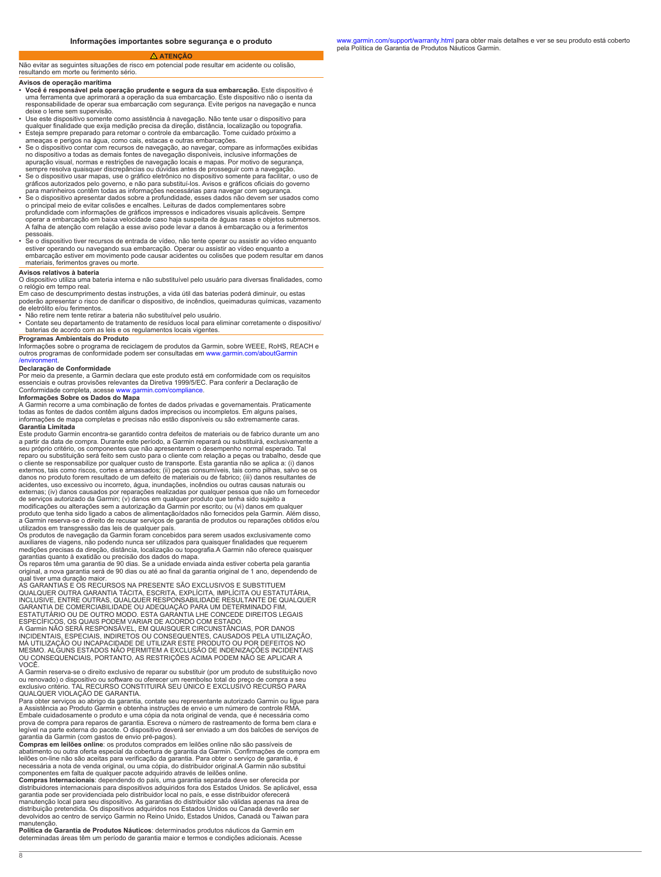## Informações importantes sobre segurança e o produto

**⚠ ATENÇÃO**

Não evitar as seguintes situações de risco em potencial pode resultar em acidente ou colisão, resultando em morte ou ferimento sério.

**Avisos de operação marítima**

- **Você é responsável pela operação prudente e segura da sua embarcação.** Este dispositivo é uma ferramenta que aprimorará a operação da sua embarcação. Este dispositivo não o isenta da responsabilidade de operar sua embarcação com segurança. Evite perigos na navegação e nunca deixe o leme sem supervisão.
- Use este dispositivo somente como assistência à navegação. Não tente usar o dispositivo para qualquer finalidade que exija medição precisa da direção, distância, localização ou topografia.
- Esteja sempre preparado para retomar o controle da embarcação. Tome cuidado próximo a ameaças e perigos na água, como cais, estacas e outras embarcações.
- Se o dispositivo contar com recursos de navegação, ao navegar, compare as informações exibidas no dispositivo a todas as demais fontes de navegação disponíveis, inclusive informações de apuração visual, normas e restrições de navegação locais e mapas. Por motivo de segurança, sempre resolva quaisquer discrepâncias ou dúvidas antes de prosseguir com a navegação.
- Se o dispositivo usar mapas, use o gráfico eletrônico no dispositivo somente para facilitar, o uso de gráficos autorizados pelo governo, e não para substituí-los. Avisos e gráficos oficiais do governo para marinheiros contêm todas as informações necessárias para navegar com segurança.
- Se o dispositivo apresentar dados sobre a profundidade, esses dados não devem ser usados como o principal meio de evitar colisões e encalhes. Leituras de dados complementares sobre profundidade com informações de gráficos impressos e indicadores visuais aplicáveis. Sempre operar a embarcação em baixa velocidade caso haja suspeita de águas rasas e objetos submersos. A falha de atenção com relação a esse aviso pode levar a danos à embarcação ou a ferimentos pessoais.
- Se o dispositivo tiver recursos de entrada de vídeo, não tente operar ou assistir ao vídeo enquanto estiver operando ou navegando sua embarcação. Operar ou assistir ao vídeo enquanto a embarcação estiver em movimento pode causar acidentes ou colisões que podem resultar em danos materiais, ferimentos graves ou morte.

**Avisos relativos à bateria**

O dispositivo utiliza uma bateria interna e não substituível pelo usuário para diversas finalidades, como o relógio em tempo real.

Em caso de descumprimento destas instruções, a vida útil das baterias poderá diminuir, ou estas poderão apresentar o risco de danificar o dispositivo, de incêndios, queimaduras químicas, vazamento de eletrólito e/ou ferimentos.

- Não retire nem tente retirar a bateria não substituível pelo usuário.
- Contate seu departamento de tratamento de resíduos local para eliminar corretamente o dispositivo/baterias de acordo com as leis e os regulamentos locais vigentes.

**Programas Ambientais do Produto**

Informações sobre o programa de reciclagem de produtos da Garmin, sobre WEEE, RoHS, REACH e outros programas de conformidade podem ser consultadas em www.garmin.com/aboutGarmin/environment.

**Declaração de Conformidade**

Por meio da presente, a Garmin declara que este produto está em conformidade com os requisitos essenciais e outras provisões relevantes da Diretiva 1999/5/EC. Para conferir a Declaração de Conformidade completa, acesse www.garmin.com/compliance.

**Informações Sobre os Dados do Mapa**

A Garmin recorre a uma combinação de fontes de dados privadas e governamentais. Praticamente todas as fontes de dados contêm alguns dados imprecisos ou incompletos. Em alguns países, informações de mapa completas e precisas não estão disponíveis ou são extremamente caras.

**Garantia Limitada**

Este produto Garmin encontra-se garantido contra defeitos de materiais ou de fabrico durante um ano a partir da data de compra. Durante este período, a Garmin reparará ou substituirá, exclusivamente a seu próprio critério, os componentes que não apresentarem o desempenho normal esperado. Tal reparo ou substituição será feito sem custo para o cliente com relação a peças ou trabalho, desde que o cliente se responsabilize por qualquer custo de transporte. Esta garantia não se aplica a: (i) danos externos, tais como riscos, cortes e amassados; (ii) peças consumíveis, tais como pilhas, salvo se os danos no produto forem resultado de um defeito de materiais ou de fabrico; (iii) danos resultantes de acidentes, uso excessivo ou incorreto, água, inundações, incêndios ou outras causas naturais ou externas; (iv) danos causados por reparações realizadas por qualquer pessoa que não um fornecedor de serviços autorizado da Garmin; (v) danos em qualquer produto que tenha sido sujeito a modificações ou alterações sem a autorização da Garmin por escrito; ou (vi) danos em qualquer produto que tenha sido ligado a cabos de alimentação/dados não fornecidos pela Garmin. Além disso, a Garmin reserva-se o direito de recusar serviços de garantia de produtos ou reparações obtidos e/ou utilizados em transgressão das leis de qualquer país.

Os produtos de navegação da Garmin foram concebidos para serem usados exclusivamente como auxiliares de viagens, não podendo nunca ser utilizados para quaisquer finalidades que requerem medições precisas da direção, distância, localização ou topografia.A Garmin não oferece quaisquer garantias quanto à exatidão ou precisão dos dados do mapa.

Os reparos têm uma garantia de 90 dias. Se a unidade enviada ainda estiver coberta pela garantia original, a nova garantia será de 90 dias ou até ao final da garantia original de 1 ano, dependendo de qual tiver uma duração maior.

AS GARANTIAS E OS RECURSOS NA PRESENTE SÃO EXCLUSIVOS E SUBSTITUEM QUALQUER OUTRA GARANTIA TÁCITA, ESCRITA, EXPLÍCITA, IMPLÍCITA OU ESTATUTÁRIA, INCLUSIVE, ENTRE OUTRAS, QUALQUER RESPONSABILIDADE RESULTANTE DE QUALQUER GARANTIA DE COMERCIABILIDADE OU ADEQUAÇÃO PARA UM DETERMINADO FIM, ESTATUTÁRIO OU DE OUTRO MODO. ESTA GARANTIA LHE CONCEDE DIREITOS LEGAIS ESPECÍFICOS, OS QUAIS PODEM VARIAR DE ACORDO COM ESTADO.

A Garmin NÃO SERÁ RESPONSÁVEL, EM QUAISQUER CIRCUNSTÂNCIAS, POR DANOS INCIDENTAIS, ESPECIAIS, INDIRETOS OU CONSEQUENTES, CAUSADOS PELA UTILIZAÇÃO, MÁ UTILIZAÇÃO OU INCAPACIDADE DE UTILIZAR ESTE PRODUTO OU POR DEFEITOS NO MESMO. ALGUNS ESTADOS NÃO PERMITEM A EXCLUSÃO DE INDENIZAÇÕES INCIDENTAIS OU CONSEQUENCIAIS, PORTANTO, AS RESTRIÇÕES ACIMA PODEM NÃO SE APLICAR A VOCÊ.

A Garmin reserva-se o direito exclusivo de reparar ou substituir (por um produto de substituição novo ou renovado) o dispositivo ou software ou oferecer um reembolso total do preço de compra a seu exclusivo critério. TAL RECURSO CONSTITUIRÁ SEU ÚNICO E EXCLUSIVO RECURSO PARA QUALQUER VIOLAÇÃO DE GARANTIA.

Para obter serviços ao abrigo da garantia, contate seu representante autorizado Garmin ou ligue para a Assistência ao Produto Garmin e obtenha instruções de envio e um número de controle RMA. Embale cuidadosamente o produto e uma cópia da nota original de venda, que é necessária como prova de compra para reparos de garantia. Escreva o número de rastreamento de forma bem clara e legível na parte externa do pacote. O dispositivo deverá ser enviado a um dos balcões de serviços de garantia da Garmin (com gastos de envio pré-pagos).

**Compras em leilões online**: os produtos comprados em leilões online não são passíveis de abatimento ou outra oferta especial da cobertura de garantia da Garmin. Confirmações de compra em leilões on-line não são aceitas para verificação da garantia. Para obter o serviço de garantia, é necessária a nota de venda original, ou uma cópia, do distribuidor original.A Garmin não substitui componentes em falta de qualquer pacote adquirido através de leilões online.

**Compras Internacionais**: dependendo do país, uma garantia separada deve ser oferecida por distribuidores internacionais para dispositivos adquiridos fora dos Estados Unidos. Se aplicável, essa garantia pode ser providenciada pelo distribuidor local no país, e esse distribuidor oferecerá manutenção local para seu dispositivo. As garantias do distribuidor são válidas apenas na área de distribuição pretendida. Os dispositivos adquiridos nos Estados Unidos ou Canadá deverão ser devolvidos ao centro de serviço Garmin no Reino Unido, Estados Unidos, Canadá ou Taiwan para manutenção.

**Política de Garantia de Produtos Náuticos**: determinados produtos náuticos da Garmin em determinadas áreas têm um período de garantia maior e termos e condições adicionais. Acesse www.garmin.com/support/warranty.html para obter mais detalhes e ver se seu produto está coberto pela Política de Garantia de Produtos Náuticos Garmin.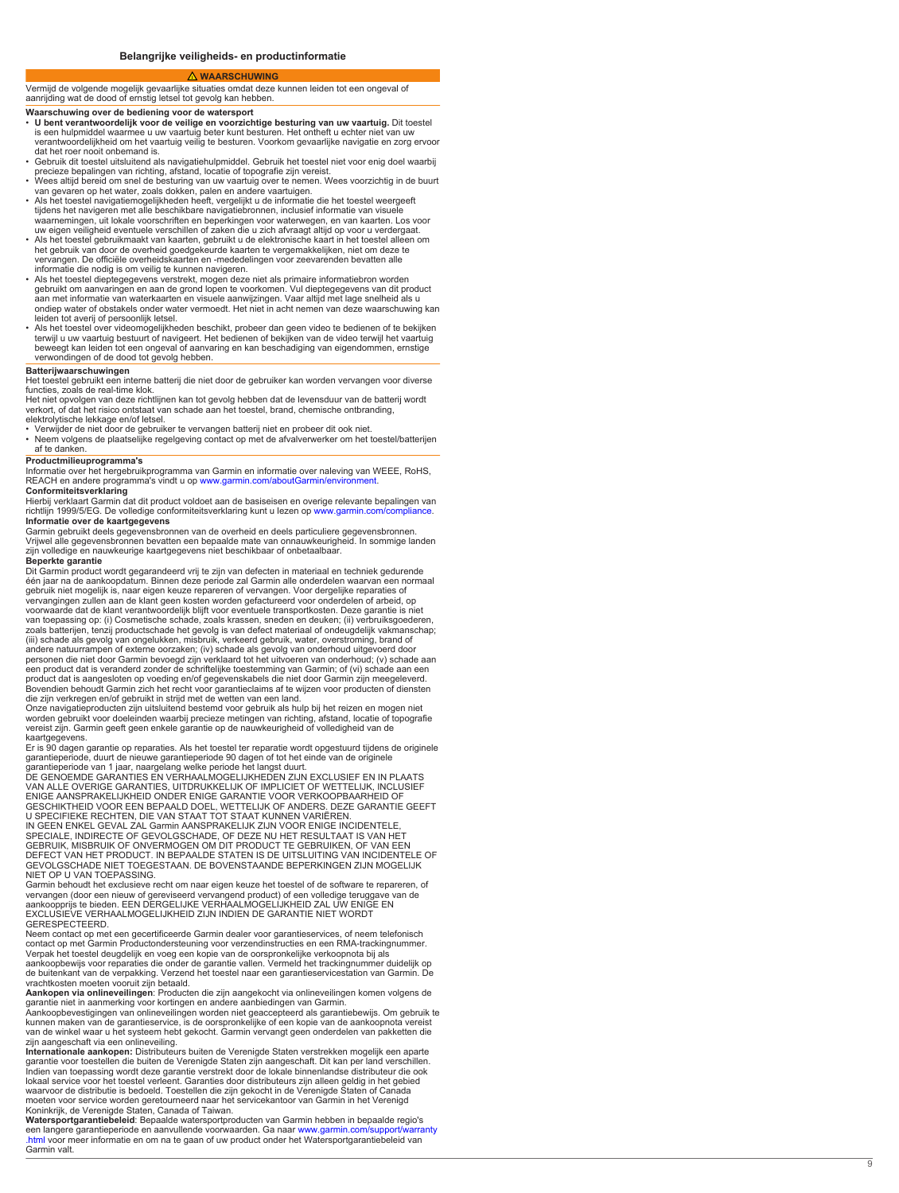## Belangrijke veiligheids- en productinformatie

**⚠ WAARSCHUWING**

Vermijd de volgende mogelijk gevaarlijke situaties omdat deze kunnen leiden tot een ongeval of aanrijding wat de dood of ernstig letsel tot gevolg kan hebben.

**Waarschuwing over de bediening voor de watersport**

- **U bent verantwoordelijk voor de veilige en voorzichtige besturing van uw vaartuig.** Dit toestel is een hulpmiddel waarmee u uw vaartuig beter kunt besturen. Het ontheft u echter niet van uw verantwoordelijkheid om het vaartuig veilig te besturen. Voorkom gevaarlijke navigatie en zorg ervoor dat het roer nooit onbemand is.
- Gebruik dit toestel uitsluitend als navigatiehulpmiddel. Gebruik het toestel niet voor enig doel waarbij precieze bepalingen van richting, afstand, locatie of topografie zijn vereist.
- Wees altijd bereid om snel de besturing van uw vaartuig over te nemen. Wees voorzichtig in de buurt van gevaren op het water, zoals dokken, palen en andere vaartuigen.
- Als het toestel navigatiemogelijkheden heeft, vergelijkt u de informatie die het toestel weergeeft tijdens het navigeren met alle beschikbare navigatiebronnen, inclusief informatie van visuele waarnemingen, uit lokale voorschriften en beperkingen voor waterwegen, en van kaarten. Los voor uw eigen veiligheid eventuele verschillen of zaken die u zich afvraagt altijd op voor u verdergaat.
- Als het toestel gebruikmaakt van kaarten, gebruikt u de elektronische kaart in het toestel alleen om het gebruik van door de overheid goedgekeurde kaarten te vergemakkelijken, niet om deze te vervangen. De officiële overheidskaarten en -mededelingen voor zeevarenden bevatten alle informatie die nodig is om veilig te kunnen navigeren.
- Als het toestel dieptegegevens verstrekt, mogen deze niet als primaire informatiebron worden gebruikt om aanvaringen en aan de grond lopen te voorkomen. Vul dieptegegevens van dit product aan met informatie van waterkaarten en visuele aanwijzingen. Vaar altijd met lage snelheid als u ondiep water of obstakels onder water vermoedt. Het niet in acht nemen van deze waarschuwing kan leiden tot averij of persoonlijk letsel.
- Als het toestel over videomogelijkheden beschikt, probeer dan geen video te bedienen of te bekijken terwijl u uw vaartuig bestuurt of navigeert. Het bedienen of bekijken van de video terwijl het vaartuig beweegt kan leiden tot een ongeval of aanvaring en kan beschadiging van eigendommen, ernstige verwondingen of de dood tot gevolg hebben.

**Batterijwaarschuwingen**

Het toestel gebruikt een interne batterij die niet door de gebruiker kan worden vervangen voor diverse functies, zoals de real-time klok.

Het niet opvolgen van deze richtlijnen kan tot gevolg hebben dat de levensduur van de batterij wordt verkort, of dat het risico ontstaat van schade aan het toestel, brand, chemische ontbranding, elektrolytische lekkage en/of letsel.

- Verwijder de niet door de gebruiker te vervangen batterij niet en probeer dit ook niet.
- Neem volgens de plaatselijke regelgeving contact op met de afvalverwerker om het toestel/batterijen af te danken.

**Productmilieuprogramma's**

Informatie over het hergebruikprogramma van Garmin en informatie over naleving van WEEE, RoHS, REACH en andere programma's vindt u op www.garmin.com/aboutGarmin/environment.

**Conformiteitsverklaring**

Hierbij verklaart Garmin dat dit product voldoet aan de basiseisen en overige relevante bepalingen van richtlijn 1999/5/EG. De volledige conformiteitsverklaring kunt u lezen op www.garmin.com/compliance.

**Informatie over de kaartgegevens**

Garmin gebruikt deels gegevensbronnen van de overheid en deels particuliere gegevensbronnen. Vrijwel alle gegevensbronnen bevatten een bepaalde mate van onnauwkeurigheid. In sommige landen zijn volledige en nauwkeurige kaartgegevens niet beschikbaar of onbetaalbaar.

**Beperkte garantie**

Dit Garmin product wordt gegarandeerd vrij te zijn van defecten in materiaal en techniek gedurende één jaar na de aankoopdatum. Binnen deze periode zal Garmin alle onderdelen waarvan een normaal gebruik niet mogelijk is, naar eigen keuze repareren of vervangen. Voor dergelijke reparaties of vervangingen zullen aan de klant geen kosten worden gefactureerd voor onderdelen of arbeid, op voorwaarde dat de klant verantwoordelijk blijft voor eventuele transportkosten. Deze garantie is niet van toepassing op: (i) Cosmetische schade, zoals krassen, sneden en deuken; (ii) verbruiksgoederen, zoals batterijen, tenzij productschade het gevolg is van defect materiaal of ondeugdelijk vakmanschap; (iii) schade als gevolg van ongelukken, misbruik, verkeerd gebruik, water, overstroming, brand of andere natuurrampen of externe oorzaken; (iv) schade als gevolg van onderhoud uitgevoerd door personen die niet door Garmin bevoegd zijn verklaard tot het uitvoeren van onderhoud; (v) schade aan een product dat is veranderd zonder de schriftelijke toestemming van Garmin; of (vi) schade aan een product dat is aangesloten op voeding en/of gegevenskabels die niet door Garmin zijn meegeleverd. Bovendien behoudt Garmin zich het recht voor garantieclaims af te wijzen voor producten of diensten die zijn verkregen en/of gebruikt in strijd met de wetten van een land.

Onze navigatieproducten zijn uitsluitend bestemd voor gebruik als hulp bij het reizen en mogen niet worden gebruikt voor doeleinden waarbij precieze metingen van richting, afstand, locatie of topografie vereist zijn. Garmin geeft geen enkele garantie op de nauwkeurigheid of volledigheid van de kaartgegevens.

Er is 90 dagen garantie op reparaties. Als het toestel ter reparatie wordt opgestuurd tijdens de originele garantieperiode, duurt de nieuwe garantieperiode 90 dagen of tot het einde van de originele garantieperiode van 1 jaar, naargelang welke periode het langst duurt.

DE GENOEMDE GARANTIES EN VERHAALMOGELIJKHEDEN ZIJN EXCLUSIEF EN IN PLAATS VAN ALLE OVERIGE GARANTIES, UITDRUKKELIJK OF IMPLICIET OF WETTELIJK, INCLUSIEF ENIGE AANSPRAKELIJKHEID ONDER ENIGE GARANTIE VOOR VERKOOPBAARHEID OF GESCHIKTHEID VOOR EEN BEPAALD DOEL, WETTELIJK OF ANDERS. DEZE GARANTIE GEEFT U SPECIFIEKE RECHTEN, DIE VAN STAAT TOT STAAT KUNNEN VARIËREN.

IN GEEN ENKEL GEVAL ZAL Garmin AANSPRAKELIJK ZIJN VOOR ENIGE INCIDENTELE, SPECIALE, INDIRECTE OF GEVOLGSCHADE, OF DEZE NU HET RESULTAAT IS VAN HET GEBRUIK, MISBRUIK OF ONVERMOGEN OM DIT PRODUCT TE GEBRUIKEN, OF VAN EEN DEFECT VAN HET PRODUCT. IN BEPAALDE STATEN IS DE UITSLUITING VAN INCIDENTELE OF GEVOLGSCHADE NIET TOEGESTAAN. DE BOVENSTAANDE BEPERKINGEN ZIJN MOGELIJK NIET OP U VAN TOEPASSING.

Garmin behoudt het exclusieve recht om naar eigen keuze het toestel of de software te repareren, of vervangen (door een nieuw of gereviseerd vervangend product) of een volledige teruggave van de aankoopprijs te bieden. EEN DERGELIJKE VERHAALMOGELIJKHEID ZAL UW ENIGE EN EXCLUSIEVE VERHAALMOGELIJKHEID ZIJN INDIEN DE GARANTIE NIET WORDT GERESPECTEERD.

Neem contact op met een gecertificeerde Garmin dealer voor garantieservices, of neem telefonisch contact op met Garmin Productondersteuning voor verzendinstructies en een RMA-trackingnummer. Verpak het toestel deugdelijk en voeg een kopie van de oorspronkelijke verkoopnota bij als aankoopbewijs voor reparaties die onder de garantie vallen. Vermeld het trackingnummer duidelijk op de buitenkant van de verpakking. Verzend het toestel naar een garantieservicestation van Garmin. De vrachtkosten moeten vooruit zijn betaald.

**Aankopen via onlineveilingen**: Producten die zijn aangekocht via onlineveilingen komen volgens de garantie niet in aanmerking voor kortingen en andere aanbiedingen van Garmin. Aankoopbevestigingen van onlineveilingen worden niet geaccepteerd als garantiebewijs. Om gebruik te kunnen maken van de garantieservice, is de oorspronkelijke of een kopie van de aankoopnota vereist van de winkel waar u het systeem hebt gekocht. Garmin vervangt geen onderdelen van pakketten die zijn aangeschaft via een onlineveiling.

**Internationale aankopen:** Distributeurs buiten de Verenigde Staten verstrekken mogelijk een aparte garantie voor toestellen die buiten de Verenigde Staten zijn aangeschaft. Dit kan per land verschillen. Indien van toepassing wordt deze garantie verstrekt door de lokale binnenlandse distributeur die ook lokaal service voor het toestel verleent. Garanties door distributeurs zijn alleen geldig in het gebied waarvoor de distributie is bedoeld. Toestellen die zijn gekocht in de Verenigde Staten of Canada moeten voor service worden geretourneerd naar het servicekantoor van Garmin in het Verenigd Koninkrijk, de Verenigde Staten, Canada of Taiwan.

**Watersportgarantiebeleid**: Bepaalde watersportproducten van Garmin hebben in bepaalde regio's een langere garantieperiode en aanvullende voorwaarden. Ga naar www.garmin.com/support/warranty.html voor meer informatie en om na te gaan of uw product onder het Watersportgarantiebeleid van Garmin valt.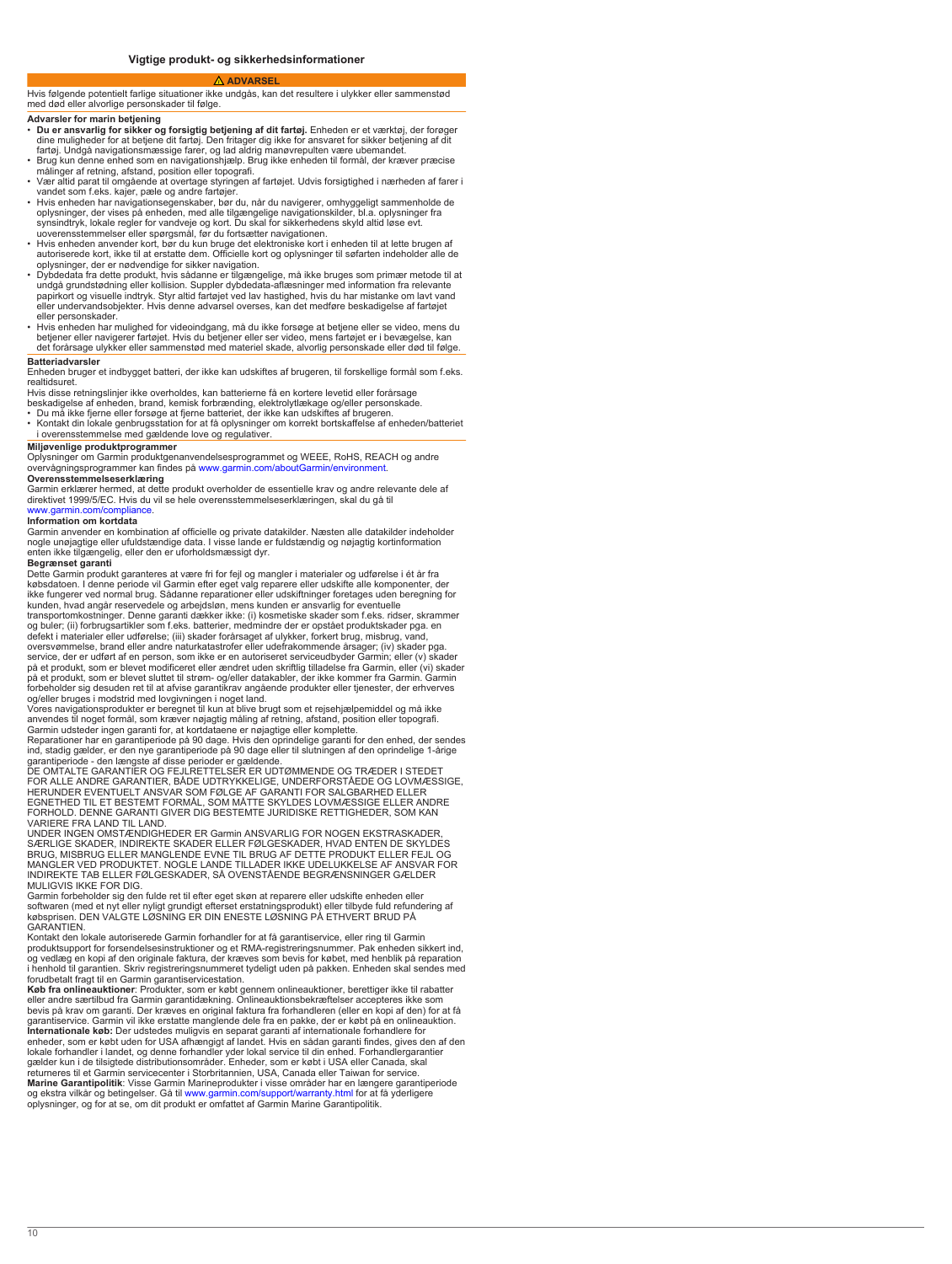## Vigtige produkt- og sikkerhedsinformationer

**⚠ ADVARSEL**

Hvis følgende potentielt farlige situationer ikke undgås, kan det resultere i ulykker eller sammenstød med død eller alvorlige personskader til følge.

**Advarsler for marin betjening**

- **Du er ansvarlig for sikker og forsigtig betjening af dit fartøj.** Enheden er et værktøj, der forøger dine muligheder for at betjene dit fartøj. Den fritager dig ikke for ansvaret for sikker betjening af dit fartøj. Undgå navigationsmæssige farer, og lad aldrig manøvrepulten være ubemandet.
- Brug kun denne enhed som en navigationshjælp. Brug ikke enheden til formål, der kræver præcise målinger af retning, afstand, position eller topografi.
- Vær altid parat til omgående at overtage styringen af fartøjet. Udvis forsigtighed i nærheden af farer i vandet som f.eks. kajer, pæle og andre fartøjer.
- Hvis enheden har navigationsegenskaber, bør du, når du navigerer, omhyggeligt sammenholde de oplysninger, der vises på enheden, med alle tilgængelige navigationskilder, bl.a. oplysninger fra synsindtryk, lokale regler for vandveje og kort. Du skal for sikkerhedens skyld altid løse evt. uoverensstemmelser eller spørgsmål, før du fortsætter navigationen.
- Hvis enheden anvender kort, bør du kun bruge det elektroniske kort i enheden til at lette brugen af autoriserede kort, ikke til at erstatte dem. Officielle kort og oplysninger til søfarten indeholder alle de oplysninger, der er nødvendige for sikker navigation.
- Dybdedata fra dette produkt, hvis sådanne er tilgængelige, må ikke bruges som primær metode til at undgå grundstødning eller kollision. Suppler dybdedata-aflæsninger med information fra relevante papirkort og visuelle indtryk. Styr altid fartøjet ved lav hastighed, hvis du har mistanke om lavt vand eller undervandsobjekter. Hvis denne advarsel overses, kan det medføre beskadigelse af fartøjet eller personskader.
- Hvis enheden har mulighed for videoindgang, må du ikke forsøge at betjene eller se video, mens du betjener eller navigerer fartøjet. Hvis du betjener eller ser video, mens fartøjet er i bevægelse, kan det forårsage ulykker eller sammenstød med materiel skade, alvorlig personskade eller død til følge.

**Batteriadvarsler**

Enheden bruger et indbygget batteri, der ikke kan udskiftes af brugeren, til forskellige formål som f.eks. realtidsuret.

Hvis disse retningslinjer ikke overholdes, kan batterierne få en kortere levetid eller forårsage beskadigelse af enheden, brand, kemisk forbrænding, elektrolytlækage og/eller personskade.

- Du må ikke fjerne eller forsøge at fjerne batteriet, der ikke kan udskiftes af brugeren.
- Kontakt din lokale genbrugsstation for at få oplysninger om korrekt bortskaffelse af enheden/batteriet i overensstemmelse med gældende love og regulativer.

**Miljøvenlige produktprogrammer**

Oplysninger om Garmin produktgenanvendelsesprogrammet og WEEE, RoHS, REACH og andre overvågningsprogrammer kan findes på www.garmin.com/aboutGarmin/environment.

**Overensstemmelseserklæring**

Garmin erklærer hermed, at dette produkt overholder de essentielle krav og andre relevante dele af direktivet 1999/5/EC. Hvis du vil se hele overensstemmelseserklæringen, skal du gå til www.garmin.com/compliance.

**Information om kortdata**

Garmin anvender en kombination af officielle og private datakilder. Næsten alle datakilder indeholder nogle unøjagtige eller ufuldstændige data. I visse lande er fuldstændig og nøjagtig kortinformation enten ikke tilgængelig, eller den er uforholdsmæssigt dyr.

**Begrænset garanti**

Dette Garmin produkt garanteres at være fri for fejl og mangler i materialer og udførelse i ét år fra købsdatoen. I denne periode vil Garmin efter eget valg reparere eller udskifte alle komponenter, der ikke fungerer ved normal brug. Sådanne reparationer eller udskiftninger foretages uden beregning for kunden, hvad angår reservedele og arbejdsløn, mens kunden er ansvarlig for eventuelle transportomkostninger. Denne garanti dækker ikke: (i) kosmetiske skader som f.eks. ridser, skrammer og buler; (ii) forbrugsartikler som f.eks. batterier, medmindre der er opstået produktskader pga. en defekt i materialer eller udførelse; (iii) skader forårsaget af ulykker, forkert brug, misbrug, vand, oversvømmelse, brand eller andre naturkatastrofer eller udefrakommende årsager; (iv) skader pga. service, der er udført af en person, som ikke er en autoriseret serviceudbyder Garmin; eller (v) skader på et produkt, som er blevet modificeret eller ændret uden skriftlig tilladelse fra Garmin, eller (vi) skader på et produkt, som er blevet sluttet til strøm- og/eller datakabler, der ikke kommer fra Garmin. Garmin forbeholder sig desuden ret til at afvise garantikrav angående produkter eller tjenester, der erhverves og/eller bruges i modstrid med lovgivningen i noget land.

Vores navigationsprodukter er beregnet til kun at blive brugt som et rejsehjælpemiddel og må ikke anvendes til noget formål, som kræver nøjagtig måling af retning, afstand, position eller topografi. Garmin udsteder ingen garanti for, at kortdataene er nøjagtige eller komplette.

Reparationer har en garantiperiode på 90 dage. Hvis den oprindelige garanti for den enhed, der sendes ind, stadig gælder, er den nye garantiperiode på 90 dage eller til slutningen af den oprindelige 1-årige garantiperiode - den længste af disse perioder er gældende.

DE OMTALTE GARANTIER OG FEJLRETTELSER ER UDTØMMENDE OG TRÆDER I STEDET FOR ALLE ANDRE GARANTIER, BÅDE UDTRYKKELIGE, UNDERFORSTÅEDE OG LOVMÆSSIGE, HERUNDER EVENTUELT ANSVAR SOM FØLGE AF GARANTI FOR SALGBARHED ELLER EGNETHED TIL ET BESTEMT FORMÅL, SOM MÅTTE SKYLDES LOVMÆSSIGE ELLER ANDRE FORHOLD. DENNE GARANTI GIVER DIG BESTEMTE JURIDISKE RETTIGHEDER, SOM KAN VARIERE FRA LAND TIL LAND.

UNDER INGEN OMSTÆNDIGHEDER ER Garmin ANSVARLIG FOR NOGEN EKSTRASKADER, SÆRLIGE SKADER, INDIREKTE SKADER ELLER FØLGESKADER, HVAD ENTEN DE SKYLDES BRUG, MISBRUG ELLER MANGLENDE EVNE TIL BRUG AF DETTE PRODUKT ELLER FEJL OG MANGLER VED PRODUKTET. NOGLE LANDE TILLADER IKKE UDELUKKELSE AF ANSVAR FOR INDIREKTE TAB ELLER FØLGESKADER, SÅ OVENSTÅENDE BEGRÆNSNINGER GÆLDER MULIGVIS IKKE FOR DIG.

Garmin forbeholder sig den fulde ret til efter eget skøn at reparere eller udskifte enheden eller softwaren (med et nyt eller nyligt grundigt efterset erstatningsprodukt) eller tilbyde fuld refundering af købsprisen. DEN VALGTE LØSNING ER DIN ENESTE LØSNING PÅ ETHVERT BRUD PÅ GARANTIEN.

Kontakt den lokale autoriserede Garmin forhandler for at få garantiservice, eller ring til Garmin produktsupport for forsendelsesinstruktioner og et RMA-registreringsnummer. Pak enheden sikkert ind, og vedlæg en kopi af den originale faktura, der kræves som bevis for købet, med henblik på reparation i henhold til garantien. Skriv registreringsnummeret tydeligt uden på pakken. Enheden skal sendes med forudbetalt fragt til en Garmin garantiservicestation.

**Køb fra onlineauktioner**: Produkter, som er købt gennem onlineauktioner, berettiger ikke til rabatter eller andre særtilbud fra Garmin garantidækning. Onlineauktionsbekræftelser accepteres ikke som bevis på krav om garanti. Der kræves en original faktura fra forhandleren (eller en kopi af den) for at få garantiservice. Garmin vil ikke erstatte manglende dele fra en pakke, der er købt på en onlineauktion.

**Internationale køb:** Der udstedes muligvis en separat garanti af internationale forhandlere for enheder, som er købt uden for USA afhængigt af landet. Hvis en sådan garanti findes, gives den af den lokale forhandler i landet, og denne forhandler yder lokal service til din enhed. Forhandlergarantier gælder kun i de tilsigtede distributionsområder. Enheder, som er købt i USA eller Canada, skal returneres til et Garmin servicecenter i Storbritannien, USA, Canada eller Taiwan for service.

**Marine Garantipolitik**: Visse Garmin Marineprodukter i visse områder har en længere garantiperiode og ekstra vilkår og betingelser. Gå til www.garmin.com/support/warranty.html for at få yderligere oplysninger, og for at se, om dit produkt er omfattet af Garmin Marine Garantipolitik.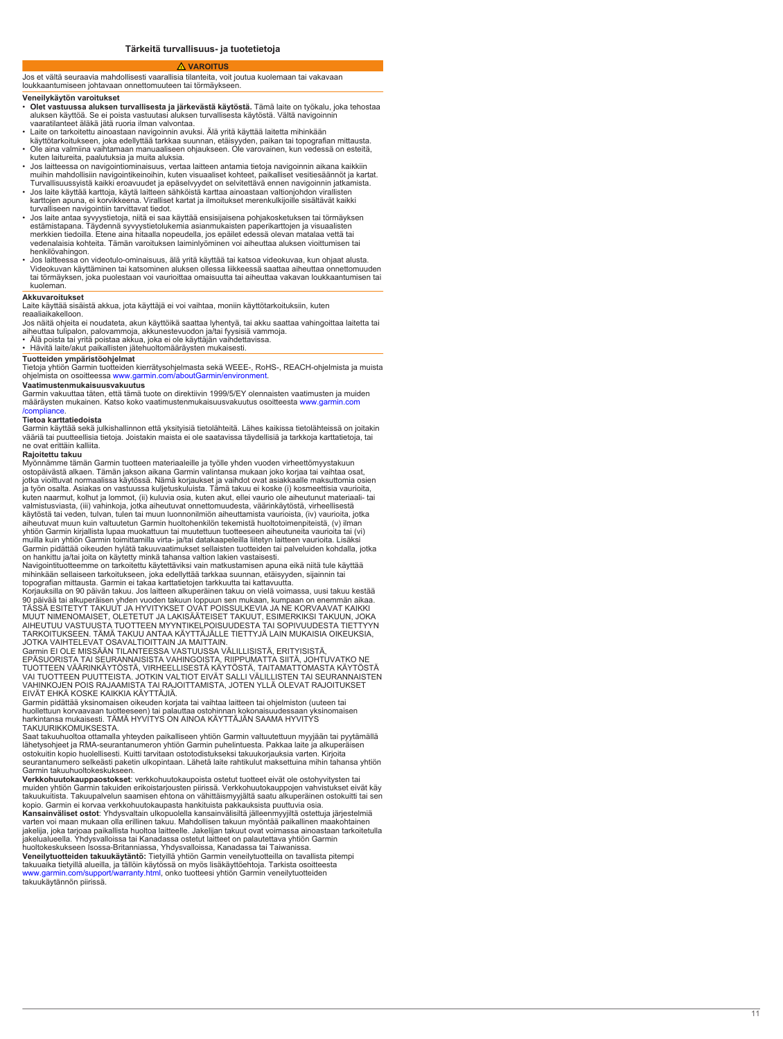# Tärkeitä turvallisuus- ja tuotetietoja

**⚠ VAROITUS**

Jos et vältä seuraavia mahdollisesti vaarallisia tilanteita, voit joutua kuolemaan tai vakavaan loukkaantumiseen johtavaan onnettomuuteen tai törmäykseen.

**Veneilykäytön varoitukset**

- **Olet vastuussa aluksen turvallisesta ja järkevästä käytöstä.** Tämä laite on työkalu, joka tehostaa aluksen käyttöä. Se ei poista vastuutasi aluksen turvallisesta käytöstä. Vältä navigoinnin vaaratilanteet äläkä jätä ruoria ilman valvontaa.
- Laite on tarkoitettu ainoastaan navigoinnin avuksi. Älä yritä käyttää laitetta mihinkään käyttötarkoitukseen, joka edellyttää tarkkaa suunnan, etäisyyden, paikan tai topografian mittausta.
- Ole aina valmiina vaihtamaan manuaaliseen ohjaukseen. Ole varovainen, kun vedessä on esteitä, kuten laitureita, paalutuksia ja muita aluksia.
- Jos laitteessa on navigointiominaisuus, vertaa laitteen antamia tietoja navigoinnin aikana kaikkiin muihin mahdollisiin navigointikeinoihin, kuten visuaaliset kohteet, paikalliset vesitiesäännöt ja kartat. Turvallisuussyistä kaikki eroavuudet ja epäselvyydet on selvitettävä ennen navigoinnin jatkamista.
- Jos laite käyttää karttoja, käytä laitteen sähköistä karttaa ainoastaan valtionjohdon virallisten karttojen apuna, ei korvikkeena. Viralliset kartat ja ilmoitukset merenkulkijoille sisältävät kaikki turvalliseen navigointiin tarvittavat tiedot.
- Jos laite antaa syvyystietoja, niitä ei saa käyttää ensisijaisena pohjakosketuksen tai törmäyksen estämistapana. Täydennä syvyystietolukemia asianmukaisten paperikarttojen ja visuaalisten merkkien tiedoilla. Etene aina hitaalla nopeudella, jos epäilet edessä olevan matalaa vettä tai vedenalaisia kohteita. Tämän varoituksen laiminlyöminen voi aiheuttaa aluksen vioittumisen tai henkilövahingon.
- Jos laitteessa on videotulo-ominaisuus, älä yritä käyttää tai katsoa videokuvaa, kun ohjaat alusta. Videokuvan käyttäminen tai katsominen aluksen ollessa liikkeessä saattaa aiheuttaa onnettomuuden tai törmäyksen, joka puolestaan voi vaurioittaa omaisuutta tai aiheuttaa vakavan loukkaantumisen tai kuoleman.

**Akkuvaroitukset**

Laite käyttää sisäistä akkua, jota käyttäjä ei voi vaihtaa, moniin käyttötarkoituksiin, kuten reaaliaikakelloon.

Jos näitä ohjeita ei noudateta, akun käyttöikä saattaa lyhentyä, tai akku saattaa vahingoittaa laitetta tai aiheuttaa tulipalon, palovammoja, akkunestevuodon ja/tai fyysisiä vammoja.

- Älä poista tai yritä poistaa akkua, joka ei ole käyttäjän vaihdettavissa.
- Hävitä laite/akut paikallisten jätehuoltomääräysten mukaisesti.

**Tuotteiden ympäristöohjelmat**

Tietoja yhtiön Garmin tuotteiden kierrätysohjelmasta sekä WEEE-, RoHS-, REACH-ohjelmista ja muista ohjelmista on osoitteessa www.garmin.com/aboutGarmin/environment.

**Vaatimustenmukaisuusvakuutus**

Garmin vakuuttaa täten, että tämä tuote on direktiivin 1999/5/EY olennaisten vaatimusten ja muiden määräysten mukainen. Katso koko vaatimustenmukaisuusvakuutus osoitteesta www.garmin.com/compliance.

**Tietoa karttatiedoista**

Garmin käyttää sekä julkishallinnon että yksityisiä tietolähteitä. Lähes kaikissa tietolähteissä on joitakin vääriä tai puutteellisia tietoja. Joistakin maista ei ole saatavissa täydellisiä ja tarkkoja karttatietoja, tai ne ovat erittäin kalliita.

**Rajoitettu takuu**

Myönnämme tämän Garmin tuotteen materiaaleille ja työlle yhden vuoden virheettömyystakuun ostopäivästä alkaen. Tämän jakson aikana Garmin valintansa mukaan joko korjaa tai vaihtaa osat, jotka vioittuvat normaalissa käytössä. Nämä korjaukset ja vaihdot ovat asiakkaalle maksuttomia osien ja työn osalta. Asiakas on vastuussa kuljetuskuluista. Tämä takuu ei koske (i) kosmeettisia vaurioita, kuten naarmut, kolhut ja lommot, (ii) kuluvia osia, kuten akut, ellei vaurio ole aiheutunut materiaali- tai valmistusviasta, (iii) vahinkoja, jotka aiheutuvat onnettomuudesta, väärinkäytöstä, virheellisestä käytöstä tai veden, tulvan, tulen tai muun luonnonilmiön aiheuttamista vaurioista, (iv) vaurioita, jotka aiheutuvat muun kuin valtuutetun Garmin huoltohenkilön tekemistä huoltotoimenpiteistä, (v) ilman yhtiön Garmin kirjallista lupaa muokattuun tai muutettuun tuotteeseen aiheutuneita vaurioita tai (vi) muilla kuin yhtiön Garmin toimittamilla virta- ja/tai datakaapeleilla liitetyn laitteen vaurioita. Lisäksi Garmin pidättää oikeuden hylätä takuuvaatimukset sellaisten tuotteiden tai palveluiden kohdalla, jotka on hankittu ja/tai joita on käytetty minkä tahansa valtion lakien vastaisesti.

Navigointituotteemme on tarkoitettu käytettäviksi vain matkustamisen apuna eikä niitä tule käyttää mihinkään sellaiseen tarkoitukseen, joka edellyttää tarkkaa suunnan, etäisyyden, sijainnin tai topografian mittausta. Garmin ei takaa karttatietojen tarkkuutta tai kattavuutta.

Korjauksilla on 90 päivän takuu. Jos laitteen alkuperäinen takuu on vielä voimassa, uusi takuu kestää 90 päivää tai alkuperäisen yhden vuoden takuun loppuun sen mukaan, kumpaan on enemmän aikaa.

TÄSSÄ ESITETYT TAKUUT JA HYVITYKSET OVAT POISSULKEVIA JA NE KORVAAVAT KAIKKI MUUT NIMENOMAISET, OLETETUT JA LAKISÄÄTEISET TAKUUT, ESIMERKIKSI TAKUUN, JOKA AIHEUTUU VASTUUSTA TUOTTEEN MYYNTIKELPOISUUDESTA TAI SOPIVUUDESTA TIETTYYN TARKOITUKSEEN. TÄMÄ TAKUU ANTAA KÄYTTÄJÄLLE TIETTYJÄ LAIN MUKAISIA OIKEUKSIA, JOTKA VAIHTELEVAT OSAVALTIOITTAIN JA MAITTAIN.

Garmin EI OLE MISSÄÄN TILANTEESSA VASTUUSSA VÄLILLISISTÄ, ERITYISISTÄ, EPÄSUORISTA TAI SEURANNAISISTA VAHINGOISTA, RIIPPUMATTA SIITÄ, JOHTUVATKO NE TUOTTEEN VÄÄRINKÄYTÖSTÄ, VIRHEELLISESTÄ KÄYTÖSTÄ, TAITAMATTOMASTA KÄYTÖSTÄ VAI TUOTTEEN PUUTTEISTA. JOTKIN VALTIOT EIVÄT SALLI VÄLILLISTEN TAI SEURANNAISTEN VAHINKOJEN POIS RAJAAMISTA TAI RAJOITTAMISTA, JOTEN YLLÄ OLEVAT RAJOITUKSET EIVÄT EHKÄ KOSKE KAIKKIA KÄYTTÄJIÄ.

Garmin pidättää yksinomaisen oikeuden korjata tai vaihtaa laitteen tai ohjelmiston (uuteen tai huollettuun korvaavaan tuotteeseen) tai palauttaa ostohinnan kokonaisuudessaan yksinomaisen harkintansa mukaisesti. TÄMÄ HYVITYS ON AINOA KÄYTTÄJÄN SAAMA HYVITYS TAKUURIKKOMUKSESTA.

Saat takuuhuoltoa ottamalla yhteyden paikalliseen yhtiön Garmin valtuutettuun myyjään tai pyytämällä lähetysohjeet ja RMA-seurantanumeron yhtiön Garmin puhelintuesta. Pakkaa laite ja alkuperäisen ostokuitin kopio huolellisesti. Kuitti tarvitaan ostotodistukseksi takuukorjauksia varten. Kirjoita seurantanumero selkeästi paketin ulkopintaan. Lähetä laite rahtikulut maksettuina mihin tahansa yhtiön Garmin takuuhuoltokeskukseen.

**Verkkohuutokauppaostokset**: verkkohuutokaupoista ostetut tuotteet eivät ole ostohyvitysten tai muiden yhtiön Garmin takuiden erikoistarjousten piirissä. Verkkohuutokauppojen vahvistukset eivät käy takuukuitista. Takuupalvelun saamisen ehtona on vähittäismyyjältä saatu alkuperäinen ostokuitti tai sen kopio. Garmin ei korvaa verkkohuutokaupasta hankituista pakkauksista puuttuvia osia.

**Kansainväliset ostot**: Yhdysvaltain ulkopuolella kansainvälisiltä jälleenmyyjiltä ostettuja järjestelmiä varten voi maan mukaan olla erillinen takuu. Mahdollisen takuun myöntää paikallinen maakohtainen jakelija, joka tarjoaa paikallista huoltoa laitteelle. Jakelijan takuut ovat voimassa ainoastaan tarkoitetulla jakelualueella. Yhdysvalloissa tai Kanadassa ostetut laitteet on palautettava yhtiön Garmin huoltokeskukseen Isossa-Britanniassa, Yhdysvalloissa, Kanadassa tai Taiwanissa.

**Veneilytuotteiden takuukäytäntö**: Tietyillä yhtiön Garmin veneilytuotteilla on tavallista pitempi takuuaika tietyillä alueilla, ja tällöin käytössä on myös lisäkäyttöehtoja. Tarkista osoitteesta www.garmin.com/support/warranty.html, onko tuotteesi yhtiön Garmin veneilytuotteiden takuukäytännön piirissä.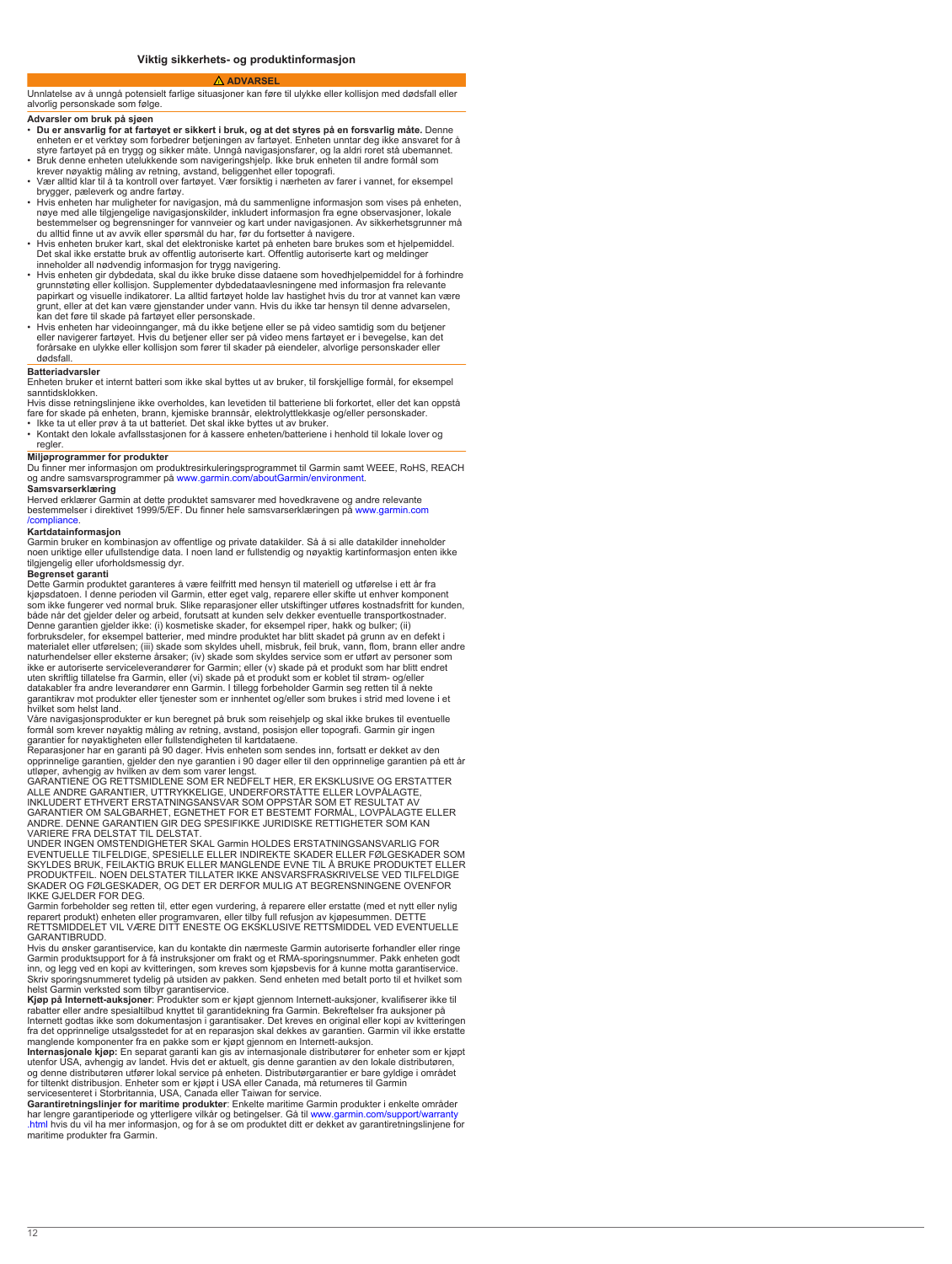## Viktig sikkerhets- og produktinformasjon

**⚠ ADVARSEL**

Unnlatelse av å unngå potensielt farlige situasjoner kan føre til ulykke eller kollisjon med dødsfall eller alvorlig personskade som følge.

### Advarsler om bruk på sjøen

- **Du er ansvarlig for at fartøyet er sikkert i bruk, og at det styres på en forsvarlig måte.** Denne enheten er et verktøy som forbedrer betjeningen av fartøyet. Enheten unntar deg ikke ansvaret for å styre fartøyet på en trygg og sikker måte. Unngå navigasjonsfarer, og la aldri roret stå ubemannet.
- Bruk denne enheten utelukkende som navigeringshjelp. Ikke bruk enheten til andre formål som krever nøyaktig måling av retning, avstand, beliggenhet eller topografi.
- Vær alltid klar til å ta kontroll over fartøyet. Vær forsiktig i nærheten av farer i vannet, for eksempel brygger, pæleverk og andre fartøy.
- Hvis enheten har muligheter for navigasjon, må du sammenligne informasjon som vises på enheten, nøye med alle tilgjengelige navigasjonskilder, inkludert informasjon fra egne observasjoner, lokale bestemmelser og begrensninger for vannveier og kart under navigasjonen. Av sikkerhetsgrunner må du alltid finne ut av avvik eller spørsmål du har, før du fortsetter å navigere.
- Hvis enheten bruker kart, skal det elektroniske kartet på enheten bare brukes som et hjelpemiddel. Det skal ikke erstatte bruk av offentlig autoriserte kart. Offentlig autoriserte kart og meldinger inneholder all nødvendig informasjon for trygg navigering.
- Hvis enheten gir dybdedata, skal du ikke bruke disse dataene som hovedhjelpemiddel for å forhindre grunnstøting eller kollisjon. Supplementer dybdedataavlesningene med informasjon fra relevante papirkart og visuelle indikatorer. La alltid fartøyet holde lav hastighet hvis du tror at vannet kan være grunt, eller at det kan være gjenstander under vann. Hvis du ikke tar hensyn til denne advarselen, kan det føre til skade på fartøyet eller personskade.
- Hvis enheten har videoinnganger, må du ikke betjene eller se på video samtidig som du betjener eller navigerer fartøyet. Hvis du betjener eller ser på video mens fartøyet er i bevegelse, kan det forårsake en ulykke eller kollisjon som fører til skader på eiendeler, alvorlige personskader eller dødsfall.

### Batteriadvarsler

Enheten bruker et internt batteri som ikke skal byttes ut av bruker, til forskjellige formål, for eksempel sanntidsklokken.

Hvis disse retningslinjene ikke overholdes, kan levetiden til batteriene bli forkortet, eller det kan oppstå fare for skade på enheten, brann, kjemiske brannsår, elektrolyttlekkasje og/eller personskader.

- Ikke ta ut eller prøv å ta ut batteriet. Det skal ikke byttes ut av bruker.
- Kontakt den lokale avfallsstasjonen for å kassere enheten/batteriene i henhold til lokale lover og regler.

### Miljøprogrammer for produkter

Du finner mer informasjon om produktresirkuleringsprogrammet til Garmin samt WEEE, RoHS, REACH og andre samsvarsprogrammer på www.garmin.com/aboutGarmin/environment.

### Samsvarserklæring

Herved erklærer Garmin at dette produktet samsvarer med hovedkravene og andre relevante bestemmelser i direktivet 1999/5/EF. Du finner hele samsvarserklæringen på www.garmin.com/compliance.

### Kartdatainformasjon

Garmin bruker en kombinasjon av offentlige og private datakilder. Så å si alle datakilder inneholder noen uriktige eller ufullstendige data. I noen land er fullstendig og nøyaktig kartinformasjon enten ikke tilgjengelig eller uforholdsmessig dyr.

### Begrenset garanti

Dette Garmin produktet garanteres å være feilfritt med hensyn til materiell og utførelse i ett år fra kjøpsdatoen. I denne perioden vil Garmin, etter eget valg, reparere eller skifte ut enhver komponent som ikke fungerer ved normal bruk. Slike reparasjoner eller utskiftinger utføres kostnadsfritt for kunden, både når det gjelder deler og arbeid, forutsatt at kunden selv dekker eventuelle transportkostnader. Denne garantien gjelder ikke: (i) kosmetiske skader, for eksempel riper, hakk og bulker; (ii) forbruksdeler, for eksempel batterier, med mindre produktet har blitt skadet på grunn av en defekt i materialet eller utførelsen; (iii) skade som skyldes uhell, misbruk, feil bruk, vann, flom, brann eller andre naturhendelser eller eksterne årsaker; (iv) skade som skyldes service som er utført av personer som ikke er autoriserte serviceleverandører for Garmin; eller (v) skade på et produkt som har blitt endret uten skriftlig tillatelse fra Garmin, eller (vi) skade på et produkt som er koblet til strøm- og/eller datakabler fra andre leverandører enn Garmin. I tillegg forbeholder Garmin seg retten til å nekte garantikrav mot produkter eller tjenester som er innhentet og/eller som brukes i strid med lovene i et hvilket som helst land.

Våre navigasjonsprodukter er kun beregnet på bruk som reisehjelp og skal ikke brukes til eventuelle formål som krever nøyaktig måling av retning, avstand, posisjon eller topografi. Garmin gir ingen garantier for nøyaktigheten eller fullstendigheten til kartdataene.

Reparasjoner har en garanti på 90 dager. Hvis enheten som sendes inn, fortsatt er dekket av den opprinnelige garantien, gjelder den nye garantien i 90 dager eller til den opprinnelige garantien på ett år utløper, avhengig av hvilken av dem som varer lengst.

GARANTIENE OG RETTSMIDLENE SOM ER NEDFELT HER, ER EKSKLUSIVE OG ERSTATTER ALLE ANDRE GARANTIER, UTTRYKKELIGE, UNDERFORSTÅTTE ELLER LOVPÅLAGTE, INKLUDERT ETHVERT ERSTATNINGSANSVAR SOM OPPSTÅR SOM ET RESULTAT AV GARANTIER OM SALGBARHET, EGNETHET FOR ET BESTEMT FORMÅL, LOVPÅLAGTE ELLER ANDRE. DENNE GARANTIEN GIR DEG SPESIFIKKE JURIDISKE RETTIGHETER SOM KAN VARIERE FRA DELSTAT TIL DELSTAT.

UNDER INGEN OMSTENDIGHETER SKAL Garmin HOLDES ERSTATNINGSANSVARLIG FOR EVENTUELLE TILFELDIGE, SPESIELLE ELLER INDIREKTE SKADER ELLER FØLGESKADER SOM SKYLDES BRUK, FEILAKTIG BRUK ELLER MANGLENDE EVNE TIL Å BRUKE PRODUKTET ELLER PRODUKTFEIL. NOEN DELSTATER TILLATER IKKE ANSVARSFRASKRIVELSE VED TILFELDIGE SKADER OG FØLGESKADER, OG DET ER DERFOR MULIG AT BEGRENSNINGENE OVENFOR IKKE GJELDER FOR DEG.

Garmin forbeholder seg retten til, etter egen vurdering, å reparere eller erstatte (med et nytt eller nylig reparert produkt) enheten eller programvaren, eller tilby full refusjon av kjøpesummen. DETTE RETTSMIDDELET VIL VÆRE DITT ENESTE OG EKSKLUSIVE RETTSMIDDEL VED EVENTUELLE GARANTIBRUDD.

Hvis du ønsker garantiservice, kan du kontakte din nærmeste Garmin autoriserte forhandler eller ringe Garmin produktsupport for å få instruksjoner om frakt og et RMA-sporingsnummer. Pakk enheten godt inn, og legg ved en kopi av kvitteringen, som kreves som kjøpsbevis for å kunne motta garantiservice. Skriv sporingsnummeret tydelig på utsiden av pakken. Send enheten med betalt porto til et hvilket som helst Garmin verksted som tilbyr garantiservice.

**Kjøp på Internett-auksjoner**: Produkter som er kjøpt gjennom Internett-auksjoner, kvalifiserer ikke til rabatter eller andre spesialtilbud knyttet til garantidekning fra Garmin. Bekreftelser fra auksjoner på Internett godtas ikke som dokumentasjon i garantisaker. Det kreves en original eller kopi av kvitteringen fra det opprinnelige utsalgsstedet for at en reparasjon skal dekkes av garantien. Garmin vil ikke erstatte manglende komponenter fra en pakke som er kjøpt gjennom en Internett-auksjon.

**Internasjonale kjøp:** En separat garanti kan gis av internasjonale distributører for enheter som er kjøpt utenfor USA, avhengig av landet. Hvis det er aktuelt, gis denne garantien av den lokale distributøren, og denne distributøren utfører lokal service på enheten. Distributørgarantier er bare gyldige i området for tiltenkt distribusjon. Enheter som er kjøpt i USA eller Canada, må returneres til Garmin servicesenteret i Storbritannia, USA, Canada eller Taiwan for service.

**Garantiretningslinjer for maritime produkter**: Enkelte maritime Garmin produkter i enkelte områder har lengre garantiperiode og ytterligere vilkår og betingelser. Gå til www.garmin.com/support/warranty.html hvis du vil ha mer informasjon, og for å se om produktet ditt er dekket av garantiretningslinjene for maritime produkter fra Garmin.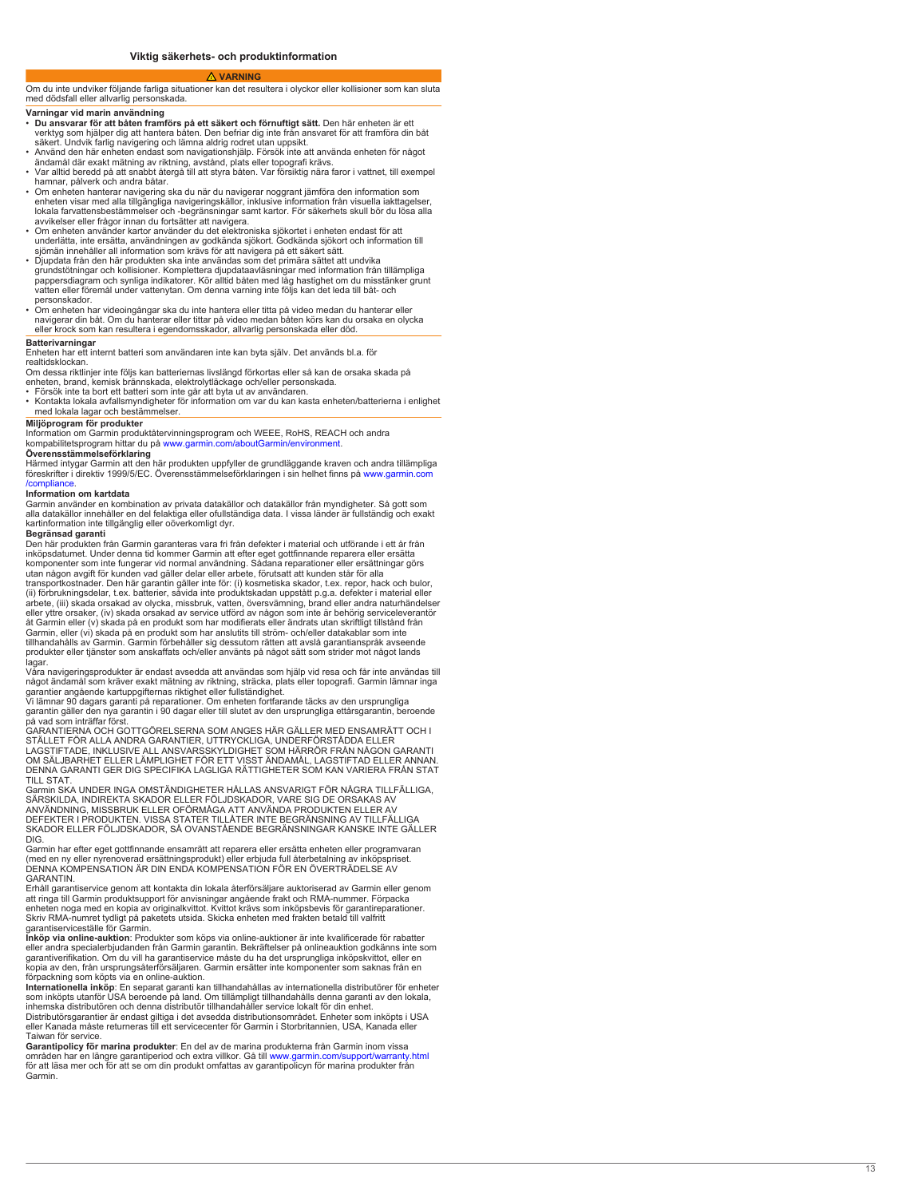# Viktig säkerhets- och produktinformation

⚠ **VARNING**

Om du inte undviker följande farliga situationer kan det resultera i olyckor eller kollisioner som kan sluta med dödsfall eller allvarlig personskada.

**Varningar vid marin användning**

- **Du ansvarar för att båten framförs på ett säkert och förnuftigt sätt.** Den här enheten är ett verktyg som hjälper dig att hantera båten. Den befriar dig inte från ansvaret för att framföra din båt säkert. Undvik farlig navigering och lämna aldrig rodret utan uppsikt.
- Använd den här enheten endast som navigationshjälp. Försök inte att använda enheten för något ändamål där exakt mätning av riktning, avstånd, plats eller topografi krävs.
- Var alltid beredd på att snabbt återgå till att styra båten. Var försiktig nära faror i vattnet, till exempel hamnar, pålverk och andra båtar.
- Om enheten hanterar navigering ska du när du navigerar noggrant jämföra den information som enheten visar med alla tillgängliga navigeringskällor, inklusive information från visuella iakttagelser, lokala farvattensbestämmelser och -begränsningar samt kartor. För säkerhets skull bör du lösa alla avvikelser eller frågor innan du fortsätter att navigera.
- Om enheten använder kartor använder du det elektroniska sjökortet i enheten endast för att underlätta, inte ersätta, användningen av godkända sjökort. Godkända sjökort och information till sjömän innehåller all information som krävs för att navigera på ett säkert sätt.
- Djupdata från den här produkten ska inte användas som det primära sättet att undvika grundstötningar och kollisioner. Komplettera djupdataavläsningar med information från tillämpliga pappersdiagram och synliga indikatorer. Kör alltid båten med låg hastighet om du misstänker grunt vatten eller föremål under vattenytan. Om denna varning inte följs kan det leda till båt- och personskador.
- Om enheten har videoingångar ska du inte hantera eller titta på video medan du hanterar eller navigerar din båt. Om du hanterar eller tittar på video medan båten körs kan du orsaka en olycka eller krock som kan resultera i egendomsskador, allvarlig personskada eller död.

**Batterivarningar**

Enheten har ett internt batteri som användaren inte kan byta själv. Det används bl.a. för realtidsklockan.

Om dessa riktlinjer inte följs kan batteriernas livslängd förkortas eller så kan de orsaka skada på enheten, brand, kemisk brännskada, elektrolytläckage och/eller personskada.

- Försök inte ta bort ett batteri som inte går att byta ut av användaren.
- Kontakta lokala avfallsmyndigheter för information om var du kan kasta enheten/batterierna i enlighet med lokala lagar och bestämmelser.

**Miljöprogram för produkter**

Information om Garmin produktåtervinningsprogram och WEEE, RoHS, REACH och andra kompabilitetsprogram hittar du på www.garmin.com/aboutGarmin/environment.

**Överensstämmelseförklaring**

Härmed intygar Garmin att den här produkten uppfyller de grundläggande kraven och andra tillämpliga föreskrifter i direktiv 1999/5/EC. Överensstämmelseförklaringen i sin helhet finns på www.garmin.com/compliance.

**Information om kartdata**

Garmin använder en kombination av privata datakällor och datakällor från myndigheter. Så gott som alla datakällor innehåller en del felaktiga eller ofullständiga data. I vissa länder är fullständig och exakt kartinformation inte tillgänglig eller oöverkomligt dyr.

**Begränsad garanti**

Den här produkten från Garmin garanteras vara fri från defekter i material och utförande i ett år från inköpsdatumet. Under denna tid kommer Garmin att efter eget gottfinnande reparera eller ersätta komponenter som inte fungerar vid normal användning. Sådana reparationer eller ersättningar görs utan någon avgift för kunden vad gäller delar eller arbete, förutsatt att kunden står för alla transportkostnader. Den här garantin gäller inte för: (i) kosmetiska skador, t.ex. repor, hack och bulor, (ii) förbrukningsdelar, t.ex. batterier, såvida inte produktskadan uppstått p.g.a. defekter i material eller arbete, (iii) skada orsakad av olycka, missbruk, vatten, översvämning, brand eller andra naturhändelser eller yttre orsaker, (iv) skada orsakad av service utförd av någon som inte är behörig serviceleverantör åt Garmin eller (v) skada på en produkt som har modifierats eller ändrats utan skriftligt tillstånd från Garmin, eller (vi) skada på en produkt som har anslutits till ström- och/eller datakablar som inte tillhandahålls av Garmin. Garmin förbehåller sig dessutom rätten att avslå garantianspråk avseende produkter eller tjänster som anskaffats och/eller använts på något sätt som strider mot något lands lagar.

Våra navigeringsprodukter är endast avsedda att användas som hjälp vid resa och får inte användas till något ändamål som kräver exakt mätning av riktning, sträcka, plats eller topografi. Garmin lämnar inga garantier angående kartuppgifternas riktighet eller fullständighet.

Vi lämnar 90 dagars garanti på reparationer. Om enheten fortfarande täcks av den ursprungliga garantin gäller den nya garantin i 90 dagar eller till slutet av den ursprungliga ettårsgarantin, beroende på vad som inträffar först.

GARANTIERNA OCH GOTTGÖRELSERNA SOM ANGES HÄR GÄLLER MED ENSAMRÄTT OCH I STÄLLET FÖR ALLA ANDRA GARANTIER, UTTRYCKLIGA, UNDERFÖRSTÅDDA ELLER LAGSTIFTADE, INKLUSIVE ALL ANSVARSSKYLDIGHET SOM HÄRRÖR FRÅN NÅGON GARANTI OM SÄLJBARHET ELLER LÄMPLIGHET FÖR ETT VISST ÄNDAMÅL, LAGSTIFTAD ELLER ANNAN. DENNA GARANTI GER DIG SPECIFIKA LAGLIGA RÄTTIGHETER SOM KAN VARIERA FRÅN STAT TILL STAT.

Garmin SKA UNDER INGA OMSTÄNDIGHETER HÅLLAS ANSVARIGT FÖR NÅGRA TILLFÄLLIGA, SÄRSKILDA, INDIREKTA SKADOR ELLER FÖLJDSKADOR, VARE SIG DE ORSAKAS AV ANVÄNDNING, MISSBRUK ELLER OFÖRMÅGA ATT ANVÄNDA PRODUKTEN ELLER AV DEFEKTER I PRODUKTEN. VISSA STATER TILLÅTER INTE BEGRÄNSNING AV TILLFÄLLIGA SKADOR ELLER FÖLJDSKADOR, SÅ OVANSTÅENDE BEGRÄNSNINGAR KANSKE INTE GÄLLER DIG.

Garmin har efter eget gottfinnande ensamrätt att reparera eller ersätta enheten eller programvaran (med en ny eller nyrenoverad ersättningsprodukt) eller erbjuda full återbetalning av inköpspriset. DENNA KOMPENSATION ÄR DIN ENDA KOMPENSATION FÖR EN ÖVERTRÄDELSE AV GARANTIN.

Erhåll garantiservice genom att kontakta din lokala återförsäljare auktoriserad av Garmin eller genom att ringa till Garmin produktsupport för anvisningar angående frakt och RMA-nummer. Förpacka enheten noga med en kopia av originalkvittot. Kvittot krävs som inköpsbevis för garantireparationer. Skriv RMA-numret tydligt på paketets utsida. Skicka enheten med frakten betald till valfritt garantiservicesställe för Garmin.

**Inköp via online-auktion**: Produkter som köps via online-auktioner är inte kvalificerade för rabatter eller andra specialerbjudanden från Garmin garantin. Bekräftelser på onlineauktion godkänns inte som garantiverifikation. Om du vill ha garantiservice måste du ha det ursprungliga inköpskvittot, eller en kopia av den, från ursprungsåterförsäljaren. Garmin ersätter inte komponenter som saknas från en förpackning som köpts via en online-auktion.

**Internationella inköp**: En separat garanti kan tillhandahållas av internationella distributörer för enheter som inköpts utanför USA beroende på land. Om tillämpligt tillhandahålls denna garanti av den lokala, inhemska distributören och denna distributör tillhandahåller service lokalt för din enhet. Distributörsgarantier är endast giltiga i det avsedda distributionsområdet. Enheter som inköpts i USA eller Kanada måste returneras till ett servicecenter för Garmin i Storbritannien, USA, Kanada eller Taiwan för service.

**Garantipolicy för marina produkter**: En del av de marina produkterna från Garmin inom vissa områden har en längre garantiperiod och extra villkor. Gå till www.garmin.com/support/warranty.html för att läsa mer och för att se om din produkt omfattas av garantipolicyn för marina produkter från Garmin.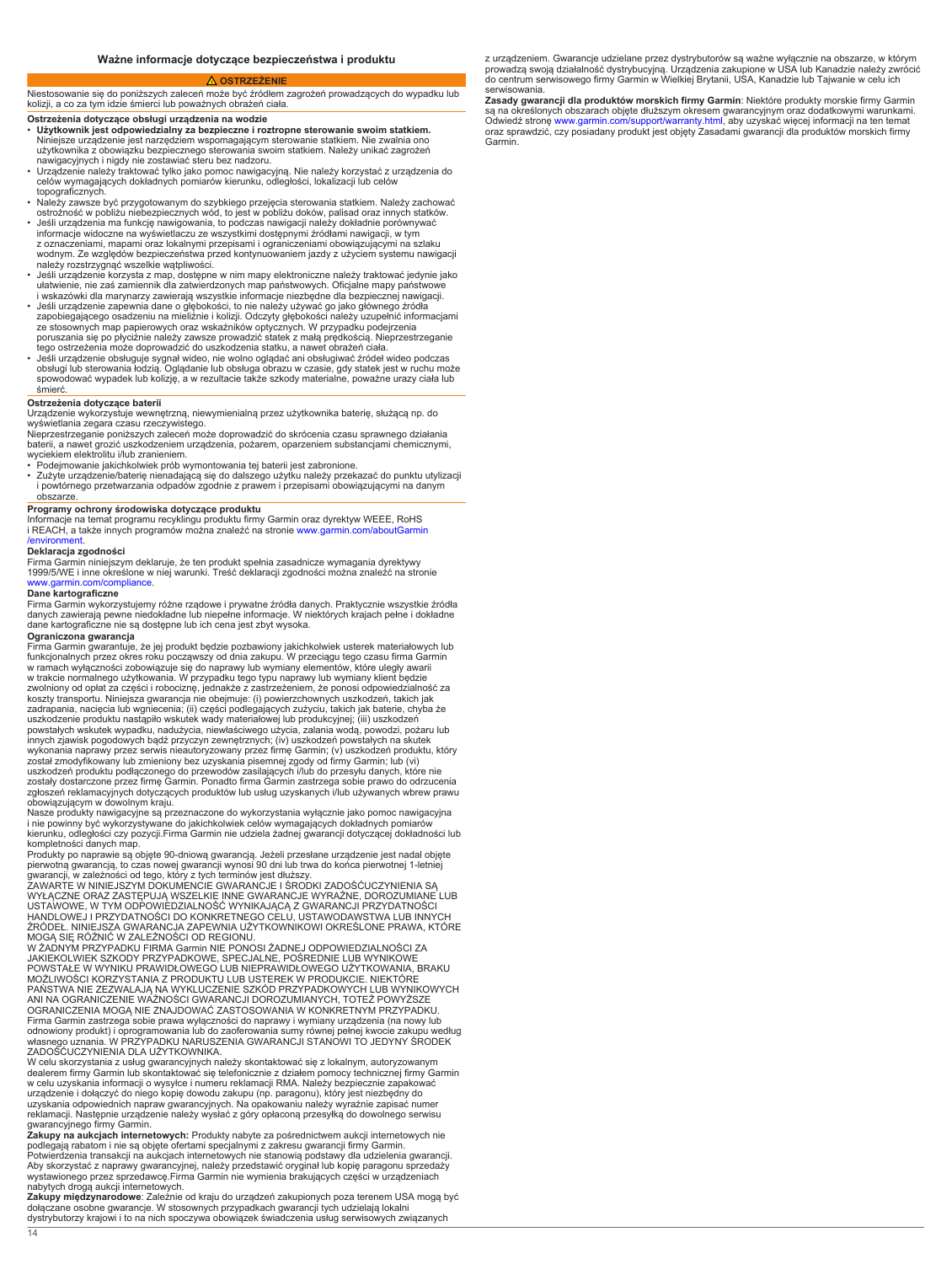## Ważne informacje dotyczące bezpieczeństwa i produktu

**⚠ OSTRZEŻENIE**

Niestosowanie się do poniższych zaleceń może być źródłem zagrożeń prowadzących do wypadku lub kolizji, a co za tym idzie śmierci lub poważnych obrażeń ciała.

**Ostrzeżenia dotyczące obsługi urządzenia na wodzie**

- **Użytkownik jest odpowiedzialny za bezpieczne i roztropne sterowanie swoim statkiem.** Niniejsze urządzenie jest narzędziem wspomagającym sterowanie statkiem. Nie zwalnia ono użytkownika z obowiązku bezpiecznego sterowania swoim statkiem. Należy unikać zagrożeń nawigacyjnych i nigdy nie zostawiać steru bez nadzoru.
- Urządzenie należy traktować tylko jako pomoc nawigacyjną. Nie należy korzystać z urządzenia do celów wymagających dokładnych pomiarów kierunku, odległości, lokalizacji lub celów topograficznych.
- Należy zawsze być przygotowanym do szybkiego przejęcia sterowania statkiem. Należy zachować ostrożność w pobliżu niebezpiecznych wód, to jest w pobliżu doków, palisad oraz innych statków.
- Jeśli urządzenia ma funkcję nawigowania, to podczas nawigacji należy dokładnie porównywać informacje widoczne na wyświetlaczu ze wszystkimi dostępnymi źródłami nawigacji, w tym z oznaczeniami, mapami oraz lokalnymi przepisami i ograniczeniami obowiązującymi na szlaku wodnym. Ze względów bezpieczeństwa przed kontynuowaniem jazdy z użyciem systemu nawigacji należy rozstrzygnąć wszelkie wątpliwości.
- Jeśli urządzenie korzysta z map, dostępne w nim mapy elektroniczne należy traktować jedynie jako ułatwienie, nie zaś zamiennik dla zatwierdzonych map państwowych. Oficjalne mapy państwowe i wskazówki dla marynarzy zawierają wszystkie informacje niezbędne dla bezpiecznej nawigacji.
- Jeśli urządzenie zapewnia dane o głębokości, to nie należy używać go jako głównego źródła zapobiegającego osadzeniu na mieliźnie i kolizji. Odczyty głębokości należy uzupełnić informacjami ze stosownych map papierowych oraz wskaźników optycznych. W przypadku podejrzenia poruszania się po płyciźnie należy zawsze prowadzić statek z małą prędkością. Nieprzestrzeganie tego ostrzeżenia może doprowadzić do uszkodzenia statku, a nawet obrażeń ciała.
- Jeśli urządzenie obsługuje sygnał wideo, nie wolno oglądać ani obsługiwać źródeł wideo podczas obsługi lub sterowania łodzią. Oglądanie lub obsługa obrazu w czasie, gdy statek jest w ruchu może spowodować wypadek lub kolizję, a w rezultacie także szkody materialne, poważne urazy ciała lub śmierć.

**Ostrzeżenia dotyczące baterii**

Urządzenie wykorzystuje wewnętrzną, niewymienialną przez użytkownika baterię, służącą np. do wyświetlania zegara czasu rzeczywistego.

Nieprzestrzeganie poniższych zaleceń może doprowadzić do skrócenia czasu sprawnego działania baterii, a nawet grozić uszkodzeniem urządzenia, pożarem, oparzeniem substancjami chemicznymi, wyciekiem elektrolitu i/lub zranieniem.

- Podejmowanie jakichkolwiek prób wymontowania tej baterii jest zabronione.
- Zużyte urządzenie/baterię nienadającą się do dalszego użytku należy przekazać do punktu utylizacji i powtórnego przetwarzania odpadów zgodnie z prawem i przepisami obowiązującymi na danym obszarze.

**Programy ochrony środowiska dotyczące produktu**

Informacje na temat programu recyklingu produktu firmy Garmin oraz dyrektyw WEEE, RoHS i REACH, a także innych programów można znaleźć na stronie www.garmin.com/aboutGarmin/environment.

**Deklaracja zgodności**

Firma Garmin niniejszym deklaruje, że ten produkt spełnia zasadnicze wymagania dyrektywy 1999/5/WE i inne określone w niej warunki. Treść deklaracji zgodności można znaleźć na stronie www.garmin.com/compliance.

**Dane kartograficzne**

Firma Garmin wykorzystujemy różne rządowe i prywatne źródła danych. Praktycznie wszystkie źródła danych zawierają pewne niedokładne lub niepełne informacje. W niektórych krajach pełne i dokładne dane kartograficzne nie są dostępne lub ich cena jest zbyt wysoka.

**Ograniczona gwarancja**

Firma Garmin gwarantuje, że jej produkt będzie pozbawiony jakichkolwiek usterek materiałowych lub funkcjonalnych przez okres roku począwszy od dnia zakupu. W przeciągu tego czasu firma Garmin w ramach wyłączności zobowiązuje się do naprawy lub wymiany elementów, które uległy awarii w trakcie normalnego użytkowania. W przypadku tego typu naprawy lub wymiany klient będzie zwolniony od opłat za części i robociznę, jednakże z zastrzeżeniem, że ponosi odpowiedzialność za koszty transportu. Niniejsza gwarancja nie obejmuje: (i) powierzchownych uszkodzeń, takich jak zadrapania, nacięcia lub wgniecenia; (ii) części podlegających zużyciu, takich jak baterie, chyba że uszkodzenie produktu nastąpiło wskutek wady materiałowej lub produkcyjnej; (iii) uszkodzeń powstałych wskutek wypadku, nadużycia, niewłaściwego użycia, zalania wodą, powodzi, pożaru lub innych zjawisk pogodowych bądź przyczyn zewnętrznych; (iv) uszkodzeń powstałych na skutek wykonania naprawy przez serwis nieautoryzowany przez firmę Garmin; (v) uszkodzeń produktu, który został zmodyfikowany lub zmieniony bez uzyskania pisemnej zgody od firmy Garmin; lub (vi) uszkodzeń produktu podłączonego do przewodów zasilających i/lub do przesyłu danych, które nie zostały dostarczone przez firmę Garmin. Ponadto firma Garmin zastrzega sobie prawo do odrzucenia zgłoszeń reklamacyjnych dotyczących produktów lub usług uzyskanych i/lub używanych wbrew prawu obowiązującym w dowolnym kraju.

Nasze produkty nawigacyjne są przeznaczone do wykorzystania wyłącznie jako pomoc nawigacyjna i nie powinny być wykorzystywane do jakichkolwiek celów wymagających dokładnych pomiarów kierunku, odległości czy pozycji.Firma Garmin nie udziela żadnej gwarancji dotyczącej dokładności lub kompletności danych map.

Produkty po naprawie są objęte 90-dniową gwarancją. Jeżeli przesłane urządzenie jest nadal objęte pierwotną gwarancją, to czas nowej gwarancji wynosi 90 dni lub trwa do końca pierwotnej 1-letniej gwarancji, w zależności od tego, który z tych terminów jest dłuższy.

ZAWARTE W NINIEJSZYM DOKUMENCIE GWARANCJE I ŚRODKI ZADOŚĆUCZYNIENIA SĄ WYŁĄCZNE ORAZ ZASTĘPUJĄ WSZELKIE INNE GWARANCJE WYRAŹNE, DOROZUMIANE LUB USTAWOWE, W TYM ODPOWIEDZIALNOŚĆ WYNIKAJĄCĄ Z GWARANCJI PRZYDATNOŚCI HANDLOWEJ I PRZYDATNOŚCI DO KONKRETNEGO CELU, USTAWODAWSTWA LUB INNYCH ŹRÓDEŁ. NINIEJSZA GWARANCJA ZAPEWNIA UŻYTKOWNIKOWI OKREŚLONE PRAWA, KTÓRE MOGĄ SIĘ RÓŻNIĆ W ZALEŻNOŚCI OD REGIONU.

W ŻADNYM PRZYPADKU FIRMA Garmin NIE PONOSI ŻADNEJ ODPOWIEDZIALNOŚCI ZA JAKIEKOLWIEK SZKODY PRZYPADKOWE, SPECJALNE, POŚREDNIE LUB WYNIKOWE POWSTAŁE W WYNIKU PRAWIDŁOWEGO LUB NIEPRAWIDŁOWEGO UŻYTKOWANIA, BRAKU MOŻLIWOŚCI KORZYSTANIA Z PRODUKTU LUB USTEREK W PRODUKCIE. NIEKTÓRE PAŃSTWA NIE ZEZWALAJĄ NA WYKLUCZENIE SZKÓD PRZYPADKOWYCH LUB WYNIKOWYCH ANI NA OGRANICZENIE WAŻNOŚCI GWARANCJI DOROZUMIANYCH, TOTEŻ POWYŻSZE OGRANICZENIA MOGĄ NIE ZNAJDOWAĆ ZASTOSOWANIA W KONKRETNYM PRZYPADKU.

Firma Garmin zastrzega sobie prawa wyłączności do naprawy i wymiany urządzenia (na nowy lub odnowiony produkt) i oprogramowania lub do zaoferowania sumy równej pełnej kwocie zakupu według własnego uznania. W PRZYPADKU NARUSZENIA GWARANCJI STANOWI TO JEDYNY ŚRODEK ZADOŚĆUCZYNIENIA DLA UŻYTKOWNIKA.

W celu skorzystania z usług gwarancyjnych należy skontaktować się z lokalnym, autoryzowanym dealerem firmy Garmin lub skontaktować się telefonicznie z działem pomocy technicznej firmy Garmin w celu uzyskania informacji o wysyłce i numeru reklamacji RMA. Należy bezpiecznie zapakować urządzenie i dołączyć do niego kopię dowodu zakupu (np. paragonu), który jest niezbędny do uzyskania odpowiednich napraw gwarancyjnych. Na opakowaniu należy wyraźnie zapisać numer reklamacji. Następnie urządzenie należy wysłać z góry opłaconą przesyłką do dowolnego serwisu gwarancyjnego firmy Garmin.

**Zakupy na aukcjach internetowych:** Produkty nabyte za pośrednictwem aukcji internetowych nie podlegają rabatom i nie są objęte ofertami specjalnymi z zakresu gwarancji firmy Garmin. Potwierdzenia transakcji na aukcjach internetowych nie stanowią podstawy do udzielenia gwarancji. Aby skorzystać z naprawy gwarancyjnej, należy przedstawić oryginał lub kopię paragonu sprzedaży wystawionego przez sprzedawcę.Firma Garmin nie wymienia brakujących części w urządzeniach nabytych drogą aukcji internetowych.

**Zakupy międzynarodowe**: Zależnie od kraju do urządzeń zakupionych poza terenem USA mogą być dołączane osobne gwarancje. W stosownych przypadkach gwarancji tych udzielają lokalni dystrybutorzy krajowi i to na nich spoczywa obowiązek świadczenia usług serwisowych związanych z urządzeniem. Gwarancje udzielane przez dystrybutorów są ważne wyłącznie na obszarze, w którym prowadzą swoją działalność dystrybucyjną. Urządzenia zakupione w USA lub Kanadzie należy zwrócić do centrum serwisowego firmy Garmin w Wielkiej Brytanii, USA, Kanadzie lub Tajwanie w celu ich serwisowania.

**Zasady gwarancji dla produktów morskich firmy Garmin**: Niektóre produkty morskie firmy Garmin są na określonych obszarach objęte dłuższym okresem gwarancyjnym oraz dodatkowymi warunkami. Odwiedź stronę www.garmin.com/support/warranty.html, aby uzyskać więcej informacji na ten temat oraz sprawdzić, czy posiadany produkt jest objęty Zasadami gwarancji dla produktów morskich firmy Garmin.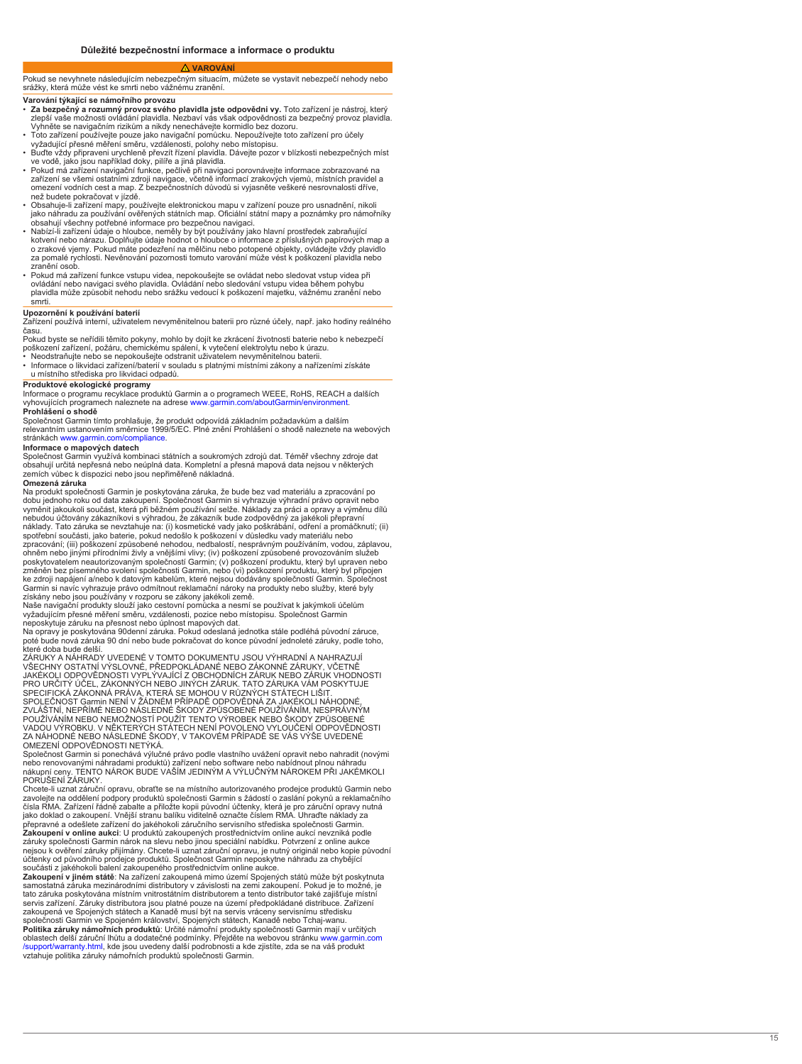## Důležité bezpečnostní informace a informace o produktu

**⚠ VAROVÁNÍ**

Pokud se nevyhnete následujícím nebezpečným situacím, můžete se vystavit nebezpečí nehody nebo srážky, která může vést ke smrti nebo vážnému zranění.

### Varování týkající se námořního provozu

- **Za bezpečný a rozumný provoz svého plavidla jste odpovědni vy.** Toto zařízení je nástroj, který zlepší vaše možnosti ovládání plavidla. Nezbaví vás však odpovědnosti za bezpečný provoz plavidla. Vyhněte se navigačním rizikům a nikdy nenechávejte kormidlo bez dozoru.
- Toto zařízení používejte pouze jako navigační pomůcku. Nepoužívejte toto zařízení pro účely vyžadující přesné měření směru, vzdálenosti, polohy nebo místopisu.
- Buďte vždy připraveni urychleně převzít řízení plavidla. Dávejte pozor v blízkosti nebezpečných míst ve vodě, jako jsou například doky, pilíře a jiná plavidla.
- Pokud má zařízení navigační funkce, pečlivě při navigaci porovnávejte informace zobrazované na zařízení se všemi ostatními zdroji navigace, včetně informací zrakových vjemů, místních pravidel a omezení vodních cest a map. Z bezpečnostních důvodů si vyjasněte veškeré nesrovnalosti dříve, než budete pokračovat v jízdě.
- Obsahuje-li zařízení mapy, používejte elektronickou mapu v zařízení pouze pro usnadnění, nikoli jako náhradu za používání ověřených státních map. Oficiální státní mapy a poznámky pro námořníky obsahují všechny potřebné informace pro bezpečnou navigaci.
- Nabízí-li zařízení údaje o hloubce, neměly by být používány jako hlavní prostředek zabraňující kotvení nebo nárazu. Doplňujte údaje hodnot o hloubce o informace z příslušných papírových map a o zrakové vjemy. Pokud máte podezření na mělčinu nebo potopené objekty, ovládejte vždy plavidlo za pomalé rychlosti. Nevěnování pozornosti tomuto varování může vést k poškození plavidla nebo zranění osob.
- Pokud má zařízení funkce vstupu videa, nepokoušejte se ovládat nebo sledovat vstup videa při ovládání nebo navigaci svého plavidla. Ovládání nebo sledování vstupu videa během pohybu plavidla může způsobit nehodu nebo srážku vedoucí k poškození majetku, vážnému zranění nebo smrti.

### Upozornění k používání baterií

Zařízení používá interní, uživatelem nevyměnitelnou baterii pro různé účely, např. jako hodiny reálného času.

Pokud byste se neřídili těmito pokyny, mohlo by dojít ke zkrácení životnosti baterie nebo k nebezpečí poškození zařízení, požáru, chemickému spálení, k vytečení elektrolytu nebo k úrazu.

- Neodstraňujte nebo se nepokoušejte odstranit uživatelem nevyměnitelnou baterii.
- Informace o likvidaci zařízení/baterií v souladu s platnými místními zákony a nařízeními získáte u místního střediska pro likvidaci odpadů.

### Produktové ekologické programy

Informace o programu recyklace produktů Garmin a o programech WEEE, RoHS, REACH a dalších vyhovujících programech naleznete na adrese www.garmin.com/aboutGarmin/environment.

### Prohlášení o shodě

Společnost Garmin tímto prohlašuje, že produkt odpovídá základním požadavkům a dalším relevantním ustanovením směrnice 1999/5/EC. Plné znění Prohlášení o shodě naleznete na webových stránkách www.garmin.com/compliance.

### Informace o mapových datech

Společnost Garmin využívá kombinaci státních a soukromých zdrojů dat. Téměř všechny zdroje dat obsahují určitá nepřesná nebo neúplná data. Kompletní a přesná mapová data nejsou v některých zemích vůbec k dispozici nebo jsou nepřiměřeně nákladná.

### Omezená záruka

Na produkt společnosti Garmin je poskytována záruka, že bude bez vad materiálu a zpracování po dobu jednoho roku od data zakoupení. Společnost Garmin si vyhrazuje výhradní právo opravit nebo vyměnit jakoukoli součást, která při běžném používání selže. Náklady za práci a opravy a výměnu dílů nebudou účtovány zákazníkovi s výhradou, že zákazník bude zodpovědný za jakékoli přepravní náklady. Tato záruka se nevztahuje na: (i) kosmetické vady jako poškrábání, odření a promáčknutí; (ii) spotřební součásti, jako baterie, pokud nedošlo k poškození v důsledku vady materiálu nebo zpracování; (iii) poškození způsobené nehodou, nedbalostí, nesprávným používáním, vodou, záplavou, ohněm nebo jinými přírodními živly a vnějšími vlivy; (iv) poškození způsobené provozováním služeb poskytovatelem neautorizovaným společností Garmin; (v) poškození produktu, který byl upraven nebo změněn bez písemného svolení společnosti Garmin, nebo (vi) poškození produktu, který byl připojen ke zdroji napájení a/nebo k datovým kabelům, které nejsou dodávány společností Garmin. Společnost Garmin si navíc vyhrazuje právo odmítnout reklamační nároky na produkty nebo služby, které byly získány nebo jsou používány v rozporu se zákony jakékoli země.

Naše navigační produkty slouží jako cestovní pomůcka a nesmí se používat k jakýmkoli účelům vyžadujícím přesné měření směru, vzdálenosti, pozice nebo místopisu. Společnost Garmin neposkytuje záruku na přesnost nebo úplnost mapových dat.

Na opravy je poskytována 90denní záruka. Pokud odeslaná jednotka stále podléhá původní záruce, poté bude nová záruka 90 dní nebo bude pokračovat do konce původní jednoleté záruky, podle toho, které doba bude delší.

ZÁRUKY A NÁHRADY UVEDENÉ V TOMTO DOKUMENTU JSOU VÝHRADNÍ A NAHRAZUJÍ VŠECHNY OSTATNÍ VÝSLOVNÉ, PŘEDPOKLÁDANÉ NEBO ZÁKONNÉ ZÁRUKY, VČETNĚ JAKÉKOLI ODPOVĚDNOSTI VYPLÝVAJÍCÍ Z OBCHODNÍCH ZÁRUK NEBO ZÁRUK VHODNOSTI PRO URČITÝ ÚČEL, ZÁKONNÝCH NEBO JINÝCH ZÁRUK. TATO ZÁRUKA VÁM POSKYTUJE SPECIFICKÁ ZÁKONNÁ PRÁVA, KTERÁ SE MOHOU V RŮZNÝCH STÁTECH LIŠIT.

SPOLEČNOST Garmin NENÍ V ŽÁDNÉM PŘÍPADĚ ODPOVĚDNÁ ZA JAKÉKOLI NÁHODNÉ, ZVLÁŠTNÍ, NEPŘÍMÉ NEBO NÁSLEDNÉ ŠKODY ZPŮSOBENÉ POUŽÍVÁNÍM, NESPRÁVNÝM POUŽÍVÁNÍM NEBO NEMOŽNOSTÍ POUŽÍT TENTO VÝROBEK NEBO ŠKODY ZPŮSOBENÉ VADOU VÝROBKU. V NĚKTERÝCH STÁTECH NENÍ POVOLENO VYLOUČENÍ ODPOVĚDNOSTI ZA NÁHODNÉ NEBO NÁSLEDNÉ ŠKODY, V TAKOVÉM PŘÍPADĚ SE VÁS VÝŠE UVEDENÉ OMEZENÍ ODPOVĚDNOSTI NETÝKÁ.

Společnost Garmin si ponechává výlučné právo podle vlastního uvážení opravit nebo nahradit (novými nebo renovovanými náhradami produktů) zařízení nebo software nebo nabídnout plnou náhradu nákupní ceny. TENTO NÁROK BUDE VAŠÍM JEDINÝM A VÝLUČNÝM NÁROKEM PŘI JAKÉMKOLI PORUŠENÍ ZÁRUKY.

Chcete-li uznat záruční opravu, obraťte se na místního autorizovaného prodejce produktů Garmin nebo zavolejte na oddělení podpory produktů společnosti Garmin s žádostí o zaslání pokynů a reklamačního čísla RMA. Zařízení řádně zabalte a přiložte kopii původní účtenky, která je pro záruční opravy nutná jako doklad o zakoupení. Vnější stranu balíku viditelně označte číslem RMA. Uhraďte náklady za přepravné a odešlete zařízení do jakéhokoli záručního servisního střediska společnosti Garmin.

**Zakoupení v online aukci**: U produktů zakoupených prostřednictvím online aukcí nevzniká podle záruky společnosti Garmin nárok na slevu nebo jinou speciální nabídku. Potvrzení z online aukce nejsou k ověření záruky přijímány. Chcete-li uznat záruční opravu, je nutný originál nebo kopie původní účtenky od původního prodejce produktů. Společnost Garmin neposkytne náhradu za chybějící součásti z jakéhokoli balení zakoupeného prostřednictvím online aukce.

**Zakoupení v jiném státě**: Na zařízení zakoupená mimo území Spojených států může být poskytnuta samostatná záruka mezinárodními distributory v závislosti na zemi zakoupení. Pokud je to možné, je tato záruka poskytována místním vnitrostátním distributorem a tento distributor také zajišťuje místní servis zařízení. Záruky distributora jsou platné pouze na území předpokládané distribuce. Zařízení zakoupená ve Spojených státech a Kanadě musí být na servis vrácena servisnímu středisku společnosti Garmin ve Spojeném království, Spojených státech, Kanadě nebo Tchaj-wanu.

**Politika záruky námořních produktů**: Určité námořní produkty společnosti Garmin mají v určitých oblastech delší záruční lhůtu a dodatečné podmínky. Přejděte na webovou stránku www.garmin.com/support/warranty.html, kde jsou uvedeny další podrobnosti a kde zjistíte, zda se na váš produkt vztahuje politika záruky námořních produktů společnosti Garmin.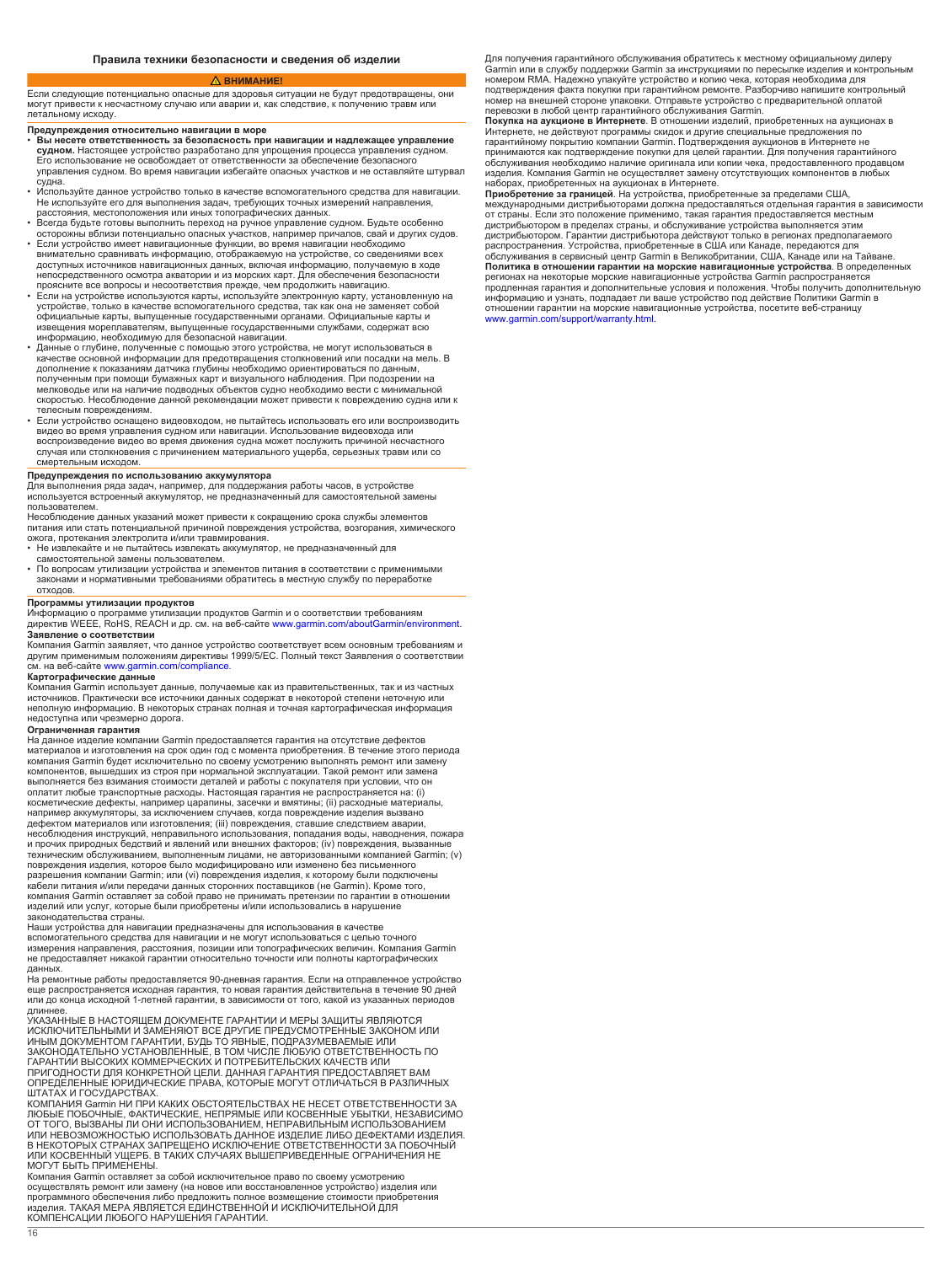## Правила техники безопасности и сведения об изделии

**⚠ ВНИМАНИЕ!**

Если следующие потенциально опасные для здоровья ситуации не будут предотвращены, они могут привести к несчастному случаю или аварии и, как следствие, к получению травм или летальному исходу.

### Предупреждения относительно навигации в море

- **Вы несете ответственность за безопасность при навигации и надлежащее управление судном.** Настоящее устройство разработано для упрощения процесса управления судном. Его использование не освобождает от ответственности за обеспечение безопасного управления судном. Во время навигации избегайте опасных участков и не оставляйте штурвал судна.
- Используйте данное устройство только в качестве вспомогательного средства для навигации. Не используйте его для выполнения задач, требующих точных измерений направления, расстояния, местоположения или иных топографических данных.
- Всегда будьте готовы выполнить переход на ручное управление судном. Будьте особенно осторожны вблизи потенциально опасных участков, например причалов, свай и других судов.
- Если устройство имеет навигационные функции, во время навигации необходимо внимательно сравнивать информацию, отображаемую на устройстве, со сведениями всех доступных источников навигационных данных, включая информацию, получаемую в ходе непосредственного осмотра акватории и из морских карт. Для обеспечения безопасности проясните все вопросы и несоответствия прежде, чем продолжить навигацию.
- Если на устройстве используются карты, используйте электронную карту, установленную на устройстве, только в качестве вспомогательного средства, так как она не заменяет собой официальные карты, выпущенные государственными органами. Официальные карты и извещения мореплавателям, выпущенные государственными службами, содержат всю информацию, необходимую для безопасной навигации.
- Данные о глубине, полученные с помощью этого устройства, не могут использоваться в качестве основной информации для предотвращения столкновений или посадки на мель. В дополнение к показаниям датчика глубины необходимо ориентироваться по данным, полученным при помощи бумажных карт и визуального наблюдения. При подозрении на мелководье или на наличие подводных объектов судно необходимо вести с минимальной скоростью. Несоблюдение данной рекомендации может привести к повреждению судна или к телесным повреждениям.
- Если устройство оснащено видеовходом, не пытайтесь использовать его или воспроизводить видео во время управления судном или навигации. Использование видеовхода или воспроизведение видео во время движения судна может послужить причиной несчастного случая или столкновения с причинением материального ущерба, серьезных травм или со смертельным исходом.

### Предупреждения по использованию аккумулятора

Для выполнения ряда задач, например, для поддержания работы часов, в устройстве используется встроенный аккумулятор, не предназначенный для самостоятельной замены пользователем.

Несоблюдение данных указаний может привести к сокращению срока службы элементов питания или стать потенциальной причиной повреждения устройства, возгорания, химического ожога, протекания электролита и/или травмирования.

- Не извлекайте и не пытайтесь извлекать аккумулятор, не предназначенный для самостоятельной замены пользователем.
- По вопросам утилизации устройства и элементов питания в соответствии с применимыми законами и нормативными требованиями обратитесь в местную службу по переработке отходов.

### Программы утилизации продуктов

Информацию о программе утилизации продуктов Garmin и о соответствии требованиям директив WEEE, RoHS, REACH и др. см. на веб-сайте www.garmin.com/aboutGarmin/environment.

### Заявление о соответствии

Компания Garmin заявляет, что данное устройство соответствует всем основным требованиям и другим применимым положениям директивы 1999/5/EC. Полный текст Заявления о соответствии см. на веб-сайте www.garmin.com/compliance.

### Картографические данные

Компания Garmin использует данные, получаемые как из правительственных, так и из частных источников. Практически все источники данных содержат в некоторой степени неточную или неполную информацию. В некоторых странах полная и точная картографическая информация недоступна или чрезмерно дорога.

### Ограниченная гарантия

На данное изделие компании Garmin предоставляется гарантия на отсутствие дефектов материалов и изготовления на срок один год с момента приобретения. В течение этого периода компания Garmin будет исключительно по своему усмотрению выполнять ремонт или замену компонентов, вышедших из строя при нормальной эксплуатации. Такой ремонт или замена выполняется без взимания стоимости деталей и работы с покупателя при условии, что он оплатит любые транспортные расходы. Настоящая гарантия не распространяется на: (i) косметические дефекты, например царапины, засечки и вмятины; (ii) расходные материалы, например аккумуляторы, за исключением случаев, когда повреждение изделия вызвано дефектом материалов или изготовления; (iii) повреждения, ставшие следствием аварии, несоблюдения инструкций, неправильного использования, попадания воды, наводнения, пожара и прочих природных бедствий и явлений или внешних факторов; (iv) повреждения, вызванные техническим обслуживанием, выполненным лицами, не авторизованными компанией Garmin; (v) повреждения изделия, которое было модифицировано или изменено без письменного разрешения компании Garmin; или (vi) повреждения изделия, к которому были подключены кабели питания и/или передачи данных сторонних поставщиков (не Garmin). Кроме того, компания Garmin оставляет за собой право не принимать претензии по гарантии в отношении изделий или услуг, которые были приобретены и/или использовались в нарушение законодательства страны.

Наши устройства для навигации предназначены для использования в качестве вспомогательного средства для навигации и не могут использоваться с целью точного измерения направления, расстояния, позиции или топографических величин. Компания Garmin не предоставляет никакой гарантии относительно точности или полноты картографических данных.

На ремонтные работы предоставляется 90-дневная гарантия. Если на отправленное устройство еще распространяется исходная гарантия, то новая гарантия действительна в течение 90 дней или до конца исходной 1-летней гарантии, в зависимости от того, какой из указанных периодов длиннее.

УКАЗАННЫЕ В НАСТОЯЩЕМ ДОКУМЕНТЕ ГАРАНТИИ И МЕРЫ ЗАЩИТЫ ЯВЛЯЮТСЯ ИСКЛЮЧИТЕЛЬНЫМИ И ЗАМЕНЯЮТ ВСЕ ДРУГИЕ ПРЕДУСМОТРЕННЫЕ ЗАКОНОМ ИЛИ ИНЫМ ДОКУМЕНТОМ ГАРАНТИИ, БУДЬ ТО ЯВНЫЕ, ПОДРАЗУМЕВАЕМЫЕ ИЛИ ЗАКОНОДАТЕЛЬНО УСТАНОВЛЕННЫЕ, В ТОМ ЧИСЛЕ ЛЮБУЮ ОТВЕТСТВЕННОСТЬ ПО ГАРАНТИИ ВЫСОКИХ КОММЕРЧЕСКИХ И ПОТРЕБИТЕЛЬСКИХ КАЧЕСТВ ИЛИ ПРИГОДНОСТИ ДЛЯ КОНКРЕТНОЙ ЦЕЛИ. ДАННАЯ ГАРАНТИЯ ПРЕДОСТАВЛЯЕТ ВАМ ОПРЕДЕЛЕННЫЕ ЮРИДИЧЕСКИЕ ПРАВА, КОТОРЫЕ МОГУТ ОТЛИЧАТЬСЯ В РАЗЛИЧНЫХ ШТАТАХ И ГОСУДАРСТВАХ.

КОМПАНИЯ Garmin НИ ПРИ КАКИХ ОБСТОЯТЕЛЬСТВАХ НЕ НЕСЕТ ОТВЕТСТВЕННОСТИ ЗА ЛЮБЫЕ ПОБОЧНЫЕ, ФАКТИЧЕСКИЕ, НЕПРЯМЫЕ ИЛИ КОСВЕННЫЕ УБЫТКИ, НЕЗАВИСИМО ОТ ТОГО, ВЫЗВАНЫ ЛИ ОНИ ИСПОЛЬЗОВАНИЕМ, НЕПРАВИЛЬНЫМ ИСПОЛЬЗОВАНИЕМ ИЛИ НЕВОЗМОЖНОСТЬЮ ИСПОЛЬЗОВАТЬ ДАННОЕ ИЗДЕЛИЕ ЛИБО ДЕФЕКТАМИ ИЗДЕЛИЯ. В НЕКОТОРЫХ СТРАНАХ ЗАПРЕЩЕНО ИСКЛЮЧЕНИЕ ОТВЕТСТВЕННОСТИ ЗА ПОБОЧНЫЙ ИЛИ КОСВЕННЫЙ УЩЕРБ. В ТАКИХ СЛУЧАЯХ ВЫШЕПРИВЕДЕННЫЕ ОГРАНИЧЕНИЯ НЕ МОГУТ БЫТЬ ПРИМЕНЕНЫ.

Компания Garmin оставляет за собой исключительное право по своему усмотрению осуществлять ремонт или замену (на новое или восстановленное устройство) изделия или программного обеспечения либо предложить полное возмещение стоимости приобретения изделия. ТАКАЯ МЕРА ЯВЛЯЕТСЯ ЕДИНСТВЕННОЙ И ИСКЛЮЧИТЕЛЬНОЙ ДЛЯ КОМПЕНСАЦИИ ЛЮБОГО НАРУШЕНИЯ ГАРАНТИИ.

Для получения гарантийного обслуживания обратитесь к местному официальному дилеру Garmin или в службу поддержки Garmin за инструкциями по пересылке изделия и контрольным номером RMA. Надежно упакуйте устройство и копию чека, которая необходима для подтверждения факта покупки при гарантийном ремонте. Разборчиво напишите контрольный номер на внешней стороне упаковки. Отправьте устройство с предварительной оплатой перевозки в любой центр гарантийного обслуживания Garmin.

**Покупка на аукционе в Интернете**. В отношении изделий, приобретенных на аукционах в Интернете, не действуют программы скидок и другие специальные предложения по гарантийному покрытию компании Garmin. Подтверждения аукционов в Интернете не принимаются как подтверждение покупки для целей гарантии. Для получения гарантийного обслуживания необходимо наличие оригинала или копии чека, предоставленного продавцом изделия. Компания Garmin не осуществляет замену отсутствующих компонентов в любых наборах, приобретенных на аукционах в Интернете.

**Приобретение за границей**. На устройства, приобретенные за пределами США, международными дистрибьюторами должна предоставляться отдельная гарантия в зависимости от страны. Если это положение применимо, такая гарантия предоставляется местным дистрибьютором в пределах страны, и обслуживание устройства выполняется этим дистрибьютором. Гарантии дистрибьютора действуют только в регионах предполагаемого распространения. Устройства, приобретенные в США или Канаде, передаются для обслуживания в сервисный центр Garmin в Великобритании, США, Канаде или на Тайване.

**Политика в отношении гарантии на морские навигационные устройства**. В определенных регионах на некоторые морские навигационные устройства Garmin распространяется продленная гарантия и дополнительные условия и положения. Чтобы получить дополнительную информацию и узнать, подпадает ли ваше устройство под действие Политики Garmin в отношении гарантии на морские навигационные устройства, посетите веб-страницу www.garmin.com/support/warranty.html.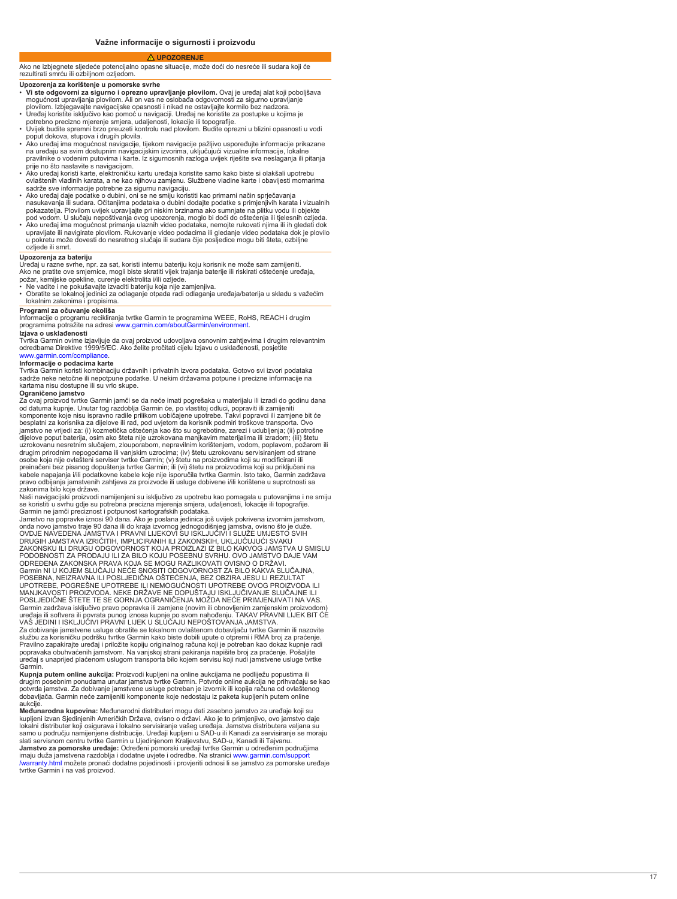# Važne informacije o sigurnosti i proizvodu

**⚠ UPOZORENJE**

Ako ne izbjegnete sljedeće potencijalno opasne situacije, može doći do nesreće ili sudara koji će rezultirati smrću ili ozbiljnom ozljedom.

## Upozorenja za korištenje u pomorske svrhe

- **Vi ste odgovorni za sigurno i oprezno upravljanje plovilom.** Ovaj je uređaj alat koji poboljšava mogućnost upravljanja plovilom. Ali on vas ne oslobađa odgovornosti za sigurno upravljanje plovilom. Izbjegavajte navigacijske opasnosti i nikad ne ostavljajte kormilo bez nadzora.
- Uređaj koristite isključivo kao pomoć u navigaciji. Uređaj ne koristite za postupke u kojima je potrebno precizno mjerenje smjera, udaljenosti, lokacije ili topografije.
- Uvijek budite spremni brzo preuzeti kontrolu nad plovilom. Budite oprezni u blizini opasnosti u vodi poput dokova, stupova i drugih plovila.
- Ako uređaj ima mogućnost navigacije, tijekom navigacije pažljivo uspoređujte informacije prikazane na uređaju sa svim dostupnim navigacijskim izvorima, uključujući vizualne informacije, lokalne pravilnike o vodenim putovima i karte. Iz sigurnosnih razloga uvijek riješite sva neslaganja ili pitanja prije no što nastavite s navigacijom.
- Ako uređaj koristi karte, elektroničku kartu uređaja koristite samo kako biste si olakšali upotrebu ovlaštenih vladinih karata, a ne kao njihovu zamjenu. Službene vladine karte i obavijesti mornarima sadrže sve informacije potrebne za sigurnu navigaciju.
- Ako uređaj daje podatke o dubini, oni se ne smiju koristiti kao primarni način sprječavanja nasukavanja ili sudara. Očitanjima podataka o dubini dodajte podatke s primjenjivih karata i vizualnih pokazatelja. Plovilom uvijek upravljajte pri niskim brzinama ako sumnjate na plitku vodu ili objekte pod vodom. U slučaju nepoštivanja ovog upozorenja, moglo bi doći do oštećenja ili tjelesnih ozljeda.
- Ako uređaj ima mogućnost primanja ulaznih video podataka, nemojte rukovati njima ili ih gledati dok upravljate ili navigirate plovilom. Rukovanje video podacima ili gledanje video podataka dok je plovilo u pokretu može dovesti do nesretnog slučaja ili sudara čije posljedice mogu biti šteta, ozbiljne ozljede ili smrt.

## Upozorenja za bateriju

Uređaj u razne svrhe, npr. za sat, koristi internu bateriju koju korisnik ne može sam zamijeniti.
Ako ne pratite ove smjernice, mogli biste skratiti vijek trajanja baterije ili riskirati oštećenje uređaja, požar, kemijske opekline, curenje elektrolita i/ili ozljede.

- Ne vadite i ne pokušavajte izvaditi bateriju koja nije zamjenjiva.
- Obratite se lokalnoj jedinici za odlaganje otpada radi odlaganja uređaja/baterija u skladu s važećim lokalnim zakonima i propisima.

## Programi za očuvanje okoliša

Informacije o programu recikliranja tvrtke Garmin te programima WEEE, RoHS, REACH i drugim programima potražite na adresi www.garmin.com/aboutGarmin/environment.

### Izjava o usklađenosti

Tvrtka Garmin ovime izjavljuje da ovaj proizvod udovoljava osnovnim zahtjevima i drugim relevantnim odredbama Direktive 1999/5/EC. Ako želite pročitati cijelu Izjavu o usklađenosti, posjetite www.garmin.com/compliance.

### Informacije o podacima karte

Tvrtka Garmin koristi kombinaciju državnih i privatnih izvora podataka. Gotovo svi izvori podataka sadrže neke netočne ili nepotpune podatke. U nekim državama potpune i precizne informacije na kartama nisu dostupne ili su vrlo skupe.

### Ograničeno jamstvo

Za ovaj proizvod tvrtke Garmin jamči se da neće imati pogrešaka u materijalu ili izradi do godinu dana od datuma kupnje. Unutar tog razdoblja Garmin će, po vlastitoj odluci, popraviti ili zamijeniti komponente koje nisu ispravno radile prilikom uobičajene upotrebe. Takvi popravci ili zamjene bit će besplatni za korisnika za dijelove ili rad, pod uvjetom da korisnik podmiri troškove transporta. Ovo jamstvo ne vrijedi za: (i) kozmetička oštećenja kao što su ogrebotine, zarezi i udubljenja; (ii) potrošne dijelove poput baterija, osim ako šteta nije uzrokovana manjkavim materijalima ili izradom; (iii) štetu uzrokovanu nesretnim slučajem, zlouporabom, nepravilnim korištenjem, vodom, poplavom, požarom ili drugim prirodnim nepogodama ili vanjskim uzrocima; (iv) štetu uzrokovanu servisiranjem od strane osobe koja nije ovlašteni serviser tvrtke Garmin; (v) štetu na proizvodima koji su modificirani ili preinačeni bez pisanog dopuštenja tvrtke Garmin; ili (vi) štetu na proizvodima koji su priključeni na kabele napajanja i/ili podatkovne kabele koje nije isporučila tvrtka Garmin. Isto tako, Garmin zadržava pravo odbijanja jamstvenih zahtjeva za proizvode ili usluge dobivene i/ili korištene u suprotnosti sa zakonima bilo koje države.

Naši navigacijski proizvodi namijenjeni su isključivo za upotrebu kao pomagala u putovanjima i ne smiju se koristiti u svrhu gdje su potrebna precizna mjerenja smjera, udaljenosti, lokacije ili topografije. Garmin ne jamči preciznost i potpunost kartografskih podataka.

Jamstvo na popravke iznosi 90 dana. Ako je poslana jedinica još uvijek pokrivena izvornim jamstvom, onda novo jamstvo traje 90 dana ili do kraja izvornog jednogodišnjeg jamstva, ovisno što je duže.

OVDJE NAVEDENA JAMSTVA I PRAVNI LIJEKOVI SU ISKLJUČIVI I SLUŽE UMJESTO SVIH DRUGIH JAMSTAVA IZRIČITIH, IMPLICIRANIH ILI ZAKONSKIH, UKLJUČUJUĆI SVAKU ZAKONSKU ILI DRUGU ODGOVORNOST KOJA PROIZLAZI IZ BILO KAKVOG JAMSTVA U SMISLU PODOBNOSTI ZA PRODAJU ILI ZA BILO KOJU POSEBNU SVRHU. OVO JAMSTVO DAJE VAM ODREĐENA ZAKONSKA PRAVA KOJA SE MOGU RAZLIKOVATI OVISNO O DRŽAVI.

Garmin NI U KOJEM SLUČAJU NEĆE SNOSITI ODGOVORNOST ZA BILO KAKVA SLUČAJNA, POSEBNA, NEIZRAVNA ILI POSLJEDIČNA OŠTEĆENJA, BEZ OBZIRA JESU LI REZULTAT UPOTREBE, POGREŠNE UPOTREBE ILI NEMOGUĆNOSTI UPOTREBE OVOG PROIZVODA ILI MANJKAVOSTI PROIZVODA. NEKE DRŽAVE NE DOPUŠTAJU ISKLJUČIVANJE SLUČAJNE ILI POSLJEDIČNE ŠTETE TE SE GORNJA OGRANIČENJA MOŽDA NEĆE PRIMJENJIVATI NA VAS.

Garmin zadržava isključivo pravo popravka ili zamjene (novim ili obnovljenim zamjenskim proizvodom) uređaja ili softvera ili povrata punog iznosa kupnje po svom nahođenju. TAKAV PRAVNI LIJEK BIT ĆE VAŠ JEDINI I ISKLJUČIVI PRAVNI LIJEK U SLUČAJU NEPOŠTOVANJA JAMSTVA.

Za dobivanje jamstvene usluge obratite se lokalnom ovlaštenom dobavljaču tvrtke Garmin ili nazovite službu za korisničku podršku tvrtke Garmin kako biste dobili upute o otpremi i RMA broj za praćenje. Pravilno zapakirajte uređaj i priložite kopiju originalnog računa koji je potreban kao dokaz kupnje radi popravaka obuhvaćenih jamstvom. Na vanjskoj strani pakiranja napišite broj za praćenje. Pošaljite uređaj s unaprijed plaćenom uslugom transporta bilo kojem servisu koji nudi jamstvene usluge tvrtke Garmin.

**Kupnja putem online aukcija:** Proizvodi kupljeni na online aukcijama ne podliježu popustima ili drugim posebnim ponudama unutar jamstva tvrtke Garmin. Potvrde online aukcija ne prihvaćaju se kao potvrda jamstva. Za dobivanje jamstvene usluge potreban je izvornik ili kopija računa od ovlaštenog dobavljača. Garmin neće zamijeniti komponente koje nedostaju iz paketa kupljenih putem online aukcije.

**Međunarodna kupovina:** Međunarodni distributeri mogu dati zasebno jamstvo za uređaje koji su kupljeni izvan Sjedinjenih Američkih Država, ovisno o državi. Ako je to primjenjivo, ovo jamstvo daje lokalni distributer koji osigurava i lokalno servisiranje vašeg uređaja. Jamstva distributera valjana su samo u području namijenjene distribucije. Uređaji kupljeni u SAD-u ili Kanadi za servisiranje se moraju slati servisnom centru tvrtke Garmin u Ujedinjenom Kraljevstvu, SAD-u, Kanadi ili Tajvanu.

**Jamstvo za pomorske uređaje:** Određeni pomorski uređaji tvrtke Garmin u određenim područjima imaju duža jamstvena razdoblja i dodatne uvjete i odredbe. Na stranici www.garmin.com/support/warranty.html možete pronaći dodatne pojedinosti i provjeriti odnosi li se jamstvo za pomorske uređaje tvrtke Garmin i na vaš proizvod.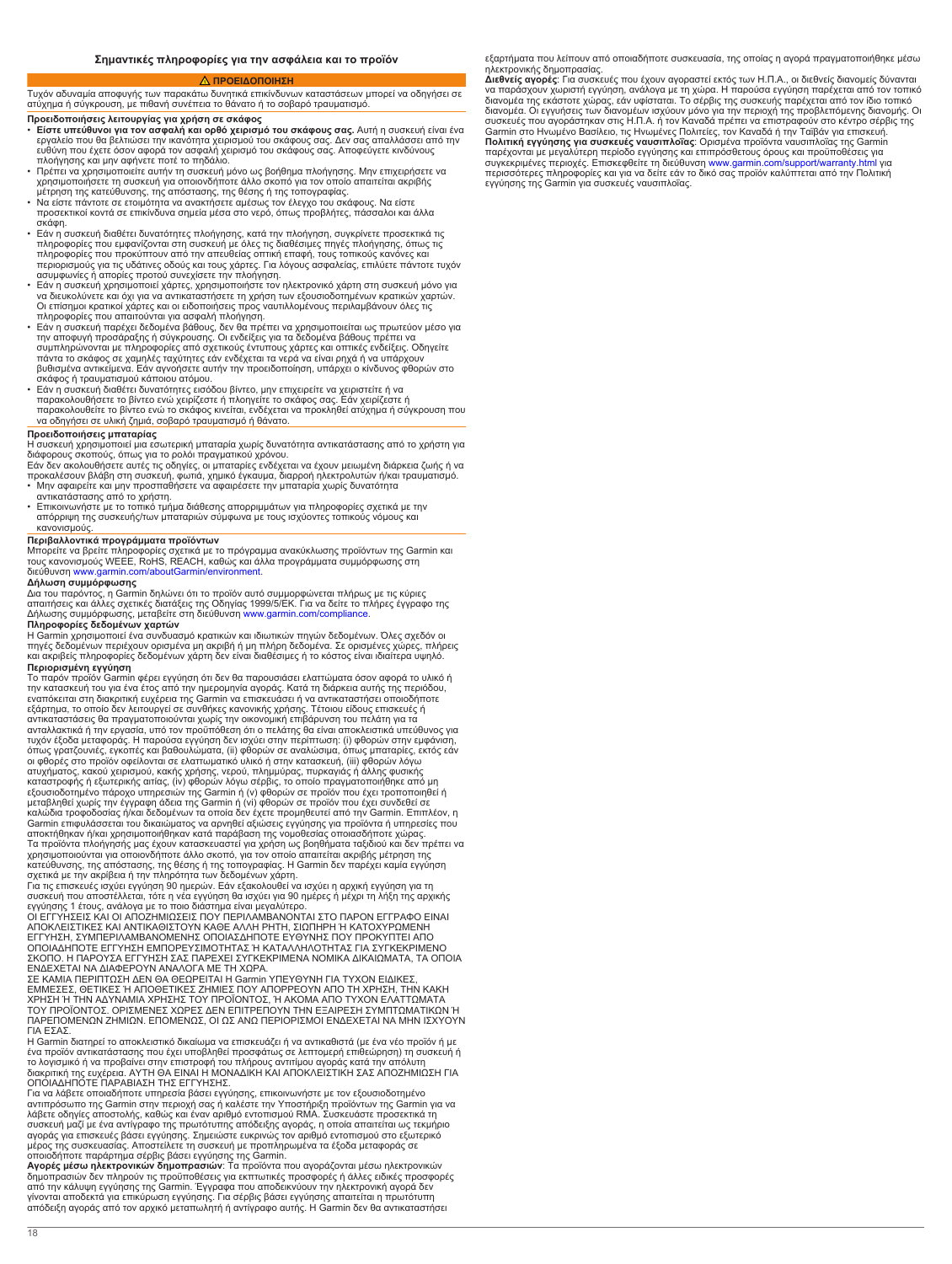## Σημαντικές πληροφορίες για την ασφάλεια και το προϊόν

**⚠ ΠΡΟΕΙΔΟΠΟΙΗΣΗ**

Τυχόν αδυναμία αποφυγής των παρακάτω δυνητικά επικίνδυνων καταστάσεων μπορεί να οδηγήσει σε ατύχημα ή σύγκρουση, με πιθανή συνέπεια το θάνατο ή το σοβαρό τραυματισμό.

### Προειδοποιήσεις λειτουργίας για χρήση σε σκάφος

- **Είστε υπεύθυνοι για τον ασφαλή και ορθό χειρισμό του σκάφους σας.** Αυτή η συσκευή είναι ένα εργαλείο που θα βελτιώσει την ικανότητα χειρισμού του σκάφους σας. Δεν σας απαλλάσσει από την ευθύνη που έχετε όσον αφορά τον ασφαλή χειρισμό του σκάφους σας. Αποφεύγετε κινδύνους πλοήγησης και μην αφήνετε ποτέ το πηδάλιο.
- Πρέπει να χρησιμοποιείτε αυτήν τη συσκευή μόνο ως βοήθημα πλοήγησης. Μην επιχειρήσετε να χρησιμοποιήσετε τη συσκευή για οποιονδήποτε άλλο σκοπό για τον οποίο απαιτείται ακριβής μέτρηση της κατεύθυνσης, της απόστασης, της θέσης ή της τοπογραφίας.
- Να είστε πάντοτε σε ετοιμότητα να ανακτήσετε αμέσως τον έλεγχο του σκάφους. Να είστε προσεκτικοί κοντά σε επικίνδυνα σημεία στο νερό, όπως προβλήτες, πάσσαλοι και άλλα σκάφη.
- Εάν η συσκευή διαθέτει δυνατότητες πλοήγησης, κατά την πλοήγηση, συγκρίνετε προσεκτικά τις πληροφορίες που εμφανίζονται στη συσκευή με όλες τις διαθέσιμες πηγές πλοήγησης, όπως τις πληροφορίες που προκύπτουν από την απευθείας οπτική επαφή, τους τοπικούς κανόνες και περιορισμούς για τις υδάτινες οδούς και τους χάρτες. Για λόγους ασφαλείας, επιλύετε πάντοτε τυχόν ασυμφωνίες ή απορίες προτού συνεχίσετε την πλοήγηση.
- Εάν η συσκευή χρησιμοποιεί χάρτες, χρησιμοποιήστε τον ηλεκτρονικό χάρτη στη συσκευή μόνο για να διευκολύνετε και όχι για να αντικαταστήσετε τη χρήση των εξουσιοδοτημένων κρατικών χαρτών. Οι επίσημοι κρατικοί χάρτες και οι ειδοποιήσεις προς ναυτιλλομένους περιλαμβάνουν όλες τις πληροφορίες που απαιτούνται για ασφαλή πλοήγηση.
- Εάν η συσκευή παρέχει δεδομένα βάθους, δεν θα πρέπει να χρησιμοποιείται ως πρωτεύον μέσο για την αποφυγή προσάραξης ή σύγκρουσης. Οι ενδείξεις για τα δεδομένα βάθους πρέπει να συμπληρώνονται με πληροφορίες από σχετικούς έντυπους χάρτες και οπτικές ενδείξεις. Οδηγείτε πάντα το σκάφος σε χαμηλές ταχύτητες εάν ενδέχεται τα νερά να είναι ρηχά ή να υπάρχουν βυθισμένα αντικείμενα. Εάν αγνοήσετε αυτήν την προειδοποίηση, υπάρχει ο κίνδυνος φθορών στο σκάφος ή τραυματισμού κάποιου ατόμου.
- Εάν η συσκευή διαθέτει δυνατότητες εισόδου βίντεο, μην επιχειρείτε να χειριστείτε ή να παρακολουθήσετε το βίντεο ενώ χειρίζεστε ή πλοηγείτε το σκάφος σας. Εάν χειρίζεστε ή παρακολουθείτε το βίντεο ενώ το σκάφος κινείται, ενδέχεται να προκληθεί ατύχημα ή σύγκρουση που να οδηγήσει σε υλική ζημιά, σοβαρό τραυματισμό ή θάνατο.

### Προειδοποιήσεις μπαταρίας

Η συσκευή χρησιμοποιεί μια εσωτερική μπαταρία χωρίς δυνατότητα αντικατάστασης από το χρήστη για διάφορους σκοπούς, όπως για το ρολόι πραγματικού χρόνου.

Εάν δεν ακολουθήσετε αυτές τις οδηγίες, οι μπαταρίες ενδέχεται να έχουν μειωμένη διάρκεια ζωής ή να προκαλέσουν βλάβη στη συσκευή, φωτιά, χημικό έγκαυμα, διαρροή ηλεκτρολυτών ή/και τραυματισμό.

- Μην αφαιρείτε και μην προσπαθήσετε να αφαιρέσετε την μπαταρία χωρίς δυνατότητα αντικατάστασης από το χρήστη.
- Επικοινωνήστε με το τοπικό τμήμα διάθεσης απορριμμάτων για πληροφορίες σχετικά με την απόρριψη της συσκευής/των μπαταριών σύμφωνα με τους ισχύοντες τοπικούς νόμους και κανονισμούς.

### Περιβαλλοντικά προγράμματα προϊόντων

Μπορείτε να βρείτε πληροφορίες σχετικά με το πρόγραμμα ανακύκλωσης προϊόντων της Garmin και τους κανονισμούς WEEE, RoHS, REACH, καθώς και άλλα προγράμματα συμμόρφωσης στη διεύθυνση www.garmin.com/aboutGarmin/environment.

### Δήλωση συμμόρφωσης

Δια του παρόντος, η Garmin δηλώνει ότι το προϊόν αυτό συμμορφώνεται πλήρως με τις κύριες απαιτήσεις και άλλες σχετικές διατάξεις της Οδηγίας 1999/5/ΕΚ. Για να δείτε το πλήρες έγγραφο της Δήλωσης συμμόρφωσης, μεταβείτε στη διεύθυνση www.garmin.com/compliance.

### Πληροφορίες δεδομένων χαρτών

Η Garmin χρησιμοποιεί ένα συνδυασμό κρατικών και ιδιωτικών πηγών δεδομένων. Όλες σχεδόν οι πηγές δεδομένων περιέχουν ορισμένα μη ακριβή ή μη πλήρη δεδομένα. Σε ορισμένες χώρες, πλήρεις και ακριβείς πληροφορίες δεδομένων χάρτη δεν είναι διαθέσιμες ή το κόστος είναι ιδιαίτερα υψηλό.

### Περιορισμένη εγγύηση

Το παρόν προϊόν Garmin φέρει εγγύηση ότι δεν θα παρουσιάσει ελαττώματα όσον αφορά το υλικό ή την κατασκευή του για ένα έτος από την ημερομηνία αγοράς. Κατά τη διάρκεια αυτής της περιόδου, εναπόκειται στη διακριτική ευχέρεια της Garmin να επισκευάσει ή να αντικαταστήσει οποιοδήποτε εξάρτημα, το οποίο δεν λειτουργεί σε συνθήκες κανονικής χρήσης. Τέτοιου είδους επισκευές ή αντικαταστάσεις θα πραγματοποιούνται χωρίς την οικονομική επιβάρυνση του πελάτη για τα ανταλλακτικά ή την εργασία, υπό τον προϋπόθεση ότι ο πελάτης θα είναι αποκλειστικά υπεύθυνος για τυχόν έξοδα μεταφοράς. Η παρούσα εγγύηση δεν ισχύει στην περίπτωση: (i) φθορών στην εμφάνιση, όπως γρατζουνιές, εγκοπές και βαθουλώματα, (ii) φθορών σε αναλώσιμα, όπως μπαταρίες, εκτός εάν οι φθορές στο προϊόν οφείλονται σε ελαττωματικό υλικό ή στην κατασκευή, (iii) φθορών λόγω ατυχήματος, κακού χειρισμού, κακής χρήσης, νερού, πλημμύρας, πυρκαγιάς ή άλλης φυσικής καταστροφής ή εξωτερικής αιτίας, (iv) φθορών λόγω σέρβις, το οποίο πραγματοποιήθηκε από μη εξουσιοδοτημένο πάροχο υπηρεσιών της Garmin ή (v) φθορών σε προϊόν που έχει τροποποιηθεί ή μεταβληθεί χωρίς την έγγραφη άδεια της Garmin ή (vi) φθορών σε προϊόν που έχει συνδεθεί σε καλώδια τροφοδοσίας ή/και δεδομένων τα οποία δεν έχετε προμηθευτεί από την Garmin. Επιπλέον, η Garmin επιφυλάσσεται του δικαιώματος να αρνηθεί αξιώσεις εγγύησης για προϊόντα ή υπηρεσίες που αποκτήθηκαν ή/και χρησιμοποιήθηκαν κατά παράβαση της νομοθεσίας οποιασδήποτε χώρας. Τα προϊόντα πλοήγησής μας έχουν κατασκευαστεί για χρήση ως βοηθήματα ταξιδιού και δεν πρέπει να χρησιμοποιούνται για οποιονδήποτε άλλο σκοπό, για τον οποίο απαιτείται ακριβής μέτρηση της κατεύθυνσης, της απόστασης, της θέσης ή της τοπογραφίας. Η Garmin δεν παρέχει καμία εγγύηση σχετικά με την ακρίβεια ή την πληρότητα των δεδομένων χάρτη.

Για τις επισκευές ισχύει εγγύηση 90 ημερών. Εάν εξακολουθεί να ισχύει η αρχική εγγύηση για τη συσκευή που αποστέλλεται, τότε η νέα εγγύηση θα ισχύει για 90 ημέρες ή μέχρι τη λήξη της αρχικής εγγύησης 1 έτους, ανάλογα με το ποιο διάστημα είναι μεγαλύτερο.

ΟΙ ΕΓΓΥΗΣΕΙΣ ΚΑΙ ΟΙ ΑΠΟΖΗΜΙΩΣΕΙΣ ΠΟΥ ΠΕΡΙΛΑΜΒΑΝΟΝΤΑΙ ΣΤΟ ΠΑΡΟΝ ΕΓΓΡΑΦΟ ΕΙΝΑΙ ΑΠΟΚΛΕΙΣΤΙΚΕΣ ΚΑΙ ΑΝΤΙΚΑΘΙΣΤΟΥΝ ΚΑΘΕ ΑΛΛΗ ΡΗΤΗ, ΣΙΩΠΗΡΗ Ή ΚΑΤΟΧΥΡΩΜΕΝΗ ΕΓΓΥΗΣΗ, ΣΥΜΠΕΡΙΛΑΜΒΑΝΟΜΕΝΗΣ ΟΠΟΙΑΣΔΗΠΟΤΕ ΕΥΘΥΝΗΣ ΠΟΥ ΠΡΟΚΥΠΤΕΙ ΑΠΟ ΟΠΟΙΑΔΗΠΟΤΕ ΕΓΓΥΗΣΗ ΕΜΠΟΡΕΥΣΙΜΟΤΗΤΑΣ Ή ΚΑΤΑΛΛΗΛΟΤΗΤΑΣ ΓΙΑ ΣΥΓΚΕΚΡΙΜΕΝΟ ΣΚΟΠΟ. Η ΠΑΡΟΥΣΑ ΕΓΓΥΗΣΗ ΣΑΣ ΠΑΡΕΧΕΙ ΣΥΓΚΕΚΡΙΜΕΝΑ ΝΟΜΙΚΑ ΔΙΚΑΙΩΜΑΤΑ, ΤΑ ΟΠΟΙΑ ΕΝΔΕΧΕΤΑΙ ΝΑ ΔΙΑΦΕΡΟΥΝ ΑΝΑΛΟΓΑ ΜΕ ΤΗ ΧΩΡΑ.

ΣΕ ΚΑΜΙΑ ΠΕΡΙΠΤΩΣΗ ΔΕΝ ΘΑ ΘΕΩΡΕΙΤΑΙ Η Garmin ΥΠΕΥΘΥΝΗ ΓΙΑ ΤΥΧΟΝ ΕΙΔΙΚΕΣ, ΕΜΜΕΣΕΣ, ΘΕΤΙΚΕΣ Ή ΑΠΟΘΕΤΙΚΕΣ ΖΗΜΙΕΣ ΠΟΥ ΑΠΟΡΡΕΟΥΝ ΑΠΟ ΤΗ ΧΡΗΣΗ, ΤΗΝ ΚΑΚΗ ΧΡΗΣΗ Ή ΤΗΝ ΑΔΥΝΑΜΙΑ ΧΡΗΣΗΣ ΤΟΥ ΠΡΟΪΟΝΤΟΣ, Ή ΑΚΟΜΑ ΑΠΟ ΤΥΧΟΝ ΕΛΑΤΤΩΜΑΤΑ ΤΟΥ ΠΡΟΪΟΝΤΟΣ. ΟΡΙΣΜΕΝΕΣ ΧΩΡΕΣ ΔΕΝ ΕΠΙΤΡΕΠΟΥΝ ΤΗΝ ΕΞΑΙΡΕΣΗ ΣΥΜΠΤΩΜΑΤΙΚΩΝ Ή ΠΑΡΕΠΟΜΕΝΩΝ ΖΗΜΙΩΝ. ΕΠΟΜΕΝΩΣ, ΟΙ ΩΣ ΑΝΩ ΠΕΡΙΟΡΙΣΜΟΙ ΕΝΔΕΧΕΤΑΙ ΝΑ ΜΗΝ ΙΣΧΥΟΥΝ ΓΙΑ ΕΣΑΣ.

Η Garmin διατηρεί το αποκλειστικό δικαίωμα να επισκευάζει ή να αντικαθιστά (με ένα νέο προϊόν ή με ένα προϊόν αντικατάστασης που έχει υποβληθεί προσφάτως σε λεπτομερή επιθεώρηση) τη συσκευή ή το λογισμικό ή να προβαίνει στην επιστροφή του πλήρους αντιτίμου αγοράς κατά την απόλυτη διακριτική της ευχέρεια. ΑΥΤΗ ΘΑ ΕΙΝΑΙ Η ΜΟΝΑΔΙΚΗ ΚΑΙ ΑΠΟΚΛΕΙΣΤΙΚΗ ΣΑΣ ΑΠΟΖΗΜΙΩΣΗ ΓΙΑ ΟΠΟΙΑΔΗΠΟΤΕ ΠΑΡΑΒΙΑΣΗ ΤΗΣ ΕΓΓΥΗΣΗΣ.

Για να λάβετε οποιαδήποτε υπηρεσία βάσει εγγύησης, επικοινωνήστε με τον εξουσιοδοτημένο αντιπρόσωπο της Garmin στην περιοχή σας ή καλέστε την Υποστήριξη προϊόντων της Garmin για να λάβετε οδηγίες αποστολής, καθώς και έναν αριθμό εντοπισμού RMA. Συσκευάστε προσεκτικά τη συσκευή μαζί με ένα αντίγραφο της πρωτότυπης απόδειξης αγοράς, η οποία απαιτείται ως τεκμήριο αγοράς για επισκευές βάσει εγγύησης. Σημειώστε ευκρινώς τον αριθμό εντοπισμού στο εξωτερικό μέρος της συσκευασίας. Αποστείλετε τη συσκευή με προπληρωμένα τα έξοδα μεταφοράς σε οποιοδήποτε παράρτημα σέρβις βάσει εγγύησης της Garmin.

**Αγορές μέσω ηλεκτρονικών δημοπρασιών**: Τα προϊόντα που αγοράζονται μέσω ηλεκτρονικών δημοπρασιών δεν πληρούν τις προϋποθέσεις για εκπτωτικές προσφορές ή άλλες ειδικές προσφορές από την κάλυψη εγγύησης της Garmin. Έγγραφα που αποδεικνύουν την ηλεκτρονική αγορά δεν γίνονται αποδεκτά για την επικύρωση εγγύησης. Για σέρβις βάσει εγγύησης απαιτείται η πρωτότυπη απόδειξη αγοράς από τον αρχικό μεταπωλητή ή αντίγραφο αυτής. Η Garmin δεν θα αντικαταστήσει εξαρτήματα που λείπουν από οποιαδήποτε συσκευασία, της οποίας η αγορά πραγματοποιήθηκε μέσω ηλεκτρονικής δημοπρασίας.

**Διεθνείς αγορές**: Για συσκευές που έχουν αγοραστεί εκτός των Η.Π.Α., οι διεθνείς διανομείς δύνανται να παράσχουν ξεχωριστή εγγύηση, ανάλογα με τη χώρα. Η παρούσα εγγύηση παρέχεται από τον τοπικό διανομέα της εκάστοτε χώρας, εάν υφίσταται. Το σέρβις της συσκευής παρέχεται από τον ίδιο τοπικό διανομέα. Οι εγγυήσεις των διανομέων ισχύουν μόνο για την περιοχή της προβλεπόμενης διανομής. Οι συσκευές που αγοράστηκαν στις Η.Π.Α. ή τον Καναδά πρέπει να επιστραφούν στο κέντρο σέρβις της Garmin στο Ηνωμένο Βασίλειο, τις Ηνωμένες Πολιτείες, τον Καναδά ή την Ταϊβάν για επισκευή.

**Πολιτική εγγύησης για συσκευές ναυσιπλοΐας**: Ορισμένα προϊόντα ναυσιπλοΐας της Garmin παρέχονται με μεγαλύτερη περίοδο εγγύησης και επιπρόσθετους όρους και προϋποθέσεις για συγκεκριμένες περιοχές. Επισκεφθείτε τη διεύθυνση www.garmin.com/support/warranty.html για περισσότερες πληροφορίες και για να δείτε εάν το δικό σας προϊόν καλύπτεται από την Πολιτική εγγύησης της Garmin για συσκευές ναυσιπλοΐας.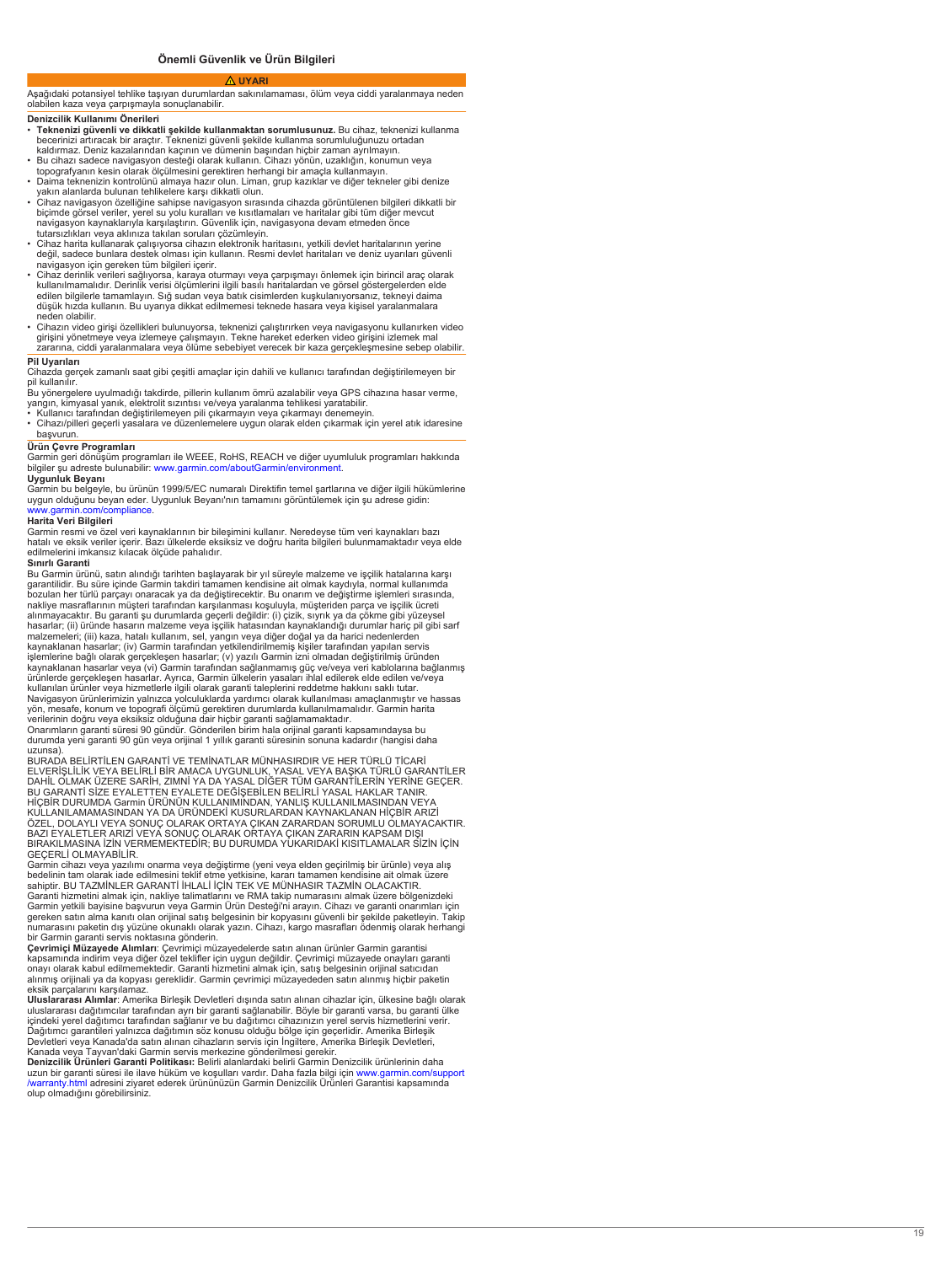# Önemli Güvenlik ve Ürün Bilgileri

**⚠ UYARI**

Aşağıdaki potansiyel tehlike taşıyan durumlardan sakınılamaması, ölüm veya ciddi yaralanmaya neden olabilen kaza veya çarpışmayla sonuçlanabilir.

## Denizcilik Kullanımı Önerileri

- **Teknenizi güvenli ve dikkatli şekilde kullanmaktan sorumlusunuz.** Bu cihaz, teknenizi kullanma becerinizi artıracak bir araçtır. Teknenizi güvenli şekilde kullanma sorumluluğunuzu ortadan kaldırmaz. Deniz kazalarından kaçının ve dümenin başından hiçbir zaman ayrılmayın.
- Bu cihazı sadece navigasyon desteği olarak kullanın. Cihazı yönün, uzaklığın, konumun veya topografyanın kesin olarak ölçülmesini gerektiren herhangi bir amaçla kullanmayın.
- Daima teknenizin kontrolünü almaya hazır olun. Liman, grup kazıklar ve diğer tekneler gibi denize yakın alanlarda bulunan tehlikelere karşı dikkatli olun.
- Cihaz navigasyon özelliğine sahipse navigasyon sırasında cihazda görüntülenen bilgileri dikkatli bir biçimde görsel veriler, yerel su yolu kuralları ve kısıtlamaları ve haritalar gibi tüm diğer mevcut navigasyon kaynaklarıyla karşılaştırın. Güvenlik için, navigasyona devam etmeden önce tutarsızlıkları veya aklınıza takılan soruları çözümleyin.
- Cihaz harita kullanarak çalışıyorsa cihazın elektronik haritasını, yetkili devlet haritalarının yerine değil, sadece bunlara destek olması için kullanın. Resmi devlet haritaları ve deniz uyarıları güvenli navigasyon için gereken tüm bilgileri içerir.
- Cihaz derinlik verileri sağlıyorsa, karaya oturmayı veya çarpışmayı önlemek için birincil araç olarak kullanılmamalıdır. Derinlik verisi ölçümlerini ilgili basılı haritalardan ve görsel göstergelerden elde edilen bilgilerle tamamlayın. Sığ sudan veya batık cisimlerden kuşkulanıyorsanız, tekneyi daima düşük hızda kullanın. Bu uyarıya dikkat edilmemesi teknede hasara veya kişisel yaralanmalara neden olabilir.
- Cihazın video girişi özellikleri bulunuyorsa, teknenizi çalıştırırken veya navigasyonu kullanırken video girişini yönetmeye veya izlemeye çalışmayın. Tekne hareket ederken video girişini izlemek mal zararına, ciddi yaralanmalara veya ölüme sebebiyet verecek bir kaza gerçekleşmesine sebep olabilir.

## Pil Uyarıları

Cihazda gerçek zamanlı saat gibi çeşitli amaçlar için dahili ve kullanıcı tarafından değiştirilemeyen bir pil kullanılır.

Bu yönergelere uyulmadığı takdirde, pillerin kullanım ömrü azalabilir veya GPS cihazına hasar verme, yangın, kimyasal yanık, elektrolit sızıntısı ve/veya yaralanma tehlikesi yaratabilir.

- Kullanıcı tarafından değiştirilemeyen pili çıkarmayın veya çıkarmayı denemeyin.
- Cihazı/pilleri geçerli yasalara ve düzenlemelere uygun olarak elden çıkarmak için yerel atık idaresine başvurun.

## Ürün Çevre Programları

Garmin geri dönüşüm programları ile WEEE, RoHS, REACH ve diğer uyumluluk programları hakkında bilgiler şu adreste bulunabilir: www.garmin.com/aboutGarmin/environment.

### Uygunluk Beyanı

Garmin bu belgeyle, bu ürünün 1999/5/EC numaralı Direktifin temel şartlarına ve diğer ilgili hükümlerine uygun olduğunu beyan eder. Uygunluk Beyanı'nın tamamını görüntülemek için şu adrese gidin: www.garmin.com/compliance.

### Harita Veri Bilgileri

Garmin resmi ve özel veri kaynaklarının bir bileşimini kullanır. Neredeyse tüm veri kaynakları bazı hatalı ve eksik veriler içerir. Bazı ülkelerde eksiksiz ve doğru harita bilgileri bulunmamaktadır veya elde edilmelerini imkansız kılacak ölçüde pahalıdır.

### Sınırlı Garanti

Bu Garmin ürünü, satın alındığı tarihten başlayarak bir yıl süreyle malzeme ve işçilik hatalarına karşı garantilidir. Bu süre içinde Garmin takdiri tamamen kendisine ait olmak kaydıyla, normal kullanımda bozulan her türlü parçayı onaracak ya da değiştirecektir. Bu onarım ve değiştirme işlemleri sırasında, nakliye masraflarının müşteri tarafından karşılanması koşuluyla, müşteriden parça ve işçilik ücreti alınmayacaktır. Bu garanti şu durumlarda geçerli değildir: (i) çizik, sıyrık ya da çökme gibi yüzeysel hasarlar; (ii) üründe hasarın malzeme veya işçilik hatasından kaynaklandığı durumlar hariç pil gibi sarf malzemeleri; (iii) kaza, hatalı kullanım, sel, yangın veya diğer doğal ya da harici nedenlerden kaynaklanan hasarlar; (iv) Garmin tarafından yetkilendirilmemiş kişiler tarafından yapılan servis işlemlerine bağlı olarak gerçekleşen hasarlar; (v) yazılı Garmin izni olmadan değiştirilmiş üründen kaynaklanan hasarlar veya (vi) Garmin tarafından sağlanmamış güç ve/veya veri kablolarına bağlanmış ürünlerde gerçekleşen hasarlar. Ayrıca, Garmin ülkelerin yasaları ihlal edilerek elde edilen ve/veya kullanılan ürünler veya hizmetlerle ilgili olarak garanti taleplerini reddetme hakkını saklı tutar.

Navigasyon ürünlerimizin yalnızca yolculuklarda yardımcı olarak kullanılması amaçlanmıştır ve hassas yön, mesafe, konum ve topografi ölçümü gerektiren durumlarda kullanılmamalıdır. Garmin harita verilerinin doğru veya eksiksiz olduğuna dair hiçbir garanti sağlamamaktadır.

Onarımların garanti süresi 90 gündür. Gönderilen birim hala orijinal garanti kapsamındaysa bu durumda yeni garanti 90 gün veya orijinal 1 yıllık garanti süresinin sonuna kadardır (hangisi daha uzunsa).

BURADA BELİRTİLEN GARANTİ VE TEMİNATLAR MÜNHASIRDIR VE HER TÜRLÜ TİCARİ ELVERİŞLİLİK VEYA BELİRLİ BİR AMACA UYGUNLUK, YASAL VEYA BAŞKA TÜRLÜ GARANTİLER DAHİL OLMAK ÜZERE SARİH, ZIMNİ YA DA YASAL DİĞER TÜM GARANTİLERİN YERİNE GEÇER. BU GARANTİ SİZE EYALETTEN EYALETE DEĞİŞEBİLEN BELİRLİ YASAL HAKLAR TANIR.

HİÇBİR DURUMDA Garmin ÜRÜNÜN KULLANIMINDAN, YANLIŞ KULLANILMASINDAN VEYA KULLANILAMAMASINDAN YA DA ÜRÜNDEKİ KUSURLARDAN KAYNAKLANAN HİÇBİR ARIZİ ÖZEL, DOLAYLI VEYA SONUÇ OLARAK ORTAYA ÇIKAN ZARARDAN SORUMLU OLMAYACAKTIR. BAZI EYALETLER ARIZİ VEYA SONUÇ OLARAK ORTAYA ÇIKAN ZARARIN KAPSAM DIŞI BIRAKILMASINA İZİN VERMEMEKTEDİR; BU DURUMDA YUKARIDAKİ KISITLAMALAR SİZİN İÇİN GEÇERLİ OLMAYABİLİR.

Garmin cihazı veya yazılımı onarma veya değiştirme (yeni veya elden geçirilmiş bir ürünle) veya alış bedelinin tam olarak iade edilmesini teklif etme yetkisine, kararı tamamen kendisine ait olmak üzere sahiptir. BU TAZMİNLER GARANTİ İHLALİ İÇİN TEK VE MÜNHASIR TAZMİN OLACAKTIR.

Garanti hizmetini almak için, nakliye talimatlarını ve RMA takip numarasını almak üzere bölgenizdeki Garmin yetkili bayisine başvurun veya Garmin Ürün Desteği'ni arayın. Cihazı ve garanti onarımları için gereken satın alma kanıtı olan orijinal satış belgesinin bir kopyasını güvenli bir şekilde paketleyin. Takip numarasını paketin dış yüzüne okunaklı olarak yazın. Cihazı, kargo masrafları ödenmiş olarak herhangi bir Garmin garanti servis noktasına gönderin.

**Çevrimiçi Müzayede Alımları**: Çevrimiçi müzayedelerde satın alınan ürünler Garmin garantisi kapsamında indirim veya diğer özel teklifler için uygun değildir. Çevrimiçi müzayede onayları garanti onayı olarak kabul edilmemektedir. Garanti hizmeti almak için, satış belgesinin orijinal satıcıdan alınmış orijinali ya da kopyası gereklidir. Garmin çevrimiçi müzayededen satın alınmış hiçbir paketin eksik parçalarını karşılamaz.

**Uluslararası Alımlar**: Amerika Birleşik Devletleri dışında satın alınan cihazlar için, ülkesine bağlı olarak uluslararası dağıtımcılar tarafından ayrı bir garanti sağlanabilir. Böyle bir garanti varsa, bu garanti ülke içindeki yerel dağıtımcı tarafından sağlanır ve bu dağıtımcı cihazınızın yerel servis hizmetlerini verir. Dağıtımcı garantileri yalnızca dağıtımın söz konusu olduğu bölge için geçerlidir. Amerika Birleşik Devletleri veya Kanada'da satın alınan cihazların servis için İngiltere, Amerika Birleşik Devletleri, Kanada veya Tayvan'daki Garmin servis merkezine gönderilmesi gerekir.

**Denizcilik Ürünleri Garanti Politikası:** Belirli alanlardaki belirli Garmin Denizcilik ürünlerinin daha uzun bir garanti süresi ile ilave hüküm ve koşulları vardır. Daha fazla bilgi için www.garmin.com/support/warranty.html adresini ziyaret ederek ürününüzün Garmin Denizcilik Ürünleri Garantisi kapsamında olup olmadığını görebilirsiniz.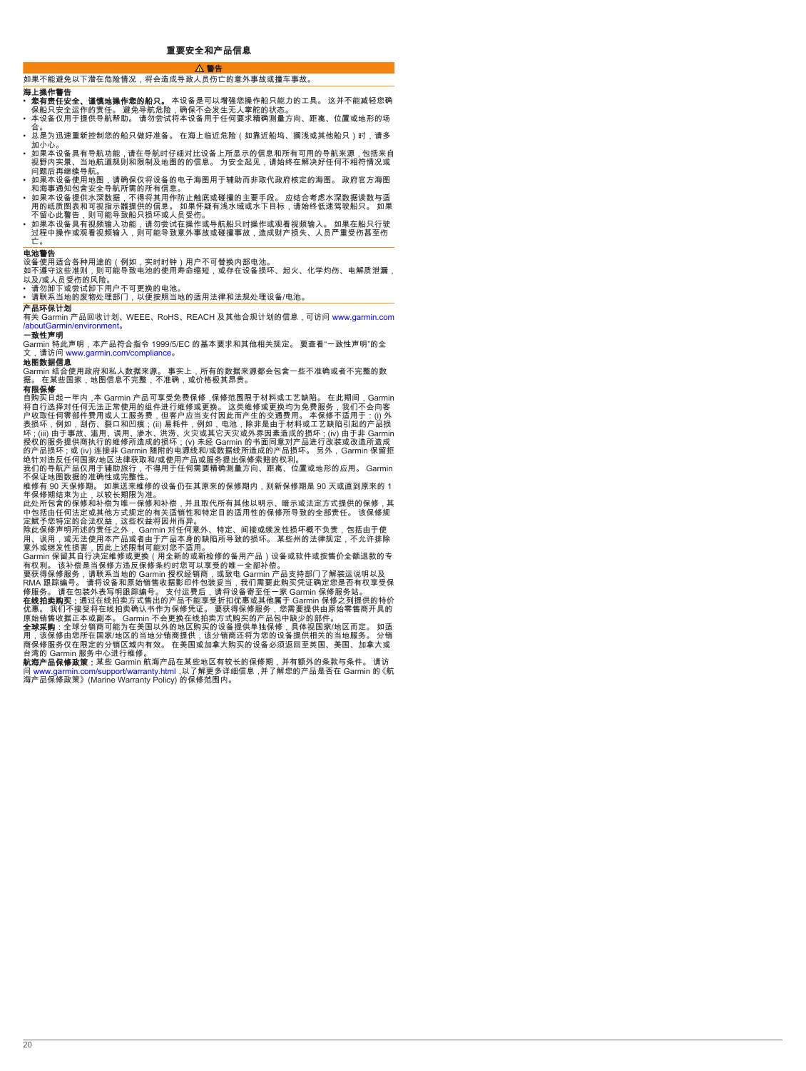## 重要安全和产品信息

**⚠ 警告**

如果不能避免以下潜在危险情况，将会造成导致人员伤亡的意外事故或撞车事故。

**海上操作警告**

- **您有责任安全、谨慎地操作您的船只。** 本设备是可以增强您操作船只能力的工具。 这并不能减轻您确保船只安全运作的责任。 避免导航危险，确保不会发生无人掌舵的状态。
- 本设备仅用于提供导航帮助。 请勿尝试将本设备用于任何要求精确测量方向、距离、位置或地形的场合。
- 总是为迅速重新控制您的船只做好准备。 在海上临近危险（如靠近船坞、搁浅或其他船只）时，请多加小心。
- 如果本设备具有导航功能，请在导航时仔细对比设备上所显示的信息和所有可用的导航来源，包括来自视野内实景、当地航道规则和限制及地图的的信息。 为安全起见，请始终在解决好任何不相符情况或问题后再继续导航。
- 如果本设备使用地图，请确保仅将设备的电子海图用于辅助而非取代政府核定的海图。 政府官方海图和海事通知包含安全导航所需的所有信息。
- 如果本设备提供水深数据，不得将其用作防止触底或碰撞的主要手段。 应结合考虑水深数据读数与适用的纸质图表和可视指示器提供的信息。 如果怀疑有浅水域或水下目标，请始终低速驾驶船只。 如果不留心此警告，则可能导致船只损坏或人员受伤。
- 如果本设备具有视频输入功能，请勿尝试在操作或导航船只时操作或观看视频输入。 如果在船只行驶过程中操作或观看视频输入，则可能导致意外事故或碰撞事故，造成财产损失、人员严重受伤甚至伤亡。

**电池警告**

设备使用适合各种用途的（例如，实时时钟）用户不可替换内部电池。

如不遵守这些准则，则可能导致电池的使用寿命缩短，或存在设备损坏、起火、化学灼伤、电解质泄漏，以及/或人员受伤的风险。

- 请勿卸下或尝试卸下用户不可更换的电池。
- 请联系当地的废物处理部门，以便按照当地的适用法律和法规处理设备/电池。

**产品环保计划**

有关 Garmin 产品回收计划、WEEE、RoHS、REACH 及其他合规计划的信息，可访问 www.garmin.com/aboutGarmin/environment。

**一致性声明**

Garmin 特此声明，本产品符合指令 1999/5/EC 的基本要求和其他相关规定。 要查看"一致性声明"的全文，请访问 www.garmin.com/compliance。

**地图数据信息**

Garmin 结合使用政府和私人数据来源。 事实上，所有的数据来源都会包含一些不准确或者不完整的数据。 在某些国家，地图信息不完整，不准确，或价格极其昂贵。

**有限保修**

自购买日起一年内，本 Garmin 产品可享受免费保修，保修范围限于材料或工艺缺陷。 在此期间，Garmin 将自行选择对任何无法正常使用的组件进行维修或更换。 这类维修或更换均为免费服务，我们不会向客户收取任何零部件费用或人工服务费，但客户应当支付因此而产生的交通费用。 本保修不适用于：(i) 外表损坏，例如，刮伤、裂口和凹痕；(ii) 易耗件，例如，电池，除非是由于材料或工艺缺陷引起的产品损坏；(iii) 由于事故、滥用、误用、渗水、洪涝、火灾或其它天灾或外界因素造成的损坏；(iv) 由于非 Garmin 授权的服务提供商执行的维修所造成的损坏；(v) 未经 Garmin 的书面同意对产品进行改装或改造所造成的产品损坏；或 (iv) 连接非 Garmin 随附的电源线和/或数据线所造成的产品损坏。 另外，Garmin 保留拒绝针对违反任何国家/地区法律获取和/或使用产品或服务提出保修索赔的权利。

我们的导航产品仅用于辅助旅行，不得用于任何需要精确测量方向、距离、位置或地形的应用。 Garmin 不保证地图数据的准确性或完整性。

维修有 90 天保修期。 如果送来维修的设备仍在其原来的保修期内，则新保修期是 90 天或直到原来的 1 年保修期结束为止，以较长期限为准。

此处所包含的保修和补偿为唯一保修和补偿，并且取代所有其他以明示、暗示或法定方式提供的保修，其中包括由任何法定或其他方式规定的有关适销性和特定目的适用性的保修所导致的全部责任。 该保修规定赋予您特定的合法权益，这些权益将因州而异。

除此保修声明所述的责任之外， Garmin 对任何意外、特定、间接或续发性损坏概不负责，包括由于使用、误用，或无法使用本产品或者由于产品本身的缺陷所导致的损坏。 某些州的法律规定，不允许排除意外或继发性损害，因此上述限制可能对您不适用。

Garmin 保留其自行决定维修或更换（用全新的或新检修的备用产品）设备或软件或按售价全额退款的专有权利。 该补偿是当保修方违反保修条约时您可以享受的唯一全部补偿。

要获得保修服务，请联系当地的 Garmin 授权经销商，或致电 Garmin 产品支持部门了解装运说明以及 RMA 跟踪编号。 请将设备和原始销售收据影印件包装妥当，我们需要此购买凭证确定您是否有权享受保修服务。 请在包装外表写明跟踪编号。 支付运费后，请将设备寄至任一家 Garmin 保修服务站。

**在线拍卖购买：**通过在线拍卖方式售出的产品不能享受折扣优惠或其他属于 Garmin 保修之列提供的特价优惠。 我们不接受将在线拍卖确认书作为保修凭证。 要获得保修服务，您需要提供由原始零售商开具的原始销售收据正本或副本。 Garmin 不会更换在线拍卖方式购买的产品包中缺少的部件。

**全球采购**：全球分销商可能为在美国以外的地区购买的设备提供单独保修，具体视国家/地区而定。 如适用，该保修由您所在国家/地区的当地分销商提供，该分销商还将为您的设备提供相关的当地服务。 分销商保修服务仅在限定的分销区域内有效。 在美国或加拿大购买的设备必须返回至英国、美国、加拿大或台湾的 Garmin 服务中心进行维修。

**航海产品保修政策：**某些 Garmin 航海产品在某些地区有较长的保修期，并有额外的条款与条件。 请访问 www.garmin.com/support/warranty.html，以了解更多详细信息，并了解您的产品是否在 Garmin 的《航海产品保修政策》(Marine Warranty Policy) 的保修范围内。